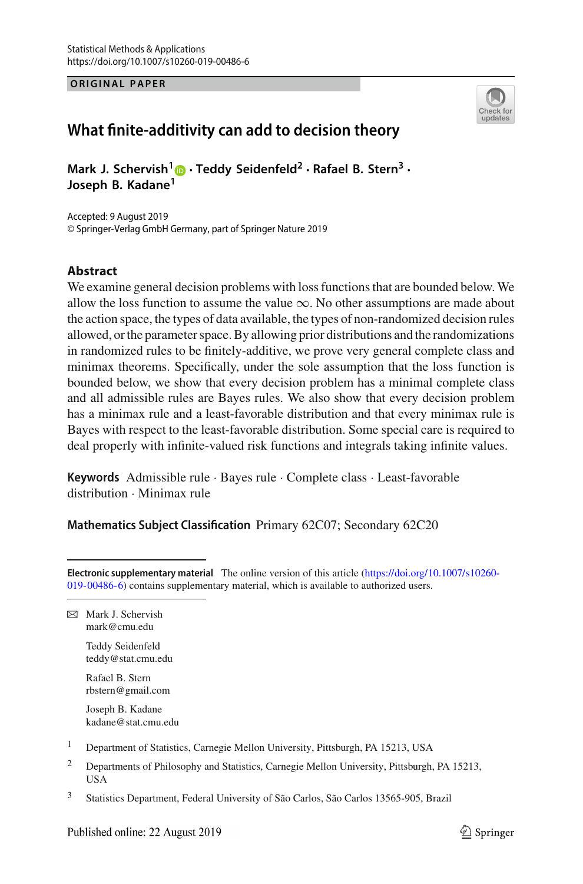Statistical Methods & Applications
https://doi.org/10.1007/s10260-019-00486-6

ORIGINAL PAPER

# What finite-additivity can add to decision theory

**Mark J. Schervish[1] · Teddy Seidenfeld[2] · Rafael B. Stern[3] · Joseph B. Kadane[1]**

Accepted: 9 August 2019
© Springer-Verlag GmbH Germany, part of Springer Nature 2019

## Abstract

We examine general decision problems with loss functions that are bounded below. We allow the loss function to assume the value $\infty$. No other assumptions are made about the action space, the types of data available, the types of non-randomized decision rules allowed, or the parameter space. By allowing prior distributions and the randomizations in randomized rules to be finitely-additive, we prove very general complete class and minimax theorems. Specifically, under the sole assumption that the loss function is bounded below, we show that every decision problem has a minimal complete class and all admissible rules are Bayes rules. We also show that every decision problem has a minimax rule and a least-favorable distribution and that every minimax rule is Bayes with respect to the least-favorable distribution. Some special care is required to deal properly with infinite-valued risk functions and integrals taking infinite values.

**Keywords** Admissible rule · Bayes rule · Complete class · Least-favorable distribution · Minimax rule

**Mathematics Subject Classification** Primary 62C07; Secondary 62C20

**Electronic supplementary material** The online version of this article (https://doi.org/10.1007/s10260-019-00486-6) contains supplementary material, which is available to authorized users.

✉ Mark J. Schervish
mark@cmu.edu

Teddy Seidenfeld
teddy@stat.cmu.edu

Rafael B. Stern
rbstern@gmail.com

Joseph B. Kadane
kadane@stat.cmu.edu

[1] Department of Statistics, Carnegie Mellon University, Pittsburgh, PA 15213, USA

[2] Departments of Philosophy and Statistics, Carnegie Mellon University, Pittsburgh, PA 15213, USA

[3] Statistics Department, Federal University of São Carlos, São Carlos 13565-905, Brazil

Published online: 22 August 2019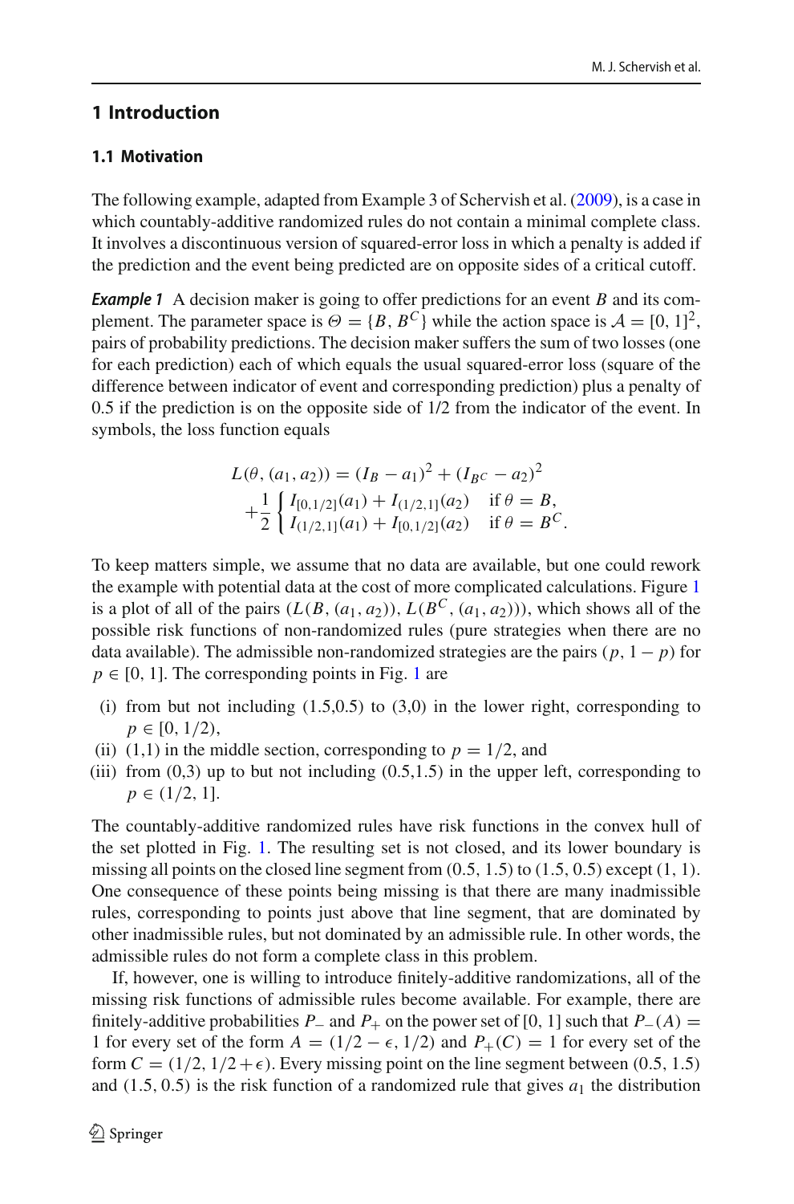## 1 Introduction

### 1.1 Motivation

The following example, adapted from Example 3 of Schervish et al. (2009), is a case in which countably-additive randomized rules do not contain a minimal complete class. It involves a discontinuous version of squared-error loss in which a penalty is added if the prediction and the event being predicted are on opposite sides of a critical cutoff.

***Example 1*** A decision maker is going to offer predictions for an event $B$ and its complement. The parameter space is $\Theta = \{B, B^C\}$ while the action space is $\mathcal{A} = [0, 1]^2$, pairs of probability predictions. The decision maker suffers the sum of two losses (one for each prediction) each of which equals the usual squared-error loss (square of the difference between indicator of event and corresponding prediction) plus a penalty of 0.5 if the prediction is on the opposite side of 1/2 from the indicator of the event. In symbols, the loss function equals

$$
\begin{aligned}
L(\theta, (a_1, a_2)) &= (I_B - a_1)^2 + (I_{B^C} - a_2)^2 \\
&+ \frac{1}{2} \begin{cases} I_{[0,1/2]}(a_1) + I_{(1/2,1]}(a_2) & \text{if } \theta = B, \\ I_{(1/2,1]}(a_1) + I_{[0,1/2]}(a_2) & \text{if } \theta = B^C. \end{cases}
\end{aligned}
$$

To keep matters simple, we assume that no data are available, but one could rework the example with potential data at the cost of more complicated calculations. Figure 1 is a plot of all of the pairs $(L(B, (a_1, a_2)), L(B^C, (a_1, a_2)))$, which shows all of the possible risk functions of non-randomized rules (pure strategies when there are no data available). The admissible non-randomized strategies are the pairs $(p, 1-p)$ for $p \in [0, 1]$. The corresponding points in Fig. 1 are

(i) from but not including (1.5,0.5) to (3,0) in the lower right, corresponding to $p \in [0, 1/2)$,
(ii) (1,1) in the middle section, corresponding to $p = 1/2$, and
(iii) from (0,3) up to but not including (0.5,1.5) in the upper left, corresponding to $p \in (1/2, 1]$.

The countably-additive randomized rules have risk functions in the convex hull of the set plotted in Fig. 1. The resulting set is not closed, and its lower boundary is missing all points on the closed line segment from (0.5, 1.5) to (1.5, 0.5) except (1, 1). One consequence of these points being missing is that there are many inadmissible rules, corresponding to points just above that line segment, that are dominated by other inadmissible rules, but not dominated by an admissible rule. In other words, the admissible rules do not form a complete class in this problem.

If, however, one is willing to introduce finitely-additive randomizations, all of the missing risk functions of admissible rules become available. For example, there are finitely-additive probabilities $P_-$ and $P_+$ on the power set of [0, 1] such that $P_-(A) = 1$ for every set of the form $A = (1/2 - \epsilon, 1/2)$ and $P_+(C) = 1$ for every set of the form $C = (1/2, 1/2 + \epsilon)$. Every missing point on the line segment between (0.5, 1.5) and (1.5, 0.5) is the risk function of a randomized rule that gives $a_1$ the distribution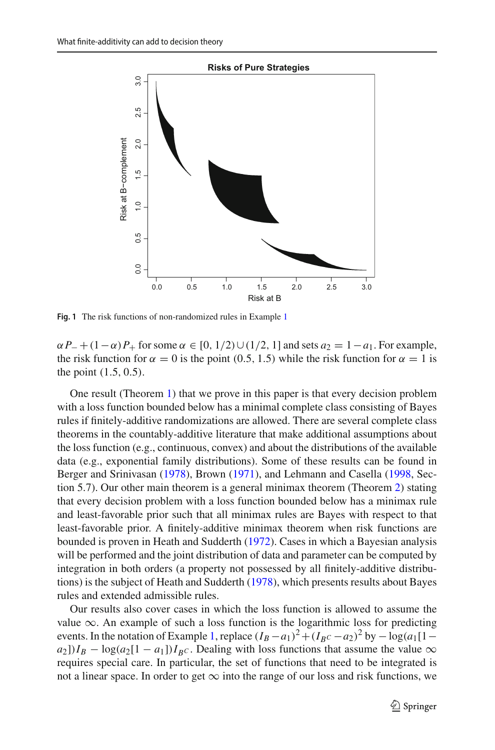Fig. 1 The risk functions of non-randomized rules in Example 1

$\alpha P_- + (1-\alpha)P_+$ for some $\alpha \in [0, 1/2) \cup (1/2, 1]$ and sets $a_2 = 1 - a_1$. For example, the risk function for $\alpha = 0$ is the point (0.5, 1.5) while the risk function for $\alpha = 1$ is the point (1.5, 0.5).

One result (Theorem 1) that we prove in this paper is that every decision problem with a loss function bounded below has a minimal complete class consisting of Bayes rules if finitely-additive randomizations are allowed. There are several complete class theorems in the countably-additive literature that make additional assumptions about the loss function (e.g., continuous, convex) and about the distributions of the available data (e.g., exponential family distributions). Some of these results can be found in Berger and Srinivasan (1978), Brown (1971), and Lehmann and Casella (1998, Section 5.7). Our other main theorem is a general minimax theorem (Theorem 2) stating that every decision problem with a loss function bounded below has a minimax rule and least-favorable prior such that all minimax rules are Bayes with respect to that least-favorable prior. A finitely-additive minimax theorem when risk functions are bounded is proven in Heath and Sudderth (1972). Cases in which a Bayesian analysis will be performed and the joint distribution of data and parameter can be computed by integration in both orders (a property not possessed by all finitely-additive distributions) is the subject of Heath and Sudderth (1978), which presents results about Bayes rules and extended admissible rules.

Our results also cover cases in which the loss function is allowed to assume the value $\infty$. An example of such a loss function is the logarithmic loss for predicting events. In the notation of Example 1, replace $(I_B - a_1)^2 + (I_{B^C} - a_2)^2$ by $-\log(a_1[1 - a_2])I_B - \log(a_2[1 - a_1])I_{B^C}$. Dealing with loss functions that assume the value $\infty$ requires special care. In particular, the set of functions that need to be integrated is not a linear space. In order to get $\infty$ into the range of our loss and risk functions, we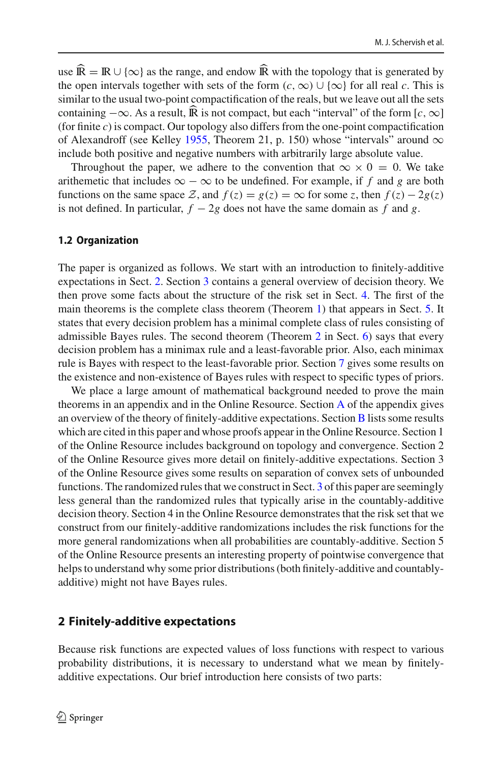use $\widehat{\mathbb{R}} = \mathbb{R} \cup \{\infty\}$ as the range, and endow $\widehat{\mathbb{R}}$ with the topology that is generated by the open intervals together with sets of the form $(c, \infty) \cup \{\infty\}$ for all real $c$. This is similar to the usual two-point compactification of the reals, but we leave out all the sets containing $-\infty$. As a result, $\widehat{\mathbb{R}}$ is not compact, but each "interval" of the form $[c, \infty]$ (for finite $c$) is compact. Our topology also differs from the one-point compactification of Alexandroff (see Kelley 1955, Theorem 21, p. 150) whose "intervals" around $\infty$ include both positive and negative numbers with arbitrarily large absolute value.

Throughout the paper, we adhere to the convention that $\infty \times 0 = 0$. We take arithemetic that includes $\infty - \infty$ to be undefined. For example, if $f$ and $g$ are both functions on the same space $\mathcal{Z}$, and $f(z) = g(z) = \infty$ for some $z$, then $f(z) - 2g(z)$ is not defined. In particular, $f - 2g$ does not have the same domain as $f$ and $g$.

### 1.2 Organization

The paper is organized as follows. We start with an introduction to finitely-additive expectations in Sect. 2. Section 3 contains a general overview of decision theory. We then prove some facts about the structure of the risk set in Sect. 4. The first of the main theorems is the complete class theorem (Theorem 1) that appears in Sect. 5. It states that every decision problem has a minimal complete class of rules consisting of admissible Bayes rules. The second theorem (Theorem 2 in Sect. 6) says that every decision problem has a minimax rule and a least-favorable prior. Also, each minimax rule is Bayes with respect to the least-favorable prior. Section 7 gives some results on the existence and non-existence of Bayes rules with respect to specific types of priors.

We place a large amount of mathematical background needed to prove the main theorems in an appendix and in the Online Resource. Section A of the appendix gives an overview of the theory of finitely-additive expectations. Section B lists some results which are cited in this paper and whose proofs appear in the Online Resource. Section 1 of the Online Resource includes background on topology and convergence. Section 2 of the Online Resource gives more detail on finitely-additive expectations. Section 3 of the Online Resource gives some results on separation of convex sets of unbounded functions. The randomized rules that we construct in Sect. 3 of this paper are seemingly less general than the randomized rules that typically arise in the countably-additive decision theory. Section 4 in the Online Resource demonstrates that the risk set that we construct from our finitely-additive randomizations includes the risk functions for the more general randomizations when all probabilities are countably-additive. Section 5 of the Online Resource presents an interesting property of pointwise convergence that helps to understand why some prior distributions (both finitely-additive and countably-additive) might not have Bayes rules.

## 2 Finitely-additive expectations

Because risk functions are expected values of loss functions with respect to various probability distributions, it is necessary to understand what we mean by finitely-additive expectations. Our brief introduction here consists of two parts: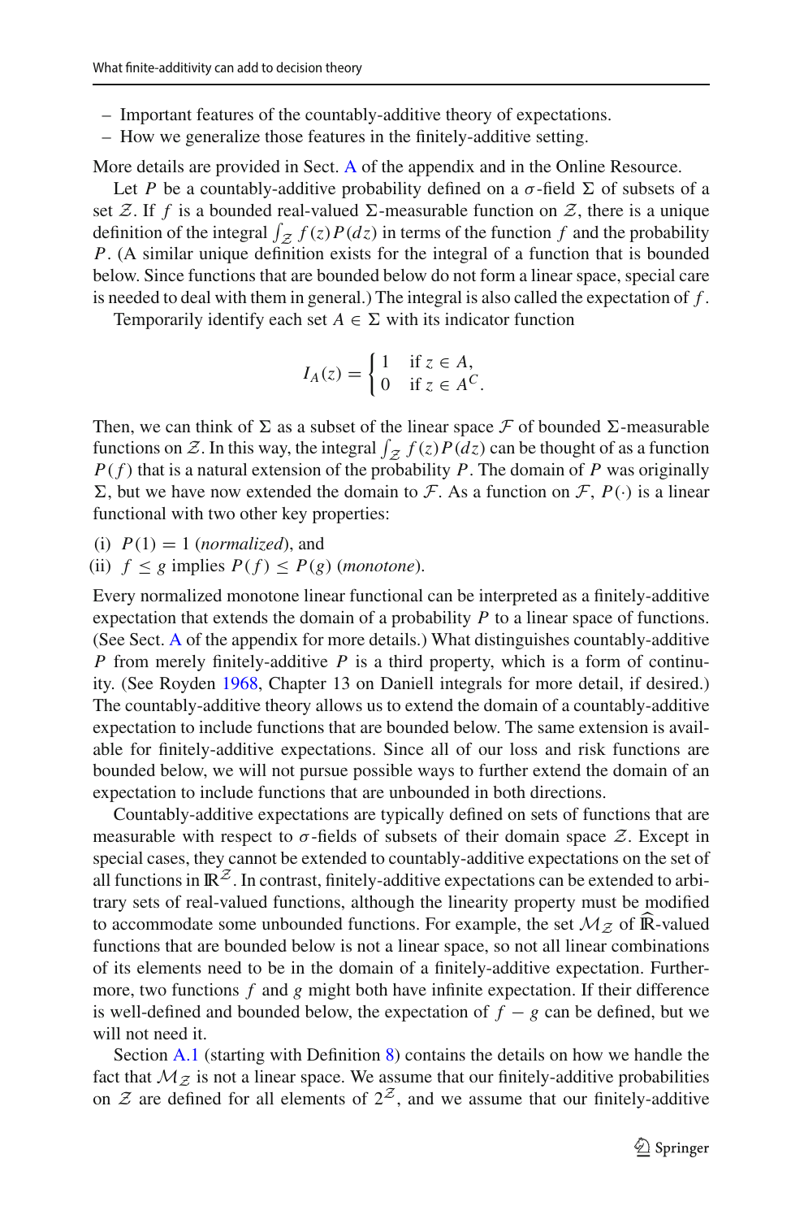- Important features of the countably-additive theory of expectations.
- How we generalize those features in the finitely-additive setting.

More details are provided in Sect. A of the appendix and in the Online Resource.

Let $P$ be a countably-additive probability defined on a $\sigma$-field $\Sigma$ of subsets of a set $\mathcal{Z}$. If $f$ is a bounded real-valued $\Sigma$-measurable function on $\mathcal{Z}$, there is a unique definition of the integral $\int_{\mathcal{Z}} f(z)P(dz)$ in terms of the function $f$ and the probability $P$. (A similar unique definition exists for the integral of a function that is bounded below. Since functions that are bounded below do not form a linear space, special care is needed to deal with them in general.) The integral is also called the expectation of $f$.

Temporarily identify each set $A \in \Sigma$ with its indicator function

$$I_A(z) = \begin{cases} 1 & \text{if } z \in A, \\ 0 & \text{if } z \in A^C. \end{cases}$$

Then, we can think of $\Sigma$ as a subset of the linear space $\mathcal{F}$ of bounded $\Sigma$-measurable functions on $\mathcal{Z}$. In this way, the integral $\int_{\mathcal{Z}} f(z)P(dz)$ can be thought of as a function $P(f)$ that is a natural extension of the probability $P$. The domain of $P$ was originally $\Sigma$, but we have now extended the domain to $\mathcal{F}$. As a function on $\mathcal{F}$, $P(\cdot)$ is a linear functional with two other key properties:

(i) $P(1) = 1$ (*normalized*), and
(ii) $f \leq g$ implies $P(f) \leq P(g)$ (*monotone*).

Every normalized monotone linear functional can be interpreted as a finitely-additive expectation that extends the domain of a probability $P$ to a linear space of functions. (See Sect. A of the appendix for more details.) What distinguishes countably-additive $P$ from merely finitely-additive $P$ is a third property, which is a form of continuity. (See Royden 1968, Chapter 13 on Daniell integrals for more detail, if desired.) The countably-additive theory allows us to extend the domain of a countably-additive expectation to include functions that are bounded below. The same extension is available for finitely-additive expectations. Since all of our loss and risk functions are bounded below, we will not pursue possible ways to further extend the domain of an expectation to include functions that are unbounded in both directions.

Countably-additive expectations are typically defined on sets of functions that are measurable with respect to $\sigma$-fields of subsets of their domain space $\mathcal{Z}$. Except in special cases, they cannot be extended to countably-additive expectations on the set of all functions in $\mathbb{R}^{\mathcal{Z}}$. In contrast, finitely-additive expectations can be extended to arbitrary sets of real-valued functions, although the linearity property must be modified to accommodate some unbounded functions. For example, the set $\mathcal{M}_{\mathcal{Z}}$ of $\widehat{\mathbb{R}}$-valued functions that are bounded below is not a linear space, so not all linear combinations of its elements need to be in the domain of a finitely-additive expectation. Furthermore, two functions $f$ and $g$ might both have infinite expectation. If their difference is well-defined and bounded below, the expectation of $f - g$ can be defined, but we will not need it.

Section A.1 (starting with Definition 8) contains the details on how we handle the fact that $\mathcal{M}_{\mathcal{Z}}$ is not a linear space. We assume that our finitely-additive probabilities on $\mathcal{Z}$ are defined for all elements of $2^{\mathcal{Z}}$, and we assume that our finitely-additive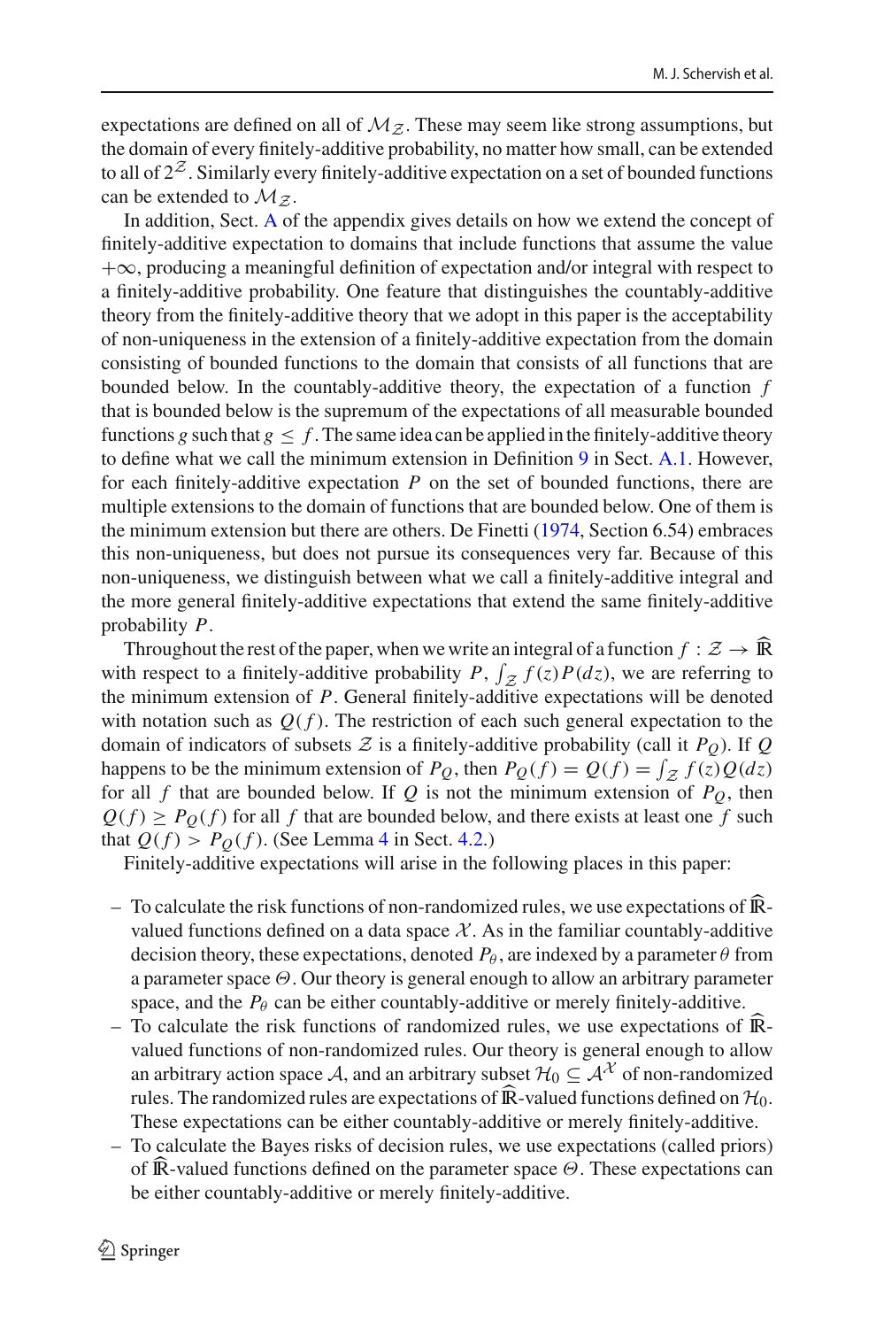expectations are defined on all of $\mathcal{M}_{\mathcal{Z}}$. These may seem like strong assumptions, but the domain of every finitely-additive probability, no matter how small, can be extended to all of $2^{\mathcal{Z}}$. Similarly every finitely-additive expectation on a set of bounded functions can be extended to $\mathcal{M}_{\mathcal{Z}}$.

In addition, Sect. A of the appendix gives details on how we extend the concept of finitely-additive expectation to domains that include functions that assume the value $+\infty$, producing a meaningful definition of expectation and/or integral with respect to a finitely-additive probability. One feature that distinguishes the countably-additive theory from the finitely-additive theory that we adopt in this paper is the acceptability of non-uniqueness in the extension of a finitely-additive expectation from the domain consisting of bounded functions to the domain that consists of all functions that are bounded below. In the countably-additive theory, the expectation of a function $f$ that is bounded below is the supremum of the expectations of all measurable bounded functions $g$ such that $g \leq f$. The same idea can be applied in the finitely-additive theory to define what we call the minimum extension in Definition 9 in Sect. A.1. However, for each finitely-additive expectation $P$ on the set of bounded functions, there are multiple extensions to the domain of functions that are bounded below. One of them is the minimum extension but there are others. De Finetti (1974, Section 6.54) embraces this non-uniqueness, but does not pursue its consequences very far. Because of this non-uniqueness, we distinguish between what we call a finitely-additive integral and the more general finitely-additive expectations that extend the same finitely-additive probability $P$.

Throughout the rest of the paper, when we write an integral of a function $f : \mathcal{Z} \to \widehat{\mathbb{R}}$ with respect to a finitely-additive probability $P$, $\int_{\mathcal{Z}} f(z)P(dz)$, we are referring to the minimum extension of $P$. General finitely-additive expectations will be denoted with notation such as $Q(f)$. The restriction of each such general expectation to the domain of indicators of subsets $\mathcal{Z}$ is a finitely-additive probability (call it $P_Q$). If $Q$ happens to be the minimum extension of $P_Q$, then $P_Q(f) = Q(f) = \int_{\mathcal{Z}} f(z)Q(dz)$ for all $f$ that are bounded below. If $Q$ is not the minimum extension of $P_Q$, then $Q(f) \geq P_Q(f)$ for all $f$ that are bounded below, and there exists at least one $f$ such that $Q(f) > P_Q(f)$. (See Lemma 4 in Sect. 4.2.)

Finitely-additive expectations will arise in the following places in this paper:

- To calculate the risk functions of non-randomized rules, we use expectations of $\widehat{\mathbb{R}}$-valued functions defined on a data space $\mathcal{X}$. As in the familiar countably-additive decision theory, these expectations, denoted $P_\theta$, are indexed by a parameter $\theta$ from a parameter space $\Theta$. Our theory is general enough to allow an arbitrary parameter space, and the $P_\theta$ can be either countably-additive or merely finitely-additive.
- To calculate the risk functions of randomized rules, we use expectations of $\widehat{\mathbb{R}}$-valued functions of non-randomized rules. Our theory is general enough to allow an arbitrary action space $\mathcal{A}$, and an arbitrary subset $\mathcal{H}_0 \subseteq \mathcal{A}^{\mathcal{X}}$ of non-randomized rules. The randomized rules are expectations of $\widehat{\mathbb{R}}$-valued functions defined on $\mathcal{H}_0$. These expectations can be either countably-additive or merely finitely-additive.
- To calculate the Bayes risks of decision rules, we use expectations (called priors) of $\widehat{\mathbb{R}}$-valued functions defined on the parameter space $\Theta$. These expectations can be either countably-additive or merely finitely-additive.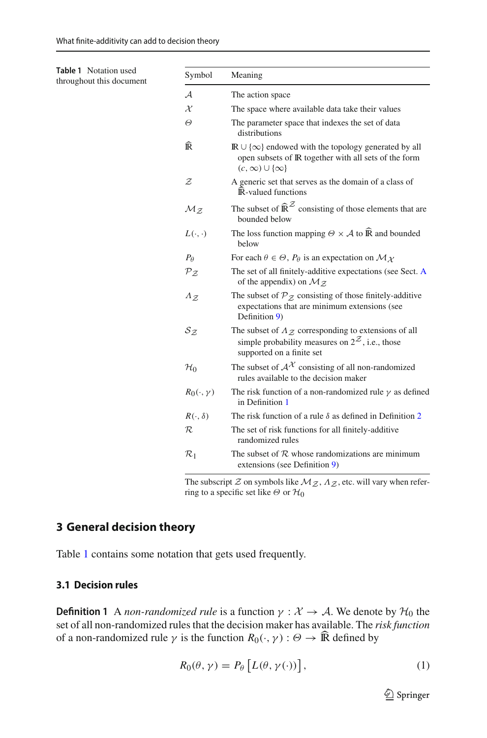**Table 1** Notation used throughout this document

| Symbol | Meaning |
| --- | --- |
| $\mathcal{A}$ | The action space |
| $\mathcal{X}$ | The space where available data take their values |
| $\Theta$ | The parameter space that indexes the set of data distributions |
| $\widehat{\mathbb{R}}$ | $\mathbb{R} \cup \{\infty\}$ endowed with the topology generated by all open subsets of $\mathbb{R}$ together with all sets of the form $(c, \infty) \cup \{\infty\}$ |
| $\mathcal{Z}$ | A generic set that serves as the domain of a class of $\widehat{\mathbb{R}}$-valued functions |
| $\mathcal{M}_{\mathcal{Z}}$ | The subset of $\widehat{\mathbb{R}}^{\mathcal{Z}}$ consisting of those elements that are bounded below |
| $L(\cdot, \cdot)$ | The loss function mapping $\Theta \times \mathcal{A}$ to $\widehat{\mathbb{R}}$ and bounded below |
| $P_\theta$ | For each $\theta \in \Theta$, $P_\theta$ is an expectation on $\mathcal{M}_{\mathcal{X}}$ |
| $\mathcal{P}_{\mathcal{Z}}$ | The set of all finitely-additive expectations (see Sect. A of the appendix) on $\mathcal{M}_{\mathcal{Z}}$ |
| $\Lambda_{\mathcal{Z}}$ | The subset of $\mathcal{P}_{\mathcal{Z}}$ consisting of those finitely-additive expectations that are minimum extensions (see Definition 9) |
| $\mathcal{S}_{\mathcal{Z}}$ | The subset of $\Lambda_{\mathcal{Z}}$ corresponding to extensions of all simple probability measures on $2^{\mathcal{Z}}$, i.e., those supported on a finite set |
| $\mathcal{H}_0$ | The subset of $\mathcal{A}^{\mathcal{X}}$ consisting of all non-randomized rules available to the decision maker |
| $R_0(\cdot, \gamma)$ | The risk function of a non-randomized rule $\gamma$ as defined in Definition 1 |
| $R(\cdot, \delta)$ | The risk function of a rule $\delta$ as defined in Definition 2 |
| $\mathcal{R}$ | The set of risk functions for all finitely-additive randomized rules |
| $\mathcal{R}_1$ | The subset of $\mathcal{R}$ whose randomizations are minimum extensions (see Definition 9) |

The subscript $\mathcal{Z}$ on symbols like $\mathcal{M}_{\mathcal{Z}}$, $\Lambda_{\mathcal{Z}}$, etc. will vary when referring to a specific set like $\Theta$ or $\mathcal{H}_0$

## 3 General decision theory

Table 1 contains some notation that gets used frequently.

### 3.1 Decision rules

**Definition 1** A *non-randomized rule* is a function $\gamma : \mathcal{X} \to \mathcal{A}$. We denote by $\mathcal{H}_0$ the set of all non-randomized rules that the decision maker has available. The *risk function* of a non-randomized rule $\gamma$ is the function $R_0(\cdot, \gamma) : \Theta \to \widehat{\mathbb{R}}$ defined by

$$R_0(\theta, \gamma) = P_\theta \left[ L(\theta, \gamma(\cdot)) \right], \tag{1}$$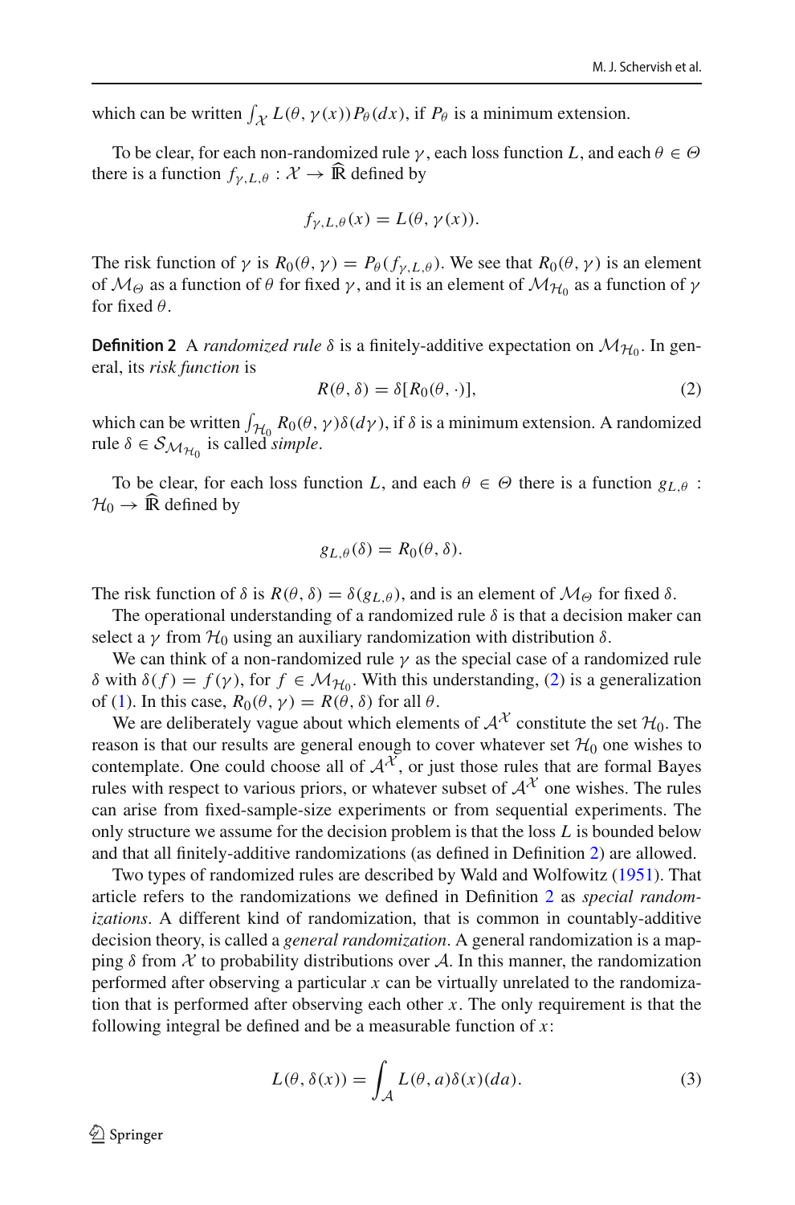which can be written $\int_{\mathcal{X}} L(\theta, \gamma(x)) P_\theta(dx)$, if $P_\theta$ is a minimum extension.

To be clear, for each non-randomized rule $\gamma$, each loss function $L$, and each $\theta \in \Theta$ there is a function $f_{\gamma,L,\theta} : \mathcal{X} \to \widehat{\mathbb{R}}$ defined by

$$f_{\gamma,L,\theta}(x) = L(\theta, \gamma(x)).$$

The risk function of $\gamma$ is $R_0(\theta, \gamma) = P_\theta(f_{\gamma,L,\theta})$. We see that $R_0(\theta, \gamma)$ is an element of $\mathcal{M}_\Theta$ as a function of $\theta$ for fixed $\gamma$, and it is an element of $\mathcal{M}_{\mathcal{H}_0}$ as a function of $\gamma$ for fixed $\theta$.

**Definition 2** A *randomized rule* $\delta$ is a finitely-additive expectation on $\mathcal{M}_{\mathcal{H}_0}$. In general, its *risk function* is

$$R(\theta, \delta) = \delta[R_0(\theta, \cdot)], \tag{2}$$

which can be written $\int_{\mathcal{H}_0} R_0(\theta, \gamma)\delta(d\gamma)$, if $\delta$ is a minimum extension. A randomized rule $\delta \in \mathcal{S}_{\mathcal{M}_{\mathcal{H}_0}}$ is called *simple*.

To be clear, for each loss function $L$, and each $\theta \in \Theta$ there is a function $g_{L,\theta}$ : $\mathcal{H}_0 \to \widehat{\mathbb{R}}$ defined by

$$g_{L,\theta}(\delta) = R_0(\theta, \delta).$$

The risk function of $\delta$ is $R(\theta, \delta) = \delta(g_{L,\theta})$, and is an element of $\mathcal{M}_\Theta$ for fixed $\delta$.

The operational understanding of a randomized rule $\delta$ is that a decision maker can select a $\gamma$ from $\mathcal{H}_0$ using an auxiliary randomization with distribution $\delta$.

We can think of a non-randomized rule $\gamma$ as the special case of a randomized rule $\delta$ with $\delta(f) = f(\gamma)$, for $f \in \mathcal{M}_{\mathcal{H}_0}$. With this understanding, (2) is a generalization of (1). In this case, $R_0(\theta, \gamma) = R(\theta, \delta)$ for all $\theta$.

We are deliberately vague about which elements of $\mathcal{A}^{\mathcal{X}}$ constitute the set $\mathcal{H}_0$. The reason is that our results are general enough to cover whatever set $\mathcal{H}_0$ one wishes to contemplate. One could choose all of $\mathcal{A}^{\mathcal{X}}$, or just those rules that are formal Bayes rules with respect to various priors, or whatever subset of $\mathcal{A}^{\mathcal{X}}$ one wishes. The rules can arise from fixed-sample-size experiments or from sequential experiments. The only structure we assume for the decision problem is that the loss $L$ is bounded below and that all finitely-additive randomizations (as defined in Definition 2) are allowed.

Two types of randomized rules are described by Wald and Wolfowitz (1951). That article refers to the randomizations we defined in Definition 2 as *special randomizations*. A different kind of randomization, that is common in countably-additive decision theory, is called a *general randomization*. A general randomization is a mapping $\delta$ from $\mathcal{X}$ to probability distributions over $\mathcal{A}$. In this manner, the randomization performed after observing a particular $x$ can be virtually unrelated to the randomization that is performed after observing each other $x$. The only requirement is that the following integral be defined and be a measurable function of $x$:

$$L(\theta, \delta(x)) = \int_{\mathcal{A}} L(\theta, a)\delta(x)(da). \tag{3}$$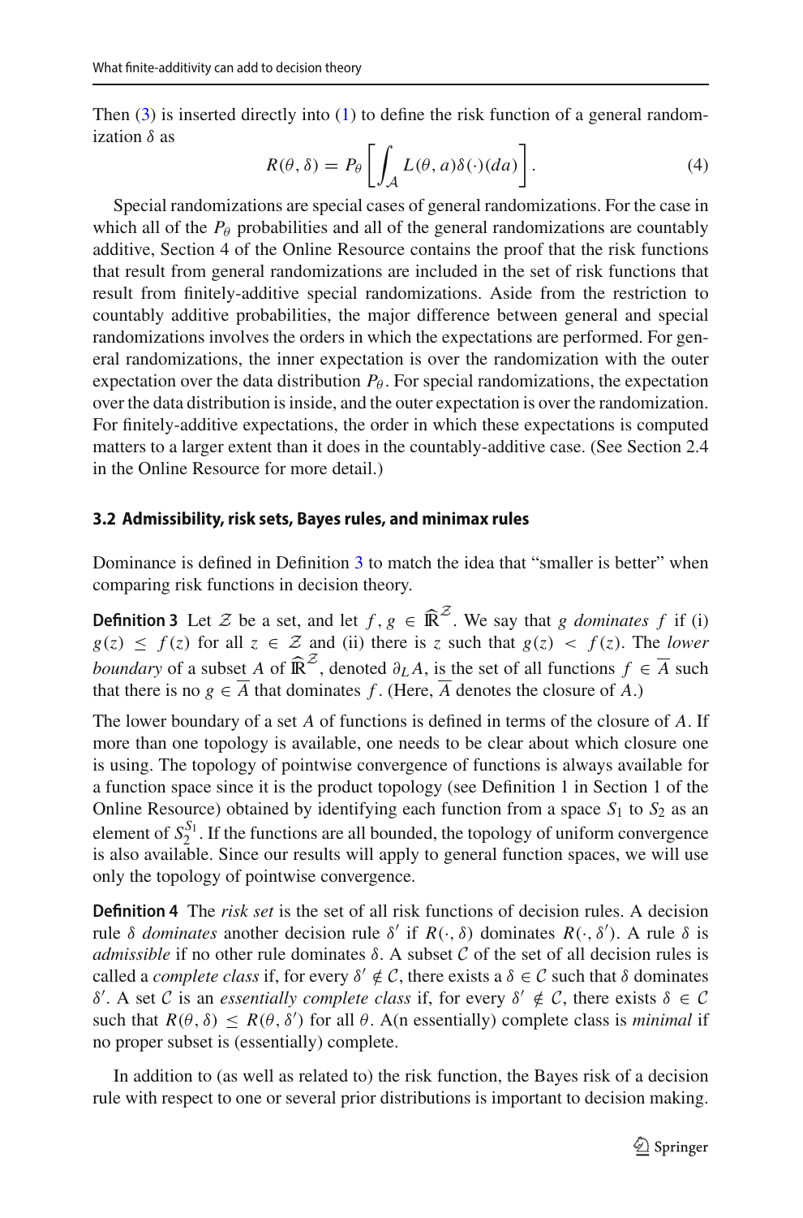Then (3) is inserted directly into (1) to define the risk function of a general randomization $\delta$ as

$$R(\theta, \delta) = P_\theta \left[ \int_{\mathcal{A}} L(\theta, a)\delta(\cdot)(da) \right]. \tag{4}$$

Special randomizations are special cases of general randomizations. For the case in which all of the $P_\theta$ probabilities and all of the general randomizations are countably additive, Section 4 of the Online Resource contains the proof that the risk functions that result from general randomizations are included in the set of risk functions that result from finitely-additive special randomizations. Aside from the restriction to countably additive probabilities, the major difference between general and special randomizations involves the orders in which the expectations are performed. For general randomizations, the inner expectation is over the randomization with the outer expectation over the data distribution $P_\theta$. For special randomizations, the expectation over the data distribution is inside, and the outer expectation is over the randomization. For finitely-additive expectations, the order in which these expectations is computed matters to a larger extent than it does in the countably-additive case. (See Section 2.4 in the Online Resource for more detail.)

### 3.2 Admissibility, risk sets, Bayes rules, and minimax rules

Dominance is defined in Definition 3 to match the idea that "smaller is better" when comparing risk functions in decision theory.

**Definition 3** Let $\mathcal{Z}$ be a set, and let $f, g \in \widehat{\mathbb{R}}^{\mathcal{Z}}$. We say that $g$ *dominates* $f$ if (i) $g(z) \le f(z)$ for all $z \in \mathcal{Z}$ and (ii) there is $z$ such that $g(z) < f(z)$. The *lower boundary* of a subset $A$ of $\widehat{\mathbb{R}}^{\mathcal{Z}}$, denoted $\partial_L A$, is the set of all functions $f \in \overline{A}$ such that there is no $g \in \overline{A}$ that dominates $f$. (Here, $\overline{A}$ denotes the closure of $A$.)

The lower boundary of a set $A$ of functions is defined in terms of the closure of $A$. If more than one topology is available, one needs to be clear about which closure one is using. The topology of pointwise convergence of functions is always available for a function space since it is the product topology (see Definition 1 in Section 1 of the Online Resource) obtained by identifying each function from a space $S_1$ to $S_2$ as an element of $S_2^{S_1}$. If the functions are all bounded, the topology of uniform convergence is also available. Since our results will apply to general function spaces, we will use only the topology of pointwise convergence.

**Definition 4** The *risk set* is the set of all risk functions of decision rules. A decision rule $\delta$ *dominates* another decision rule $\delta'$ if $R(\cdot, \delta)$ dominates $R(\cdot, \delta')$. A rule $\delta$ is *admissible* if no other rule dominates $\delta$. A subset $\mathcal{C}$ of the set of all decision rules is called a *complete class* if, for every $\delta' \notin \mathcal{C}$, there exists a $\delta \in \mathcal{C}$ such that $\delta$ dominates $\delta'$. A set $\mathcal{C}$ is an *essentially complete class* if, for every $\delta' \notin \mathcal{C}$, there exists $\delta \in \mathcal{C}$ such that $R(\theta, \delta) \le R(\theta, \delta')$ for all $\theta$. A(n essentially) complete class is *minimal* if no proper subset is (essentially) complete.

In addition to (as well as related to) the risk function, the Bayes risk of a decision rule with respect to one or several prior distributions is important to decision making.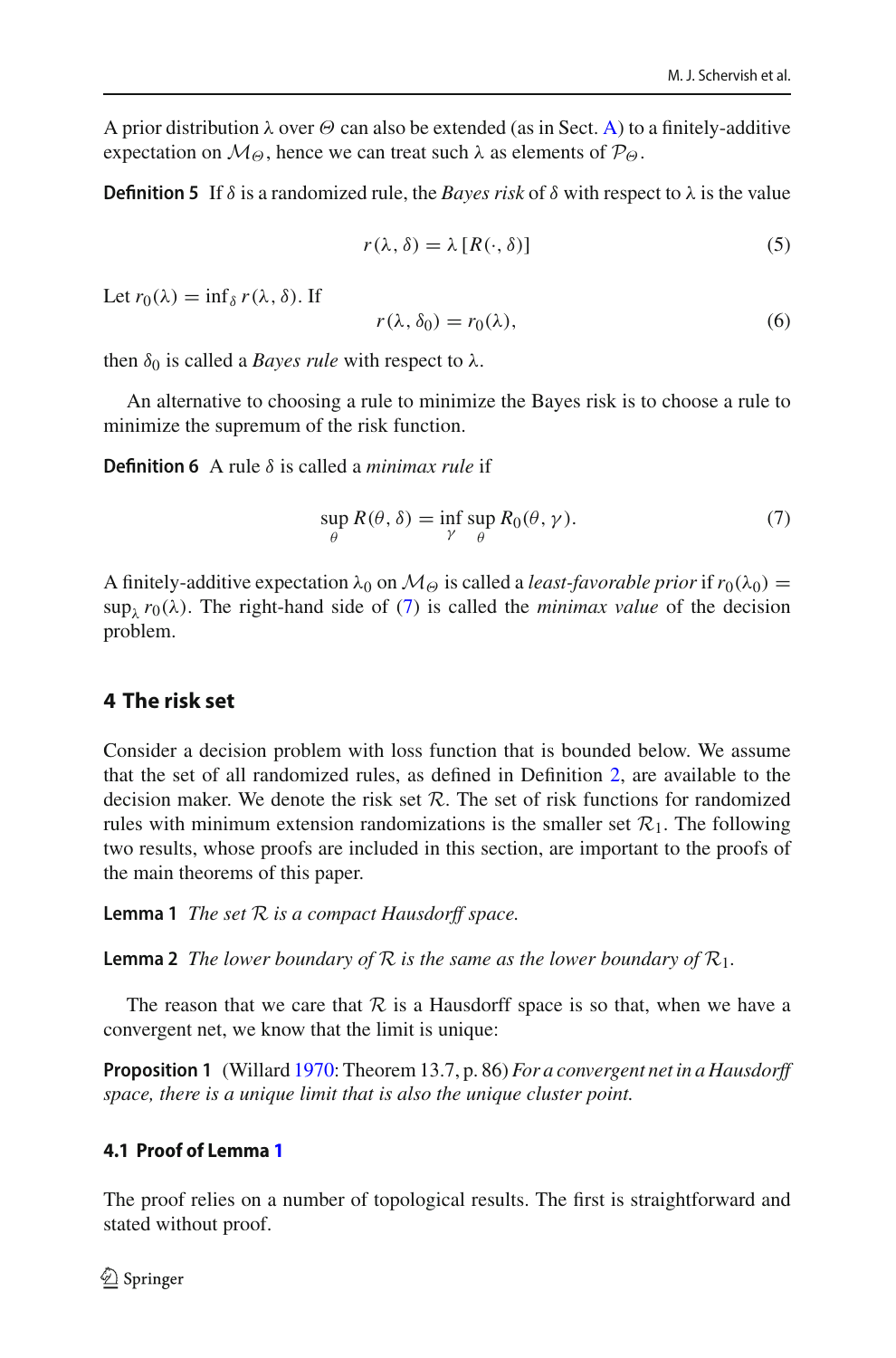A prior distribution λ over $\Theta$ can also be extended (as in Sect. A) to a finitely-additive expectation on $\mathcal{M}_\Theta$, hence we can treat such λ as elements of $\mathcal{P}_\Theta$.

**Definition 5** If $\delta$ is a randomized rule, the *Bayes risk* of $\delta$ with respect to λ is the value

$$r(\lambda, \delta) = \lambda[R(\cdot, \delta)] \tag{5}$$

Let $r_0(\lambda) = \inf_\delta r(\lambda, \delta)$. If

$$r(\lambda, \delta_0) = r_0(\lambda), \tag{6}$$

then $\delta_0$ is called a *Bayes rule* with respect to λ.

An alternative to choosing a rule to minimize the Bayes risk is to choose a rule to minimize the supremum of the risk function.

**Definition 6** A rule $\delta$ is called a *minimax rule* if

$$\sup_\theta R(\theta, \delta) = \inf_\gamma \sup_\theta R_0(\theta, \gamma). \tag{7}$$

A finitely-additive expectation $\lambda_0$ on $\mathcal{M}_\Theta$ is called a *least-favorable prior* if $r_0(\lambda_0) = \sup_\lambda r_0(\lambda)$. The right-hand side of (7) is called the *minimax value* of the decision problem.

## 4 The risk set

Consider a decision problem with loss function that is bounded below. We assume that the set of all randomized rules, as defined in Definition 2, are available to the decision maker. We denote the risk set $\mathcal{R}$. The set of risk functions for randomized rules with minimum extension randomizations is the smaller set $\mathcal{R}_1$. The following two results, whose proofs are included in this section, are important to the proofs of the main theorems of this paper.

**Lemma 1** *The set $\mathcal{R}$ is a compact Hausdorff space.*

**Lemma 2** *The lower boundary of $\mathcal{R}$ is the same as the lower boundary of $\mathcal{R}_1$.*

The reason that we care that $\mathcal{R}$ is a Hausdorff space is so that, when we have a convergent net, we know that the limit is unique:

**Proposition 1** (Willard 1970: Theorem 13.7, p. 86) *For a convergent net in a Hausdorff space, there is a unique limit that is also the unique cluster point.*

### 4.1 Proof of Lemma 1

The proof relies on a number of topological results. The first is straightforward and stated without proof.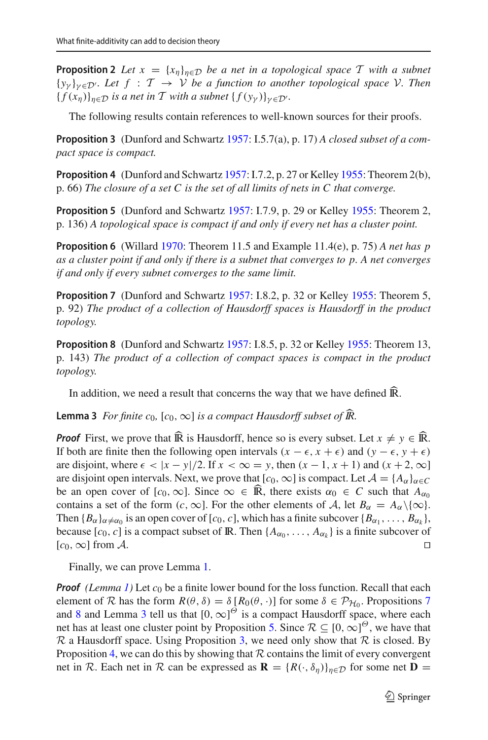**Proposition 2** *Let $x = \{x_\eta\}_{\eta \in \mathcal{D}}$ be a net in a topological space $\mathcal{T}$ with a subnet $\{y_\gamma\}_{\gamma \in \mathcal{D}'}$. Let $f : \mathcal{T} \to \mathcal{V}$ be a function to another topological space $\mathcal{V}$. Then $\{f(x_\eta)\}_{\eta \in \mathcal{D}}$ is a net in $\mathcal{T}$ with a subnet $\{f(y_\gamma)\}_{\gamma \in \mathcal{D}'}$.*

The following results contain references to well-known sources for their proofs.

**Proposition 3** (Dunford and Schwartz 1957: I.5.7(a), p. 17) *A closed subset of a compact space is compact.*

**Proposition 4** (Dunford and Schwartz 1957: I.7.2, p. 27 or Kelley 1955: Theorem 2(b), p. 66) *The closure of a set $C$ is the set of all limits of nets in $C$ that converge.*

**Proposition 5** (Dunford and Schwartz 1957: I.7.9, p. 29 or Kelley 1955: Theorem 2, p. 136) *A topological space is compact if and only if every net has a cluster point.*

**Proposition 6** (Willard 1970: Theorem 11.5 and Example 11.4(e), p. 75) *A net has $p$ as a cluster point if and only if there is a subnet that converges to $p$. A net converges if and only if every subnet converges to the same limit.*

**Proposition 7** (Dunford and Schwartz 1957: I.8.2, p. 32 or Kelley 1955: Theorem 5, p. 92) *The product of a collection of Hausdorff spaces is Hausdorff in the product topology.*

**Proposition 8** (Dunford and Schwartz 1957: I.8.5, p. 32 or Kelley 1955: Theorem 13, p. 143) *The product of a collection of compact spaces is compact in the product topology.*

In addition, we need a result that concerns the way that we have defined $\widehat{\mathbb{R}}$.

**Lemma 3** *For finite $c_0$, $[c_0, \infty]$ is a compact Hausdorff subset of $\widehat{\mathbb{R}}$.*

***Proof*** First, we prove that $\widehat{\mathbb{R}}$ is Hausdorff, hence so is every subset. Let $x \neq y \in \widehat{\mathbb{R}}$. If both are finite then the following open intervals $(x - \epsilon, x + \epsilon)$ and $(y - \epsilon, y + \epsilon)$ are disjoint, where $\epsilon < |x - y|/2$. If $x < \infty = y$, then $(x - 1, x + 1)$ and $(x + 2, \infty]$ are disjoint open intervals. Next, we prove that $[c_0, \infty]$ is compact. Let $\mathcal{A} = \{A_\alpha\}_{\alpha \in C}$ be an open cover of $[c_0, \infty]$. Since $\infty \in \widehat{\mathbb{R}}$, there exists $\alpha_0 \in C$ such that $A_{\alpha_0}$ contains a set of the form $(c, \infty]$. For the other elements of $\mathcal{A}$, let $B_\alpha = A_\alpha \setminus \{\infty\}$. Then $\{B_\alpha\}_{\alpha \neq \alpha_0}$ is an open cover of $[c_0, c]$, which has a finite subcover $\{B_{\alpha_1}, \ldots, B_{\alpha_k}\}$, because $[c_0, c]$ is a compact subset of $\mathbb{R}$. Then $\{A_{\alpha_0}, \ldots, A_{\alpha_k}\}$ is a finite subcover of $[c_0, \infty]$ from $\mathcal{A}$. □

Finally, we can prove Lemma 1.

***Proof*** *(Lemma 1)* Let $c_0$ be a finite lower bound for the loss function. Recall that each element of $\mathcal{R}$ has the form $R(\theta, \delta) = \delta\,[R_0(\theta, \cdot)]$ for some $\delta \in \mathcal{P}_{\mathcal{H}_0}$. Propositions 7 and 8 and Lemma 3 tell us that $[0, \infty]^\Theta$ is a compact Hausdorff space, where each net has at least one cluster point by Proposition 5. Since $\mathcal{R} \subseteq [0, \infty]^\Theta$, we have that $\mathcal{R}$ a Hausdorff space. Using Proposition 3, we need only show that $\mathcal{R}$ is closed. By Proposition 4, we can do this by showing that $\mathcal{R}$ contains the limit of every convergent net in $\mathcal{R}$. Each net in $\mathcal{R}$ can be expressed as $\mathbf{R} = \{R(\cdot, \delta_\eta)\}_{\eta \in \mathcal{D}}$ for some net $\mathbf{D} =$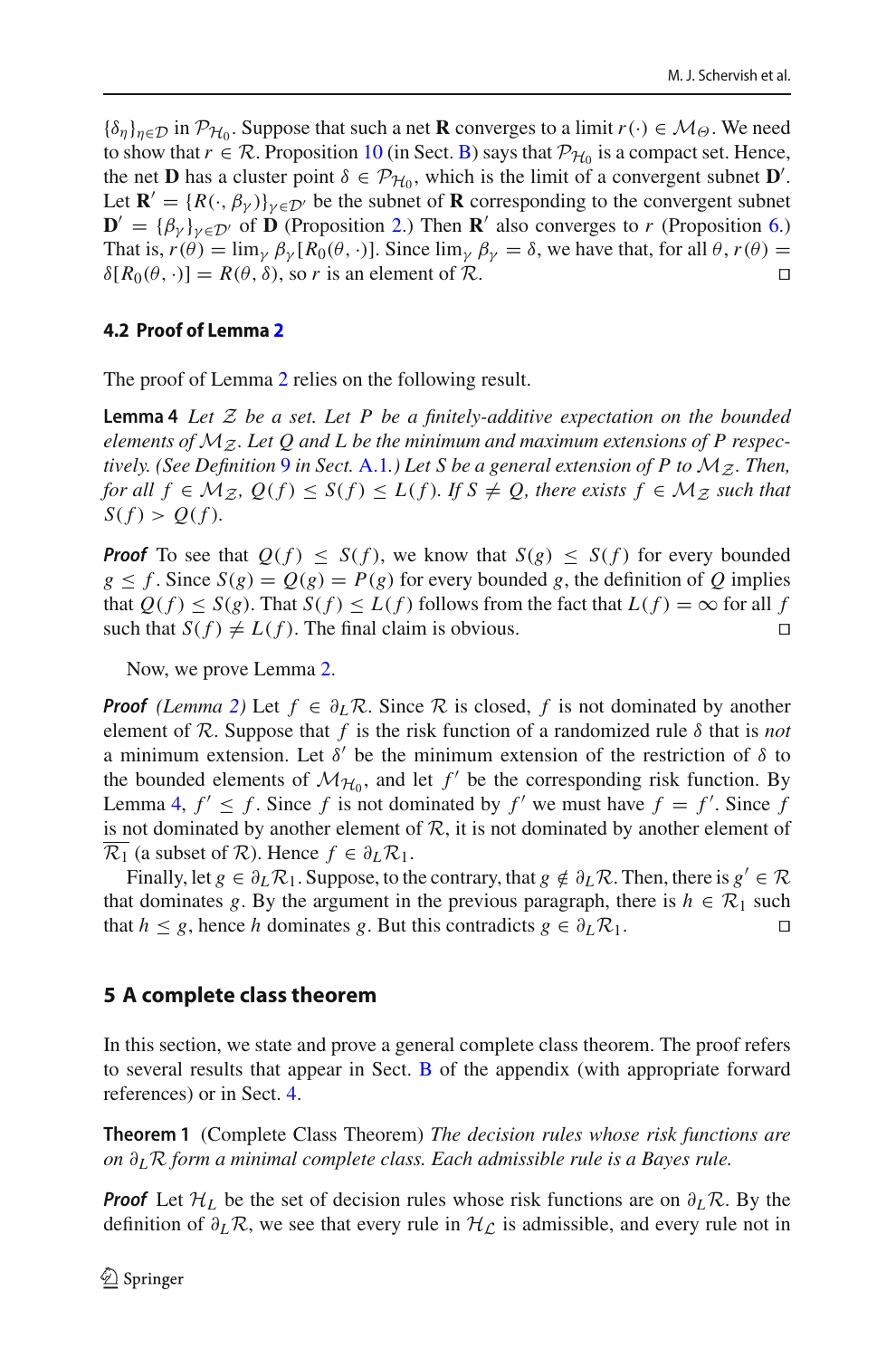$\{\delta_\eta\}_{\eta \in \mathcal{D}}$ in $\mathcal{P}_{\mathcal{H}_0}$. Suppose that such a net $\mathbf{R}$ converges to a limit $r(\cdot) \in \mathcal{M}_\Theta$. We need to show that $r \in \mathcal{R}$. Proposition 10 (in Sect. B) says that $\mathcal{P}_{\mathcal{H}_0}$ is a compact set. Hence, the net $\mathbf{D}$ has a cluster point $\delta \in \mathcal{P}_{\mathcal{H}_0}$, which is the limit of a convergent subnet $\mathbf{D}'$. Let $\mathbf{R}' = \{R(\cdot, \beta_\gamma)\}_{\gamma \in \mathcal{D}'}$ be the subnet of $\mathbf{R}$ corresponding to the convergent subnet $\mathbf{D}' = \{\beta_\gamma\}_{\gamma \in \mathcal{D}'}$ of $\mathbf{D}$ (Proposition 2.) Then $\mathbf{R}'$ also converges to $r$ (Proposition 6.) That is, $r(\theta) = \lim_\gamma \beta_\gamma[R_0(\theta, \cdot)]$. Since $\lim_\gamma \beta_\gamma = \delta$, we have that, for all $\theta$, $r(\theta) = \delta[R_0(\theta, \cdot)] = R(\theta, \delta)$, so $r$ is an element of $\mathcal{R}$. $\square$

### 4.2 Proof of Lemma 2

The proof of Lemma 2 relies on the following result.

**Lemma 4** *Let $\mathcal{Z}$ be a set. Let $P$ be a finitely-additive expectation on the bounded elements of $\mathcal{M}_\mathcal{Z}$. Let $Q$ and $L$ be the minimum and maximum extensions of $P$ respectively. (See Definition 9 in Sect. A.1.) Let $S$ be a general extension of $P$ to $\mathcal{M}_\mathcal{Z}$. Then, for all $f \in \mathcal{M}_\mathcal{Z}$, $Q(f) \le S(f) \le L(f)$. If $S \ne Q$, there exists $f \in \mathcal{M}_\mathcal{Z}$ such that $S(f) > Q(f)$.*

***Proof*** To see that $Q(f) \le S(f)$, we know that $S(g) \le S(f)$ for every bounded $g \le f$. Since $S(g) = Q(g) = P(g)$ for every bounded $g$, the definition of $Q$ implies that $Q(f) \le S(g)$. That $S(f) \le L(f)$ follows from the fact that $L(f) = \infty$ for all $f$ such that $S(f) \ne L(f)$. The final claim is obvious. $\square$

Now, we prove Lemma 2.

***Proof*** *(Lemma 2)* Let $f \in \partial_L \mathcal{R}$. Since $\mathcal{R}$ is closed, $f$ is not dominated by another element of $\mathcal{R}$. Suppose that $f$ is the risk function of a randomized rule $\delta$ that is *not* a minimum extension. Let $\delta'$ be the minimum extension of the restriction of $\delta$ to the bounded elements of $\mathcal{M}_{\mathcal{H}_0}$, and let $f'$ be the corresponding risk function. By Lemma 4, $f' \le f$. Since $f$ is not dominated by $f'$ we must have $f = f'$. Since $f$ is not dominated by another element of $\mathcal{R}$, it is not dominated by another element of $\overline{\mathcal{R}_1}$ (a subset of $\mathcal{R}$). Hence $f \in \partial_L \mathcal{R}_1$.

Finally, let $g \in \partial_L \mathcal{R}_1$. Suppose, to the contrary, that $g \notin \partial_L \mathcal{R}$. Then, there is $g' \in \mathcal{R}$ that dominates $g$. By the argument in the previous paragraph, there is $h \in \mathcal{R}_1$ such that $h \le g$, hence $h$ dominates $g$. But this contradicts $g \in \partial_L \mathcal{R}_1$. $\square$

## 5 A complete class theorem

In this section, we state and prove a general complete class theorem. The proof refers to several results that appear in Sect. B of the appendix (with appropriate forward references) or in Sect. 4.

**Theorem 1** (Complete Class Theorem) *The decision rules whose risk functions are on $\partial_L \mathcal{R}$ form a minimal complete class. Each admissible rule is a Bayes rule.*

***Proof*** Let $\mathcal{H}_L$ be the set of decision rules whose risk functions are on $\partial_L \mathcal{R}$. By the definition of $\partial_L \mathcal{R}$, we see that every rule in $\mathcal{H}_\mathcal{L}$ is admissible, and every rule not in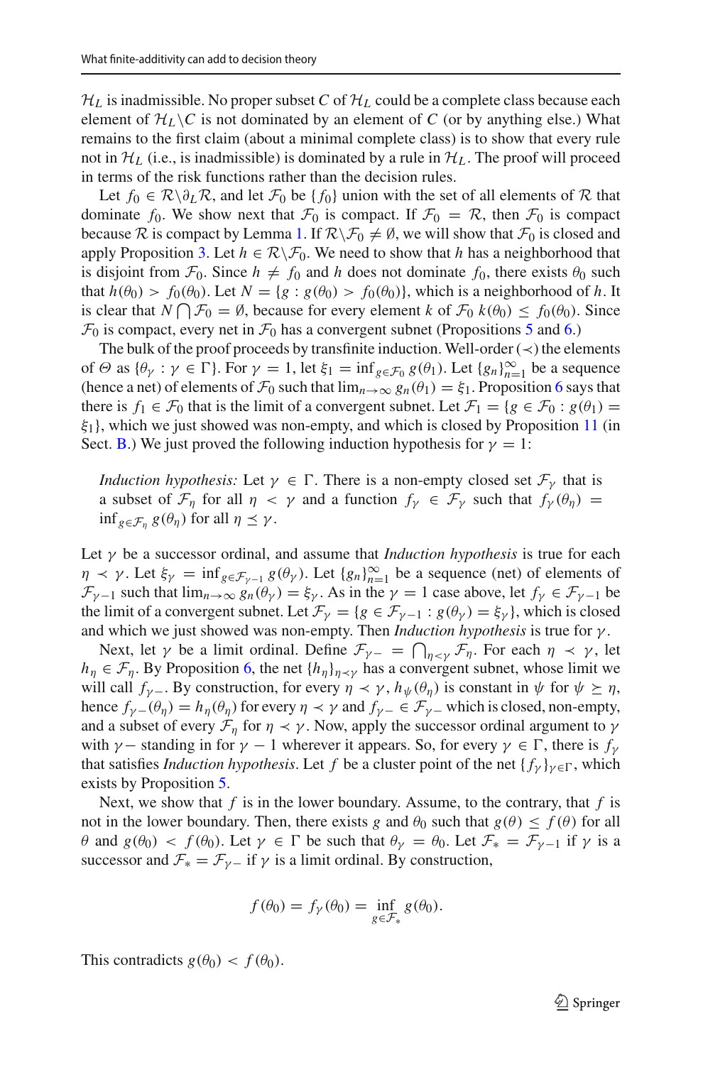$\mathcal{H}_L$ is inadmissible. No proper subset $C$ of $\mathcal{H}_L$ could be a complete class because each element of $\mathcal{H}_L \backslash C$ is not dominated by an element of $C$ (or by anything else.) What remains to the first claim (about a minimal complete class) is to show that every rule not in $\mathcal{H}_L$ (i.e., is inadmissible) is dominated by a rule in $\mathcal{H}_L$. The proof will proceed in terms of the risk functions rather than the decision rules.

Let $f_0 \in \mathcal{R} \backslash \partial_L \mathcal{R}$, and let $\mathcal{F}_0$ be $\{f_0\}$ union with the set of all elements of $\mathcal{R}$ that dominate $f_0$. We show next that $\mathcal{F}_0$ is compact. If $\mathcal{F}_0 = \mathcal{R}$, then $\mathcal{F}_0$ is compact because $\mathcal{R}$ is compact by Lemma 1. If $\mathcal{R} \backslash \mathcal{F}_0 \neq \emptyset$, we will show that $\mathcal{F}_0$ is closed and apply Proposition 3. Let $h \in \mathcal{R} \backslash \mathcal{F}_0$. We need to show that $h$ has a neighborhood that is disjoint from $\mathcal{F}_0$. Since $h \neq f_0$ and $h$ does not dominate $f_0$, there exists $\theta_0$ such that $h(\theta_0) > f_0(\theta_0)$. Let $N = \{g : g(\theta_0) > f_0(\theta_0)\}$, which is a neighborhood of $h$. It is clear that $N \bigcap \mathcal{F}_0 = \emptyset$, because for every element $k$ of $\mathcal{F}_0$ $k(\theta_0) \leq f_0(\theta_0)$. Since $\mathcal{F}_0$ is compact, every net in $\mathcal{F}_0$ has a convergent subnet (Propositions 5 and 6.)

The bulk of the proof proceeds by transfinite induction. Well-order $(\prec)$ the elements of $\Theta$ as $\{\theta_\gamma : \gamma \in \Gamma\}$. For $\gamma = 1$, let $\xi_1 = \inf_{g \in \mathcal{F}_0} g(\theta_1)$. Let $\{g_n\}_{n=1}^{\infty}$ be a sequence (hence a net) of elements of $\mathcal{F}_0$ such that $\lim_{n\to\infty} g_n(\theta_1) = \xi_1$. Proposition 6 says that there is $f_1 \in \mathcal{F}_0$ that is the limit of a convergent subnet. Let $\mathcal{F}_1 = \{g \in \mathcal{F}_0 : g(\theta_1) = \xi_1\}$, which we just showed was non-empty, and which is closed by Proposition 11 (in Sect. B.) We just proved the following induction hypothesis for $\gamma = 1$:

> *Induction hypothesis:* Let $\gamma \in \Gamma$. There is a non-empty closed set $\mathcal{F}_\gamma$ that is a subset of $\mathcal{F}_\eta$ for all $\eta < \gamma$ and a function $f_\gamma \in \mathcal{F}_\gamma$ such that $f_\gamma(\theta_\eta) = \inf_{g \in \mathcal{F}_\eta} g(\theta_\eta)$ for all $\eta \preceq \gamma$.

Let $\gamma$ be a successor ordinal, and assume that *Induction hypothesis* is true for each $\eta \prec \gamma$. Let $\xi_\gamma = \inf_{g \in \mathcal{F}_{\gamma-1}} g(\theta_\gamma)$. Let $\{g_n\}_{n=1}^{\infty}$ be a sequence (net) of elements of $\mathcal{F}_{\gamma-1}$ such that $\lim_{n\to\infty} g_n(\theta_\gamma) = \xi_\gamma$. As in the $\gamma = 1$ case above, let $f_\gamma \in \mathcal{F}_{\gamma-1}$ be the limit of a convergent subnet. Let $\mathcal{F}_\gamma = \{g \in \mathcal{F}_{\gamma-1} : g(\theta_\gamma) = \xi_\gamma\}$, which is closed and which we just showed was non-empty. Then *Induction hypothesis* is true for $\gamma$.

Next, let $\gamma$ be a limit ordinal. Define $\mathcal{F}_{\gamma-} = \bigcap_{\eta<\gamma} \mathcal{F}_\eta$. For each $\eta \prec \gamma$, let $h_\eta \in \mathcal{F}_\eta$. By Proposition 6, the net $\{h_\eta\}_{\eta\prec\gamma}$ has a convergent subnet, whose limit we will call $f_{\gamma-}$. By construction, for every $\eta \prec \gamma$, $h_\psi(\theta_\eta)$ is constant in $\psi$ for $\psi \succeq \eta$, hence $f_{\gamma-}(\theta_\eta) = h_\eta(\theta_\eta)$ for every $\eta \prec \gamma$ and $f_{\gamma-} \in \mathcal{F}_{\gamma-}$ which is closed, non-empty, and a subset of every $\mathcal{F}_\eta$ for $\eta \prec \gamma$. Now, apply the successor ordinal argument to $\gamma$ with $\gamma-$ standing in for $\gamma - 1$ wherever it appears. So, for every $\gamma \in \Gamma$, there is $f_\gamma$ that satisfies *Induction hypothesis*. Let $f$ be a cluster point of the net $\{f_\gamma\}_{\gamma\in\Gamma}$, which exists by Proposition 5.

Next, we show that $f$ is in the lower boundary. Assume, to the contrary, that $f$ is not in the lower boundary. Then, there exists $g$ and $\theta_0$ such that $g(\theta) \leq f(\theta)$ for all $\theta$ and $g(\theta_0) < f(\theta_0)$. Let $\gamma \in \Gamma$ be such that $\theta_\gamma = \theta_0$. Let $\mathcal{F}_* = \mathcal{F}_{\gamma-1}$ if $\gamma$ is a successor and $\mathcal{F}_* = \mathcal{F}_{\gamma-}$ if $\gamma$ is a limit ordinal. By construction,

$$f(\theta_0) = f_\gamma(\theta_0) = \inf_{g \in \mathcal{F}_*} g(\theta_0).$$

This contradicts $g(\theta_0) < f(\theta_0)$.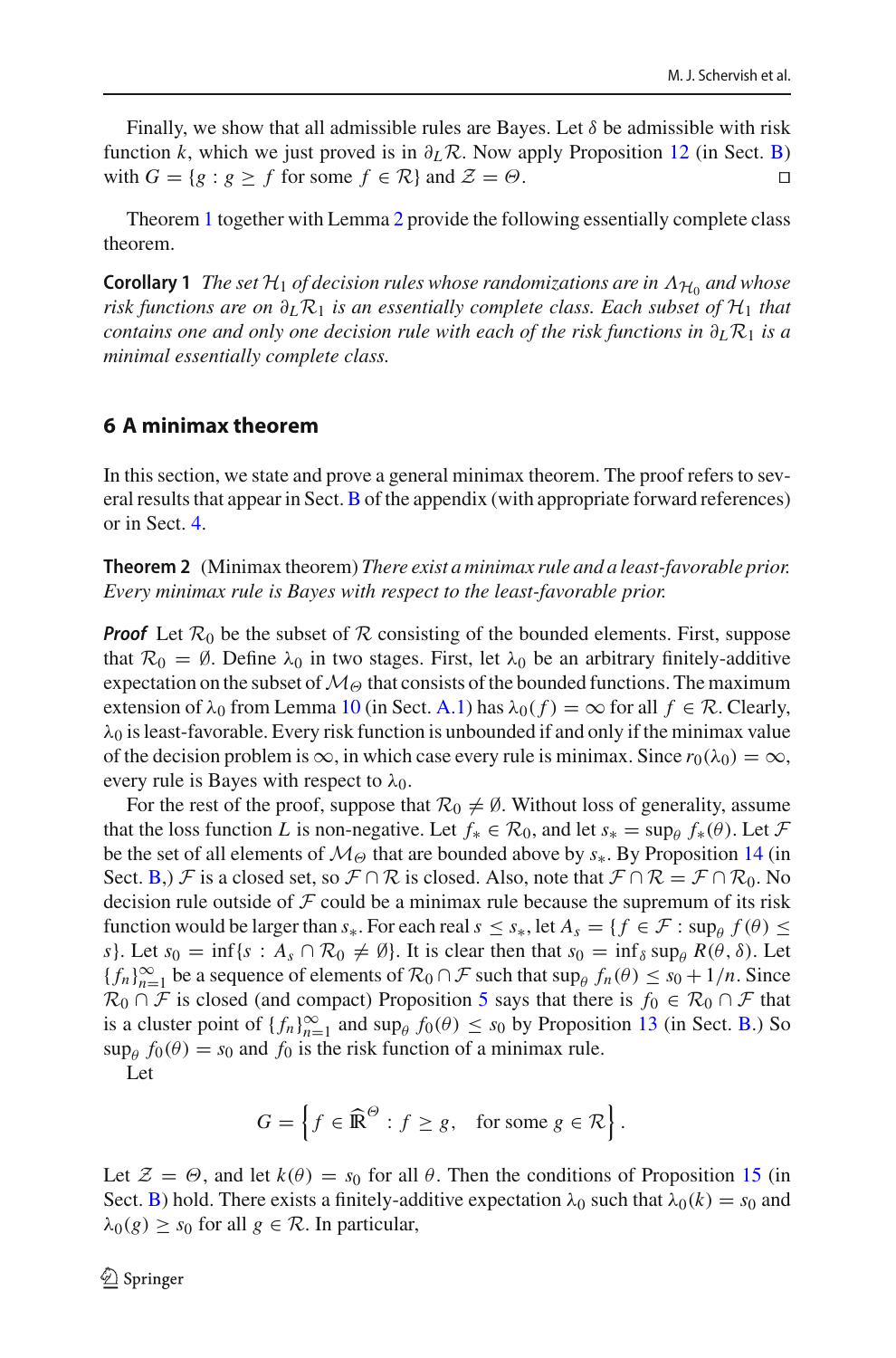Finally, we show that all admissible rules are Bayes. Let $\delta$ be admissible with risk function $k$, which we just proved is in $\partial_L\mathcal{R}$. Now apply Proposition 12 (in Sect. B) with $G = \{g : g \geq f \text{ for some } f \in \mathcal{R}\}$ and $\mathcal{Z} = \Theta$. □

Theorem 1 together with Lemma 2 provide the following essentially complete class theorem.

**Corollary 1** *The set $\mathcal{H}_1$ of decision rules whose randomizations are in $\Lambda_{\mathcal{H}_0}$ and whose risk functions are on $\partial_L\mathcal{R}_1$ is an essentially complete class. Each subset of $\mathcal{H}_1$ that contains one and only one decision rule with each of the risk functions in $\partial_L\mathcal{R}_1$ is a minimal essentially complete class.*

## 6 A minimax theorem

In this section, we state and prove a general minimax theorem. The proof refers to several results that appear in Sect. B of the appendix (with appropriate forward references) or in Sect. 4.

**Theorem 2** (Minimax theorem) *There exist a minimax rule and a least-favorable prior. Every minimax rule is Bayes with respect to the least-favorable prior.*

***Proof*** Let $\mathcal{R}_0$ be the subset of $\mathcal{R}$ consisting of the bounded elements. First, suppose that $\mathcal{R}_0 = \emptyset$. Define $\lambda_0$ in two stages. First, let $\lambda_0$ be an arbitrary finitely-additive expectation on the subset of $\mathcal{M}_\Theta$ that consists of the bounded functions. The maximum extension of $\lambda_0$ from Lemma 10 (in Sect. A.1) has $\lambda_0(f) = \infty$ for all $f \in \mathcal{R}$. Clearly, $\lambda_0$ is least-favorable. Every risk function is unbounded if and only if the minimax value of the decision problem is $\infty$, in which case every rule is minimax. Since $r_0(\lambda_0) = \infty$, every rule is Bayes with respect to $\lambda_0$.

For the rest of the proof, suppose that $\mathcal{R}_0 \neq \emptyset$. Without loss of generality, assume that the loss function $L$ is non-negative. Let $f_* \in \mathcal{R}_0$, and let $s_* = \sup_\theta f_*(\theta)$. Let $\mathcal{F}$ be the set of all elements of $\mathcal{M}_\Theta$ that are bounded above by $s_*$. By Proposition 14 (in Sect. B,) $\mathcal{F}$ is a closed set, so $\mathcal{F} \cap \mathcal{R}$ is closed. Also, note that $\mathcal{F} \cap \mathcal{R} = \mathcal{F} \cap \mathcal{R}_0$. No decision rule outside of $\mathcal{F}$ could be a minimax rule because the supremum of its risk function would be larger than $s_*$. For each real $s \leq s_*$, let $A_s = \{f \in \mathcal{F} : \sup_\theta f(\theta) \leq s\}$. Let $s_0 = \inf\{s : A_s \cap \mathcal{R}_0 \neq \emptyset\}$. It is clear then that $s_0 = \inf_\delta \sup_\theta R(\theta, \delta)$. Let $\{f_n\}_{n=1}^\infty$ be a sequence of elements of $\mathcal{R}_0 \cap \mathcal{F}$ such that $\sup_\theta f_n(\theta) \leq s_0 + 1/n$. Since $\mathcal{R}_0 \cap \mathcal{F}$ is closed (and compact) Proposition 5 says that there is $f_0 \in \mathcal{R}_0 \cap \mathcal{F}$ that is a cluster point of $\{f_n\}_{n=1}^\infty$ and $\sup_\theta f_0(\theta) \leq s_0$ by Proposition 13 (in Sect. B.) So $\sup_\theta f_0(\theta) = s_0$ and $f_0$ is the risk function of a minimax rule.

Let

$$G = \left\{ f \in \widehat{\mathbb{R}}^\Theta : f \geq g, \quad \text{for some } g \in \mathcal{R} \right\}.$$

Let $\mathcal{Z} = \Theta$, and let $k(\theta) = s_0$ for all $\theta$. Then the conditions of Proposition 15 (in Sect. B) hold. There exists a finitely-additive expectation $\lambda_0$ such that $\lambda_0(k) = s_0$ and $\lambda_0(g) \geq s_0$ for all $g \in \mathcal{R}$. In particular,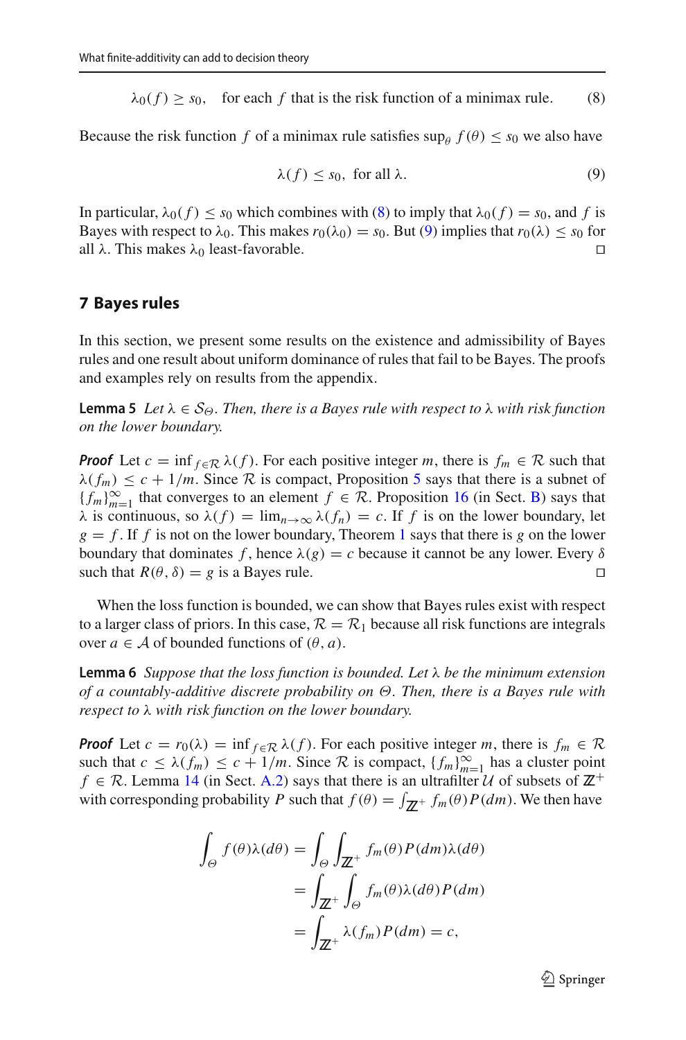$$\lambda_0(f) \geq s_0, \quad \text{for each } f \text{ that is the risk function of a minimax rule.} \tag{8}$$

Because the risk function $f$ of a minimax rule satisfies $\sup_\theta f(\theta) \leq s_0$ we also have

$$\lambda(f) \leq s_0, \text{ for all } \lambda. \tag{9}$$

In particular, $\lambda_0(f) \leq s_0$ which combines with (8) to imply that $\lambda_0(f) = s_0$, and $f$ is Bayes with respect to $\lambda_0$. This makes $r_0(\lambda_0) = s_0$. But (9) implies that $r_0(\lambda) \leq s_0$ for all $\lambda$. This makes $\lambda_0$ least-favorable. □

## 7 Bayes rules

In this section, we present some results on the existence and admissibility of Bayes rules and one result about uniform dominance of rules that fail to be Bayes. The proofs and examples rely on results from the appendix.

**Lemma 5** *Let $\lambda \in \mathcal{S}_\Theta$. Then, there is a Bayes rule with respect to $\lambda$ with risk function on the lower boundary.*

***Proof*** Let $c = \inf_{f \in \mathcal{R}} \lambda(f)$. For each positive integer $m$, there is $f_m \in \mathcal{R}$ such that $\lambda(f_m) \leq c + 1/m$. Since $\mathcal{R}$ is compact, Proposition 5 says that there is a subnet of $\{f_m\}_{m=1}^\infty$ that converges to an element $f \in \mathcal{R}$. Proposition 16 (in Sect. B) says that $\lambda$ is continuous, so $\lambda(f) = \lim_{n\to\infty} \lambda(f_n) = c$. If $f$ is on the lower boundary, let $g = f$. If $f$ is not on the lower boundary, Theorem 1 says that there is $g$ on the lower boundary that dominates $f$, hence $\lambda(g) = c$ because it cannot be any lower. Every $\delta$ such that $R(\theta, \delta) = g$ is a Bayes rule. □

When the loss function is bounded, we can show that Bayes rules exist with respect to a larger class of priors. In this case, $\mathcal{R} = \mathcal{R}_1$ because all risk functions are integrals over $a \in \mathcal{A}$ of bounded functions of $(\theta, a)$.

**Lemma 6** *Suppose that the loss function is bounded. Let $\lambda$ be the minimum extension of a countably-additive discrete probability on $\Theta$. Then, there is a Bayes rule with respect to $\lambda$ with risk function on the lower boundary.*

***Proof*** Let $c = r_0(\lambda) = \inf_{f \in \mathcal{R}} \lambda(f)$. For each positive integer $m$, there is $f_m \in \mathcal{R}$ such that $c \leq \lambda(f_m) \leq c + 1/m$. Since $\mathcal{R}$ is compact, $\{f_m\}_{m=1}^\infty$ has a cluster point $f \in \mathcal{R}$. Lemma 14 (in Sect. A.2) says that there is an ultrafilter $\mathcal{U}$ of subsets of $\mathbb{Z}^+$ with corresponding probability $P$ such that $f(\theta) = \int_{\mathbb{Z}^+} f_m(\theta) P(dm)$. We then have

$$\begin{aligned}
\int_\Theta f(\theta)\lambda(d\theta) &= \int_\Theta \int_{\mathbb{Z}^+} f_m(\theta) P(dm)\lambda(d\theta) \\
&= \int_{\mathbb{Z}^+} \int_\Theta f_m(\theta)\lambda(d\theta) P(dm) \\
&= \int_{\mathbb{Z}^+} \lambda(f_m) P(dm) = c,
\end{aligned}$$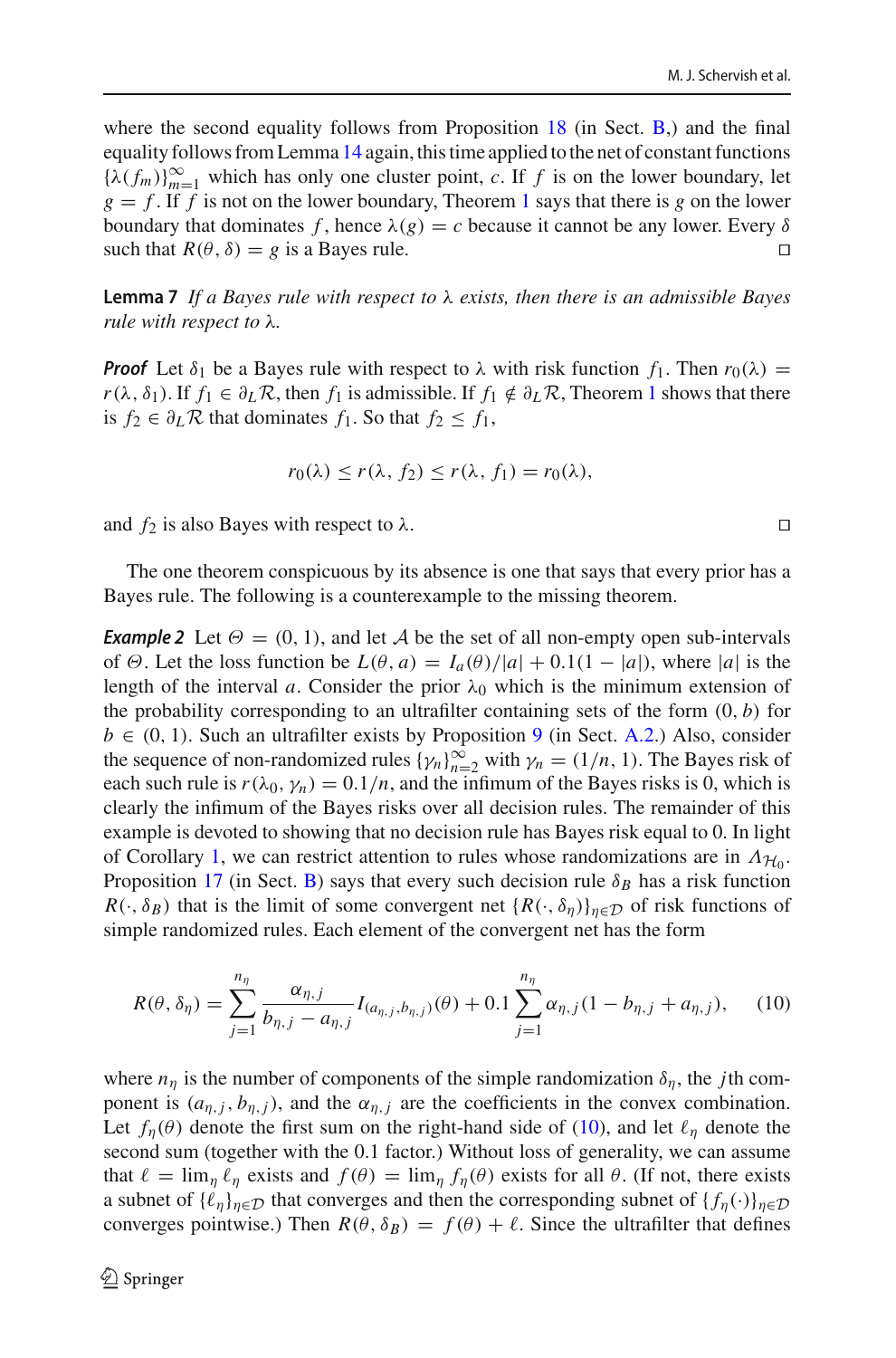where the second equality follows from Proposition 18 (in Sect. B,) and the final equality follows from Lemma 14 again, this time applied to the net of constant functions $\{\lambda(f_m)\}_{m=1}^{\infty}$ which has only one cluster point, $c$. If $f$ is on the lower boundary, let $g = f$. If $f$ is not on the lower boundary, Theorem 1 says that there is $g$ on the lower boundary that dominates $f$, hence $\lambda(g) = c$ because it cannot be any lower. Every $\delta$ such that $R(\theta, \delta) = g$ is a Bayes rule. □

**Lemma 7** *If a Bayes rule with respect to $\lambda$ exists, then there is an admissible Bayes rule with respect to $\lambda$.*

***Proof*** Let $\delta_1$ be a Bayes rule with respect to $\lambda$ with risk function $f_1$. Then $r_0(\lambda) = r(\lambda, \delta_1)$. If $f_1 \in \partial_L \mathcal{R}$, then $f_1$ is admissible. If $f_1 \notin \partial_L \mathcal{R}$, Theorem 1 shows that there is $f_2 \in \partial_L \mathcal{R}$ that dominates $f_1$. So that $f_2 \le f_1$,

$$r_0(\lambda) \le r(\lambda, f_2) \le r(\lambda, f_1) = r_0(\lambda),$$

and $f_2$ is also Bayes with respect to $\lambda$. □

The one theorem conspicuous by its absence is one that says that every prior has a Bayes rule. The following is a counterexample to the missing theorem.

***Example 2*** Let $\Theta = (0, 1)$, and let $\mathcal{A}$ be the set of all non-empty open sub-intervals of $\Theta$. Let the loss function be $L(\theta, a) = I_a(\theta)/|a| + 0.1(1 - |a|)$, where $|a|$ is the length of the interval $a$. Consider the prior $\lambda_0$ which is the minimum extension of the probability corresponding to an ultrafilter containing sets of the form $(0, b)$ for $b \in (0, 1)$. Such an ultrafilter exists by Proposition 9 (in Sect. A.2.) Also, consider the sequence of non-randomized rules $\{\gamma_n\}_{n=2}^{\infty}$ with $\gamma_n = (1/n, 1)$. The Bayes risk of each such rule is $r(\lambda_0, \gamma_n) = 0.1/n$, and the infimum of the Bayes risks is 0, which is clearly the infimum of the Bayes risks over all decision rules. The remainder of this example is devoted to showing that no decision rule has Bayes risk equal to 0. In light of Corollary 1, we can restrict attention to rules whose randomizations are in $\Lambda_{\mathcal{H}_0}$. Proposition 17 (in Sect. B) says that every such decision rule $\delta_B$ has a risk function $R(\cdot, \delta_B)$ that is the limit of some convergent net $\{R(\cdot, \delta_\eta)\}_{\eta \in \mathcal{D}}$ of risk functions of simple randomized rules. Each element of the convergent net has the form

$$R(\theta, \delta_\eta) = \sum_{j=1}^{n_\eta} \frac{\alpha_{\eta,j}}{b_{\eta,j} - a_{\eta,j}} I_{(a_{\eta,j}, b_{\eta,j})}(\theta) + 0.1 \sum_{j=1}^{n_\eta} \alpha_{\eta,j}(1 - b_{\eta,j} + a_{\eta,j}), \quad (10)$$

where $n_\eta$ is the number of components of the simple randomization $\delta_\eta$, the $j$th component is $(a_{\eta,j}, b_{\eta,j})$, and the $\alpha_{\eta,j}$ are the coefficients in the convex combination. Let $f_\eta(\theta)$ denote the first sum on the right-hand side of (10), and let $\ell_\eta$ denote the second sum (together with the 0.1 factor.) Without loss of generality, we can assume that $\ell = \lim_\eta \ell_\eta$ exists and $f(\theta) = \lim_\eta f_\eta(\theta)$ exists for all $\theta$. (If not, there exists a subnet of $\{\ell_\eta\}_{\eta \in \mathcal{D}}$ that converges and then the corresponding subnet of $\{f_\eta(\cdot)\}_{\eta \in \mathcal{D}}$ converges pointwise.) Then $R(\theta, \delta_B) = f(\theta) + \ell$. Since the ultrafilter that defines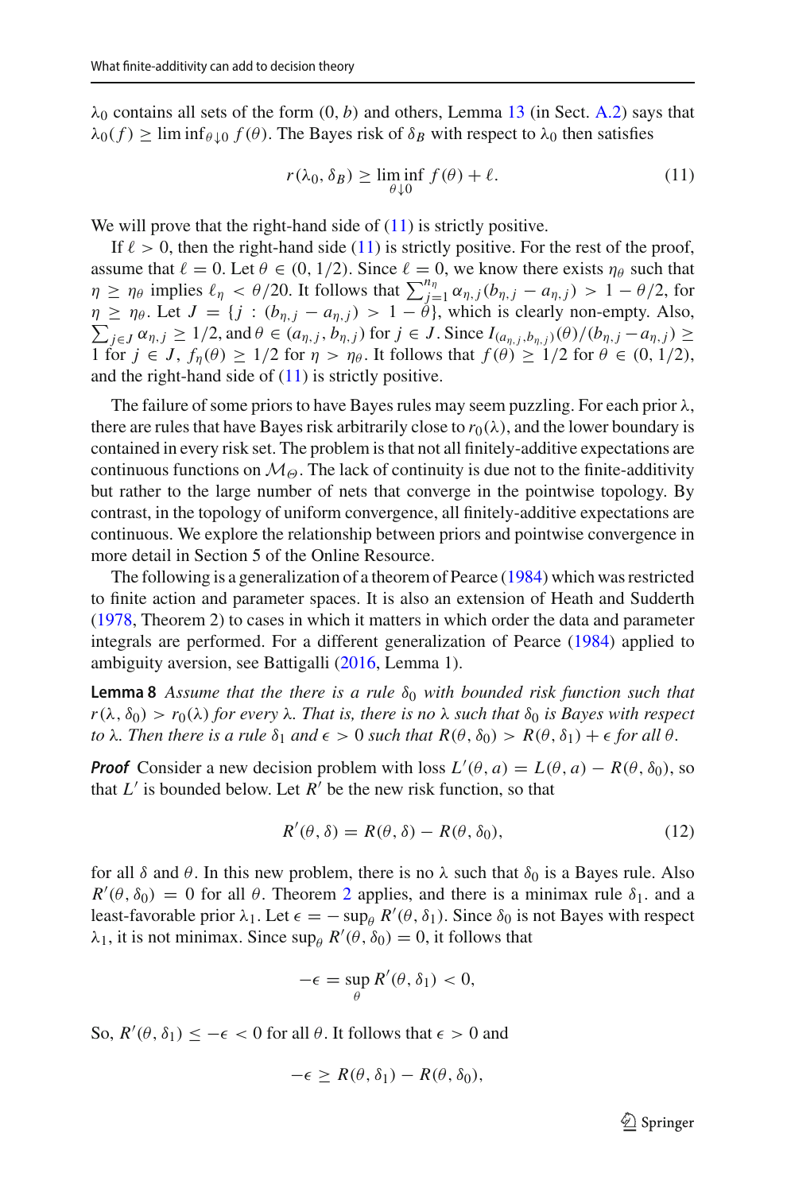$\lambda_0$ contains all sets of the form $(0, b)$ and others, Lemma 13 (in Sect. A.2) says that $\lambda_0(f) \geq \liminf_{\theta \downarrow 0} f(\theta)$. The Bayes risk of $\delta_B$ with respect to $\lambda_0$ then satisfies

$$r(\lambda_0, \delta_B) \geq \liminf_{\theta \downarrow 0} f(\theta) + \ell. \tag{11}$$

We will prove that the right-hand side of (11) is strictly positive.

If $\ell > 0$, then the right-hand side (11) is strictly positive. For the rest of the proof, assume that $\ell = 0$. Let $\theta \in (0, 1/2)$. Since $\ell = 0$, we know there exists $\eta_\theta$ such that $\eta \geq \eta_\theta$ implies $\ell_\eta < \theta/20$. It follows that $\sum_{j=1}^{n_\eta} \alpha_{\eta,j}(b_{\eta,j} - a_{\eta,j}) > 1 - \theta/2$, for $\eta \geq \eta_\theta$. Let $J = \{j : (b_{\eta,j} - a_{\eta,j}) > 1 - \theta\}$, which is clearly non-empty. Also, $\sum_{j \in J} \alpha_{\eta,j} \geq 1/2$, and $\theta \in (a_{\eta,j}, b_{\eta,j})$ for $j \in J$. Since $I_{(a_{\eta,j}, b_{\eta,j})}(\theta)/(b_{\eta,j} - a_{\eta,j}) \geq 1$ for $j \in J$, $f_\eta(\theta) \geq 1/2$ for $\eta > \eta_\theta$. It follows that $f(\theta) \geq 1/2$ for $\theta \in (0, 1/2)$, and the right-hand side of (11) is strictly positive.

The failure of some priors to have Bayes rules may seem puzzling. For each prior $\lambda$, there are rules that have Bayes risk arbitrarily close to $r_0(\lambda)$, and the lower boundary is contained in every risk set. The problem is that not all finitely-additive expectations are continuous functions on $\mathcal{M}_\Theta$. The lack of continuity is due not to the finite-additivity but rather to the large number of nets that converge in the pointwise topology. By contrast, in the topology of uniform convergence, all finitely-additive expectations are continuous. We explore the relationship between priors and pointwise convergence in more detail in Section 5 of the Online Resource.

The following is a generalization of a theorem of Pearce (1984) which was restricted to finite action and parameter spaces. It is also an extension of Heath and Sudderth (1978, Theorem 2) to cases in which it matters in which order the data and parameter integrals are performed. For a different generalization of Pearce (1984) applied to ambiguity aversion, see Battigalli (2016, Lemma 1).

**Lemma 8** *Assume that the there is a rule $\delta_0$ with bounded risk function such that $r(\lambda, \delta_0) > r_0(\lambda)$ for every $\lambda$. That is, there is no $\lambda$ such that $\delta_0$ is Bayes with respect to $\lambda$. Then there is a rule $\delta_1$ and $\epsilon > 0$ such that $R(\theta, \delta_0) > R(\theta, \delta_1) + \epsilon$ for all $\theta$.*

***Proof*** Consider a new decision problem with loss $L'(\theta, a) = L(\theta, a) - R(\theta, \delta_0)$, so that $L'$ is bounded below. Let $R'$ be the new risk function, so that

$$R'(\theta, \delta) = R(\theta, \delta) - R(\theta, \delta_0), \tag{12}$$

for all $\delta$ and $\theta$. In this new problem, there is no $\lambda$ such that $\delta_0$ is a Bayes rule. Also $R'(\theta, \delta_0) = 0$ for all $\theta$. Theorem 2 applies, and there is a minimax rule $\delta_1$. and a least-favorable prior $\lambda_1$. Let $\epsilon = -\sup_\theta R'(\theta, \delta_1)$. Since $\delta_0$ is not Bayes with respect to $\lambda_1$, it is not minimax. Since $\sup_\theta R'(\theta, \delta_0) = 0$, it follows that

$$-\epsilon = \sup_\theta R'(\theta, \delta_1) < 0,$$

So, $R'(\theta, \delta_1) \leq -\epsilon < 0$ for all $\theta$. It follows that $\epsilon > 0$ and

$$-\epsilon \geq R(\theta, \delta_1) - R(\theta, \delta_0),$$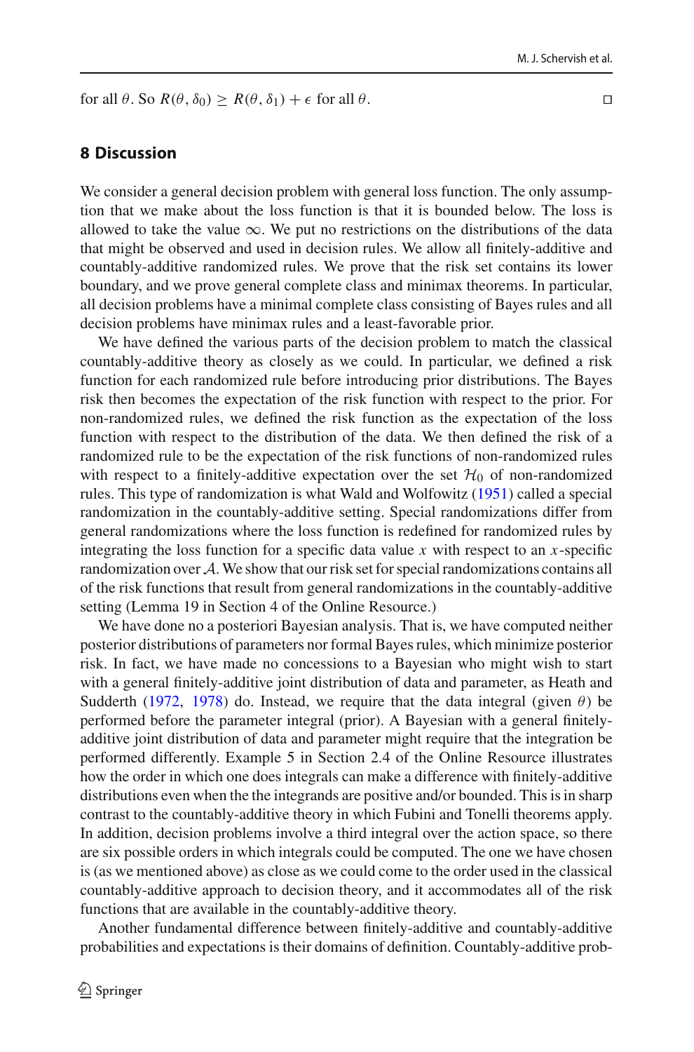for all $\theta$. So $R(\theta, \delta_0) \geq R(\theta, \delta_1) + \epsilon$ for all $\theta$. □

## 8 Discussion

We consider a general decision problem with general loss function. The only assumption that we make about the loss function is that it is bounded below. The loss is allowed to take the value $\infty$. We put no restrictions on the distributions of the data that might be observed and used in decision rules. We allow all finitely-additive and countably-additive randomized rules. We prove that the risk set contains its lower boundary, and we prove general complete class and minimax theorems. In particular, all decision problems have a minimal complete class consisting of Bayes rules and all decision problems have minimax rules and a least-favorable prior.

We have defined the various parts of the decision problem to match the classical countably-additive theory as closely as we could. In particular, we defined a risk function for each randomized rule before introducing prior distributions. The Bayes risk then becomes the expectation of the risk function with respect to the prior. For non-randomized rules, we defined the risk function as the expectation of the loss function with respect to the distribution of the data. We then defined the risk of a randomized rule to be the expectation of the risk functions of non-randomized rules with respect to a finitely-additive expectation over the set $\mathcal{H}_0$ of non-randomized rules. This type of randomization is what Wald and Wolfowitz (1951) called a special randomization in the countably-additive setting. Special randomizations differ from general randomizations where the loss function is redefined for randomized rules by integrating the loss function for a specific data value $x$ with respect to an $x$-specific randomization over $\mathcal{A}$. We show that our risk set for special randomizations contains all of the risk functions that result from general randomizations in the countably-additive setting (Lemma 19 in Section 4 of the Online Resource.)

We have done no a posteriori Bayesian analysis. That is, we have computed neither posterior distributions of parameters nor formal Bayes rules, which minimize posterior risk. In fact, we have made no concessions to a Bayesian who might wish to start with a general finitely-additive joint distribution of data and parameter, as Heath and Sudderth (1972, 1978) do. Instead, we require that the data integral (given $\theta$) be performed before the parameter integral (prior). A Bayesian with a general finitely-additive joint distribution of data and parameter might require that the integration be performed differently. Example 5 in Section 2.4 of the Online Resource illustrates how the order in which one does integrals can make a difference with finitely-additive distributions even when the the integrands are positive and/or bounded. This is in sharp contrast to the countably-additive theory in which Fubini and Tonelli theorems apply. In addition, decision problems involve a third integral over the action space, so there are six possible orders in which integrals could be computed. The one we have chosen is (as we mentioned above) as close as we could come to the order used in the classical countably-additive approach to decision theory, and it accommodates all of the risk functions that are available in the countably-additive theory.

Another fundamental difference between finitely-additive and countably-additive probabilities and expectations is their domains of definition. Countably-additive prob-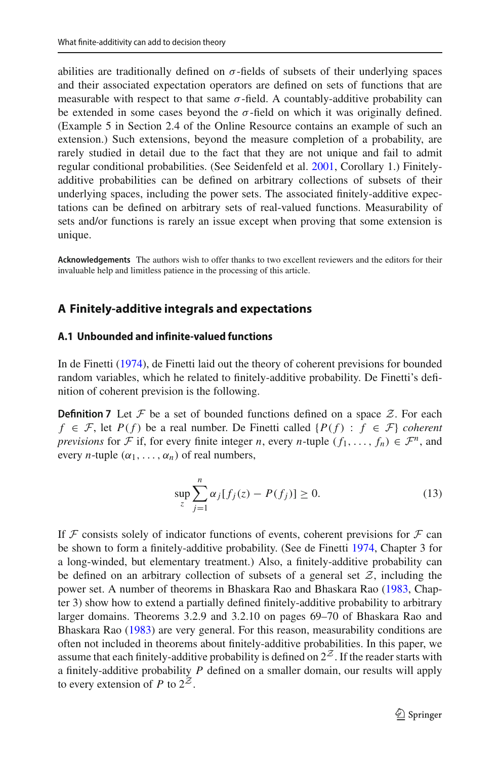abilities are traditionally defined on $\sigma$-fields of subsets of their underlying spaces and their associated expectation operators are defined on sets of functions that are measurable with respect to that same $\sigma$-field. A countably-additive probability can be extended in some cases beyond the $\sigma$-field on which it was originally defined. (Example 5 in Section 2.4 of the Online Resource contains an example of such an extension.) Such extensions, beyond the measure completion of a probability, are rarely studied in detail due to the fact that they are not unique and fail to admit regular conditional probabilities. (See Seidenfeld et al. 2001, Corollary 1.) Finitely-additive probabilities can be defined on arbitrary collections of subsets of their underlying spaces, including the power sets. The associated finitely-additive expectations can be defined on arbitrary sets of real-valued functions. Measurability of sets and/or functions is rarely an issue except when proving that some extension is unique.

**Acknowledgements** The authors wish to offer thanks to two excellent reviewers and the editors for their invaluable help and limitless patience in the processing of this article.

## A Finitely-additive integrals and expectations

### A.1 Unbounded and infinite-valued functions

In de Finetti (1974), de Finetti laid out the theory of coherent previsions for bounded random variables, which he related to finitely-additive probability. De Finetti's definition of coherent prevision is the following.

**Definition 7** Let $\mathcal{F}$ be a set of bounded functions defined on a space $\mathcal{Z}$. For each $f \in \mathcal{F}$, let $P(f)$ be a real number. De Finetti called $\{P(f) : f \in \mathcal{F}\}$ *coherent previsions* for $\mathcal{F}$ if, for every finite integer $n$, every $n$-tuple $(f_1, \ldots, f_n) \in \mathcal{F}^n$, and every $n$-tuple $(\alpha_1, \ldots, \alpha_n)$ of real numbers,

$$\sup_z \sum_{j=1}^{n} \alpha_j [f_j(z) - P(f_j)] \geq 0. \tag{13}$$

If $\mathcal{F}$ consists solely of indicator functions of events, coherent previsions for $\mathcal{F}$ can be shown to form a finitely-additive probability. (See de Finetti 1974, Chapter 3 for a long-winded, but elementary treatment.) Also, a finitely-additive probability can be defined on an arbitrary collection of subsets of a general set $\mathcal{Z}$, including the power set. A number of theorems in Bhaskara Rao and Bhaskara Rao (1983, Chapter 3) show how to extend a partially defined finitely-additive probability to arbitrary larger domains. Theorems 3.2.9 and 3.2.10 on pages 69–70 of Bhaskara Rao and Bhaskara Rao (1983) are very general. For this reason, measurability conditions are often not included in theorems about finitely-additive probabilities. In this paper, we assume that each finitely-additive probability is defined on $2^{\mathcal{Z}}$. If the reader starts with a finitely-additive probability $P$ defined on a smaller domain, our results will apply to every extension of $P$ to $2^{\mathcal{Z}}$.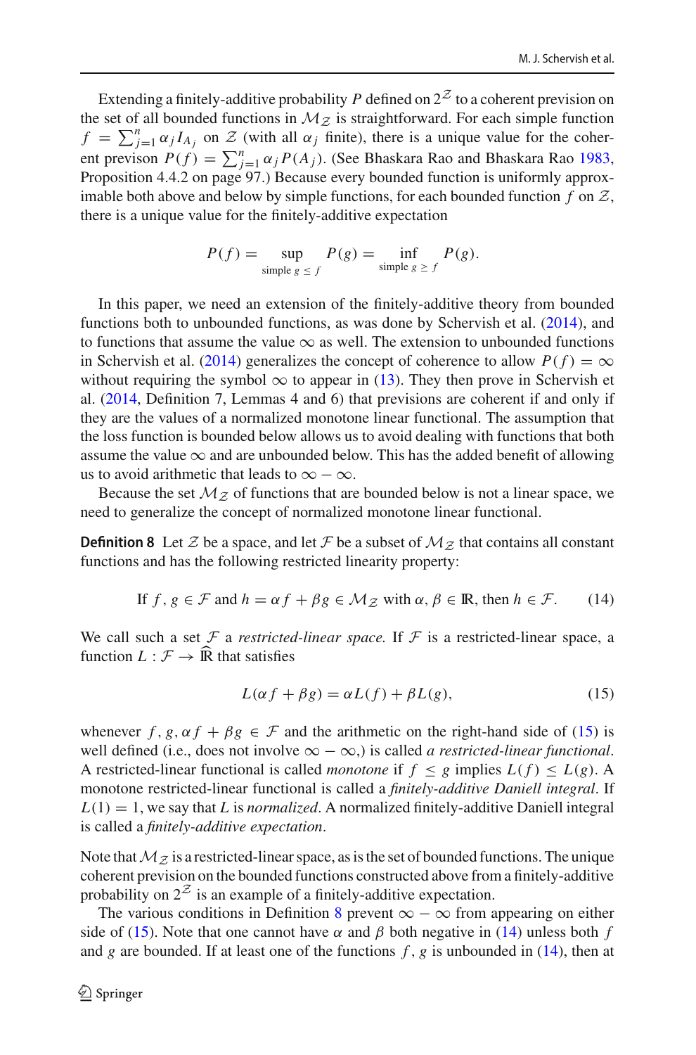Extending a finitely-additive probability $P$ defined on $2^{\mathcal{Z}}$ to a coherent prevision on the set of all bounded functions in $\mathcal{M}_{\mathcal{Z}}$ is straightforward. For each simple function $f = \sum_{j=1}^{n} \alpha_j I_{A_j}$ on $\mathcal{Z}$ (with all $\alpha_j$ finite), there is a unique value for the coherent previson $P(f) = \sum_{j=1}^{n} \alpha_j P(A_j)$. (See Bhaskara Rao and Bhaskara Rao 1983, Proposition 4.4.2 on page 97.) Because every bounded function is uniformly approximable both above and below by simple functions, for each bounded function $f$ on $\mathcal{Z}$, there is a unique value for the finitely-additive expectation

$$P(f) = \sup_{\text{simple } g \le f} P(g) = \inf_{\text{simple } g \ge f} P(g).$$

In this paper, we need an extension of the finitely-additive theory from bounded functions both to unbounded functions, as was done by Schervish et al. (2014), and to functions that assume the value $\infty$ as well. The extension to unbounded functions in Schervish et al. (2014) generalizes the concept of coherence to allow $P(f) = \infty$ without requiring the symbol $\infty$ to appear in (13). They then prove in Schervish et al. (2014, Definition 7, Lemmas 4 and 6) that previsions are coherent if and only if they are the values of a normalized monotone linear functional. The assumption that the loss function is bounded below allows us to avoid dealing with functions that both assume the value $\infty$ and are unbounded below. This has the added benefit of allowing us to avoid arithmetic that leads to $\infty - \infty$.

Because the set $\mathcal{M}_{\mathcal{Z}}$ of functions that are bounded below is not a linear space, we need to generalize the concept of normalized monotone linear functional.

**Definition 8** Let $\mathcal{Z}$ be a space, and let $\mathcal{F}$ be a subset of $\mathcal{M}_{\mathcal{Z}}$ that contains all constant functions and has the following restricted linearity property:

$$\text{If } f, g \in \mathcal{F} \text{ and } h = \alpha f + \beta g \in \mathcal{M}_{\mathcal{Z}} \text{ with } \alpha, \beta \in \mathbb{R}, \text{ then } h \in \mathcal{F}. \tag{14}$$

We call such a set $\mathcal{F}$ a *restricted-linear space.* If $\mathcal{F}$ is a restricted-linear space, a function $L : \mathcal{F} \to \widehat{\mathbb{R}}$ that satisfies

$$L(\alpha f + \beta g) = \alpha L(f) + \beta L(g), \tag{15}$$

whenever $f, g, \alpha f + \beta g \in \mathcal{F}$ and the arithmetic on the right-hand side of (15) is well defined (i.e., does not involve $\infty - \infty$,) is called *a restricted-linear functional*. A restricted-linear functional is called *monotone* if $f \le g$ implies $L(f) \le L(g)$. A monotone restricted-linear functional is called a *finitely-additive Daniell integral*. If $L(1) = 1$, we say that $L$ is *normalized*. A normalized finitely-additive Daniell integral is called a *finitely-additive expectation*.

Note that $\mathcal{M}_{\mathcal{Z}}$ is a restricted-linear space, as is the set of bounded functions. The unique coherent prevision on the bounded functions constructed above from a finitely-additive probability on $2^{\mathcal{Z}}$ is an example of a finitely-additive expectation.

The various conditions in Definition 8 prevent $\infty - \infty$ from appearing on either side of (15). Note that one cannot have $\alpha$ and $\beta$ both negative in (14) unless both $f$ and $g$ are bounded. If at least one of the functions $f, g$ is unbounded in (14), then at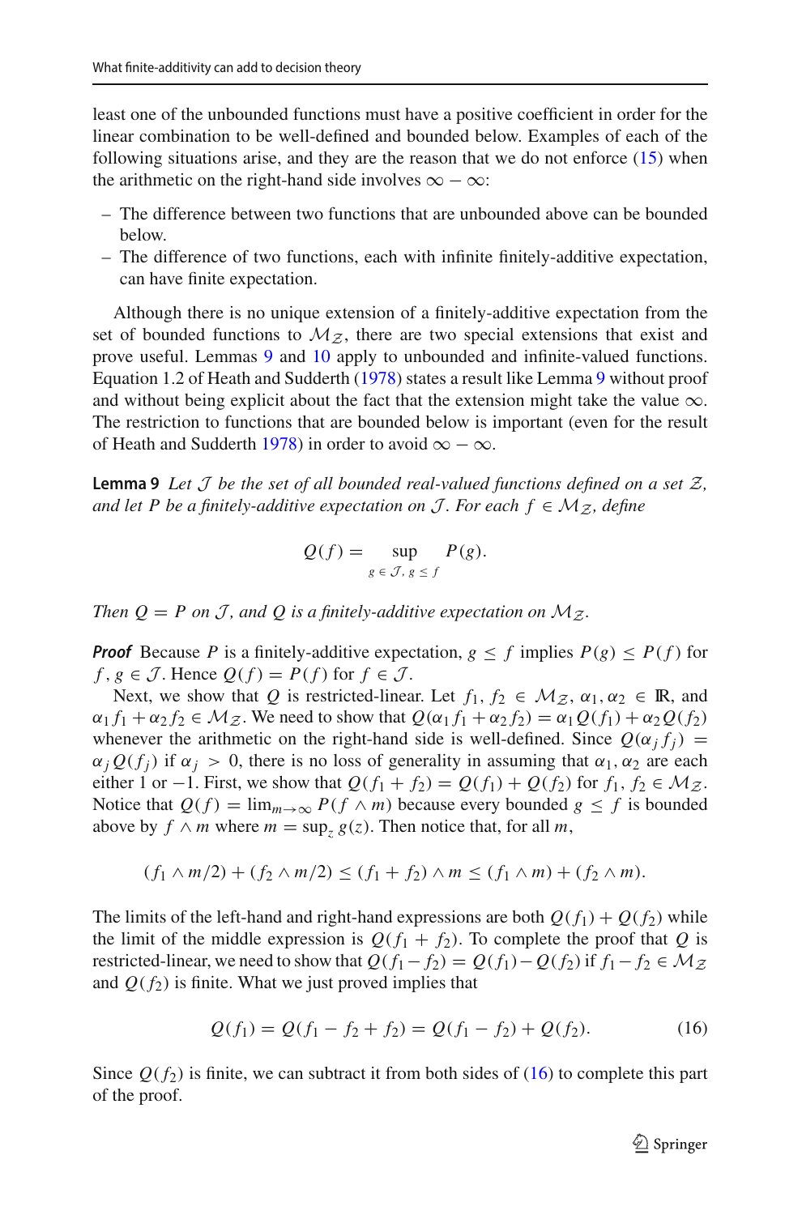least one of the unbounded functions must have a positive coefficient in order for the linear combination to be well-defined and bounded below. Examples of each of the following situations arise, and they are the reason that we do not enforce (15) when the arithmetic on the right-hand side involves $\infty - \infty$:

- The difference between two functions that are unbounded above can be bounded below.
- The difference of two functions, each with infinite finitely-additive expectation, can have finite expectation.

Although there is no unique extension of a finitely-additive expectation from the set of bounded functions to $\mathcal{M}_{\mathcal{Z}}$, there are two special extensions that exist and prove useful. Lemmas 9 and 10 apply to unbounded and infinite-valued functions. Equation 1.2 of Heath and Sudderth (1978) states a result like Lemma 9 without proof and without being explicit about the fact that the extension might take the value $\infty$. The restriction to functions that are bounded below is important (even for the result of Heath and Sudderth 1978) in order to avoid $\infty - \infty$.

**Lemma 9** *Let $\mathcal{J}$ be the set of all bounded real-valued functions defined on a set $\mathcal{Z}$, and let $P$ be a finitely-additive expectation on $\mathcal{J}$. For each $f \in \mathcal{M}_{\mathcal{Z}}$, define*

$$Q(f) = \sup_{g \in \mathcal{J},\, g \le f} P(g).$$

*Then $Q = P$ on $\mathcal{J}$, and $Q$ is a finitely-additive expectation on $\mathcal{M}_{\mathcal{Z}}$.*

***Proof*** Because $P$ is a finitely-additive expectation, $g \le f$ implies $P(g) \le P(f)$ for $f, g \in \mathcal{J}$. Hence $Q(f) = P(f)$ for $f \in \mathcal{J}$.

Next, we show that $Q$ is restricted-linear. Let $f_1, f_2 \in \mathcal{M}_{\mathcal{Z}}$, $\alpha_1, \alpha_2 \in \mathbb{R}$, and $\alpha_1 f_1 + \alpha_2 f_2 \in \mathcal{M}_{\mathcal{Z}}$. We need to show that $Q(\alpha_1 f_1 + \alpha_2 f_2) = \alpha_1 Q(f_1) + \alpha_2 Q(f_2)$ whenever the arithmetic on the right-hand side is well-defined. Since $Q(\alpha_j f_j) = \alpha_j Q(f_j)$ if $\alpha_j > 0$, there is no loss of generality in assuming that $\alpha_1, \alpha_2$ are each either 1 or $-1$. First, we show that $Q(f_1 + f_2) = Q(f_1) + Q(f_2)$ for $f_1, f_2 \in \mathcal{M}_{\mathcal{Z}}$. Notice that $Q(f) = \lim_{m \to \infty} P(f \wedge m)$ because every bounded $g \le f$ is bounded above by $f \wedge m$ where $m = \sup_z g(z)$. Then notice that, for all $m$,

$$(f_1 \wedge m/2) + (f_2 \wedge m/2) \le (f_1 + f_2) \wedge m \le (f_1 \wedge m) + (f_2 \wedge m).$$

The limits of the left-hand and right-hand expressions are both $Q(f_1) + Q(f_2)$ while the limit of the middle expression is $Q(f_1 + f_2)$. To complete the proof that $Q$ is restricted-linear, we need to show that $Q(f_1 - f_2) = Q(f_1) - Q(f_2)$ if $f_1 - f_2 \in \mathcal{M}_{\mathcal{Z}}$ and $Q(f_2)$ is finite. What we just proved implies that

$$Q(f_1) = Q(f_1 - f_2 + f_2) = Q(f_1 - f_2) + Q(f_2). \tag{16}$$

Since $Q(f_2)$ is finite, we can subtract it from both sides of (16) to complete this part of the proof.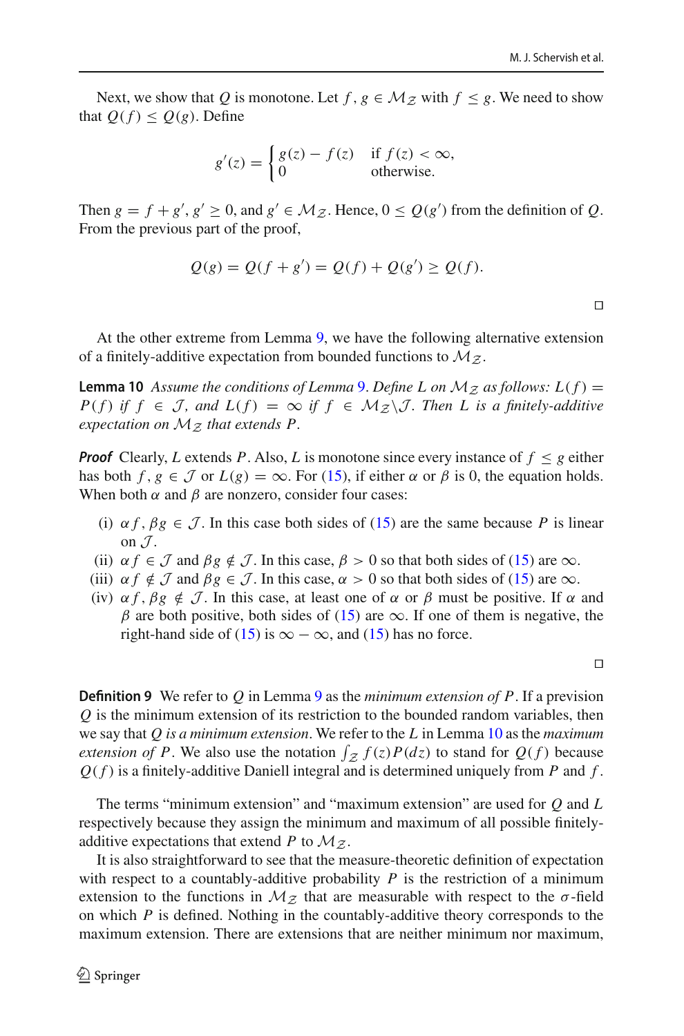Next, we show that $Q$ is monotone. Let $f, g \in \mathcal{M}_{\mathcal{Z}}$ with $f \leq g$. We need to show that $Q(f) \leq Q(g)$. Define

$$g'(z) = \begin{cases} g(z) - f(z) & \text{if } f(z) < \infty, \\ 0 & \text{otherwise.} \end{cases}$$

Then $g = f + g'$, $g' \geq 0$, and $g' \in \mathcal{M}_{\mathcal{Z}}$. Hence, $0 \leq Q(g')$ from the definition of $Q$. From the previous part of the proof,

$$Q(g) = Q(f + g') = Q(f) + Q(g') \geq Q(f).$$

□

At the other extreme from Lemma 9, we have the following alternative extension of a finitely-additive expectation from bounded functions to $\mathcal{M}_{\mathcal{Z}}$.

**Lemma 10** *Assume the conditions of Lemma 9. Define $L$ on $\mathcal{M}_{\mathcal{Z}}$ as follows: $L(f) = P(f)$ if $f \in \mathcal{J}$, and $L(f) = \infty$ if $f \in \mathcal{M}_{\mathcal{Z}} \backslash \mathcal{J}$. Then $L$ is a finitely-additive expectation on $\mathcal{M}_{\mathcal{Z}}$ that extends $P$.*

***Proof*** Clearly, $L$ extends $P$. Also, $L$ is monotone since every instance of $f \leq g$ either has both $f, g \in \mathcal{J}$ or $L(g) = \infty$. For (15), if either $\alpha$ or $\beta$ is 0, the equation holds. When both $\alpha$ and $\beta$ are nonzero, consider four cases:

(i) $\alpha f, \beta g \in \mathcal{J}$. In this case both sides of (15) are the same because $P$ is linear on $\mathcal{J}$.
(ii) $\alpha f \in \mathcal{J}$ and $\beta g \notin \mathcal{J}$. In this case, $\beta > 0$ so that both sides of (15) are $\infty$.
(iii) $\alpha f \notin \mathcal{J}$ and $\beta g \in \mathcal{J}$. In this case, $\alpha > 0$ so that both sides of (15) are $\infty$.
(iv) $\alpha f, \beta g \notin \mathcal{J}$. In this case, at least one of $\alpha$ or $\beta$ must be positive. If $\alpha$ and $\beta$ are both positive, both sides of (15) are $\infty$. If one of them is negative, the right-hand side of (15) is $\infty - \infty$, and (15) has no force.

□

**Definition 9** We refer to $Q$ in Lemma 9 as the *minimum extension of* $P$. If a prevision $Q$ is the minimum extension of its restriction to the bounded random variables, then we say that $Q$ *is a minimum extension*. We refer to the $L$ in Lemma 10 as the *maximum extension of* $P$. We also use the notation $\int_{\mathcal{Z}} f(z)P(dz)$ to stand for $Q(f)$ because $Q(f)$ is a finitely-additive Daniell integral and is determined uniquely from $P$ and $f$.

The terms "minimum extension" and "maximum extension" are used for $Q$ and $L$ respectively because they assign the minimum and maximum of all possible finitely-additive expectations that extend $P$ to $\mathcal{M}_{\mathcal{Z}}$.

It is also straightforward to see that the measure-theoretic definition of expectation with respect to a countably-additive probability $P$ is the restriction of a minimum extension to the functions in $\mathcal{M}_{\mathcal{Z}}$ that are measurable with respect to the $\sigma$-field on which $P$ is defined. Nothing in the countably-additive theory corresponds to the maximum extension. There are extensions that are neither minimum nor maximum,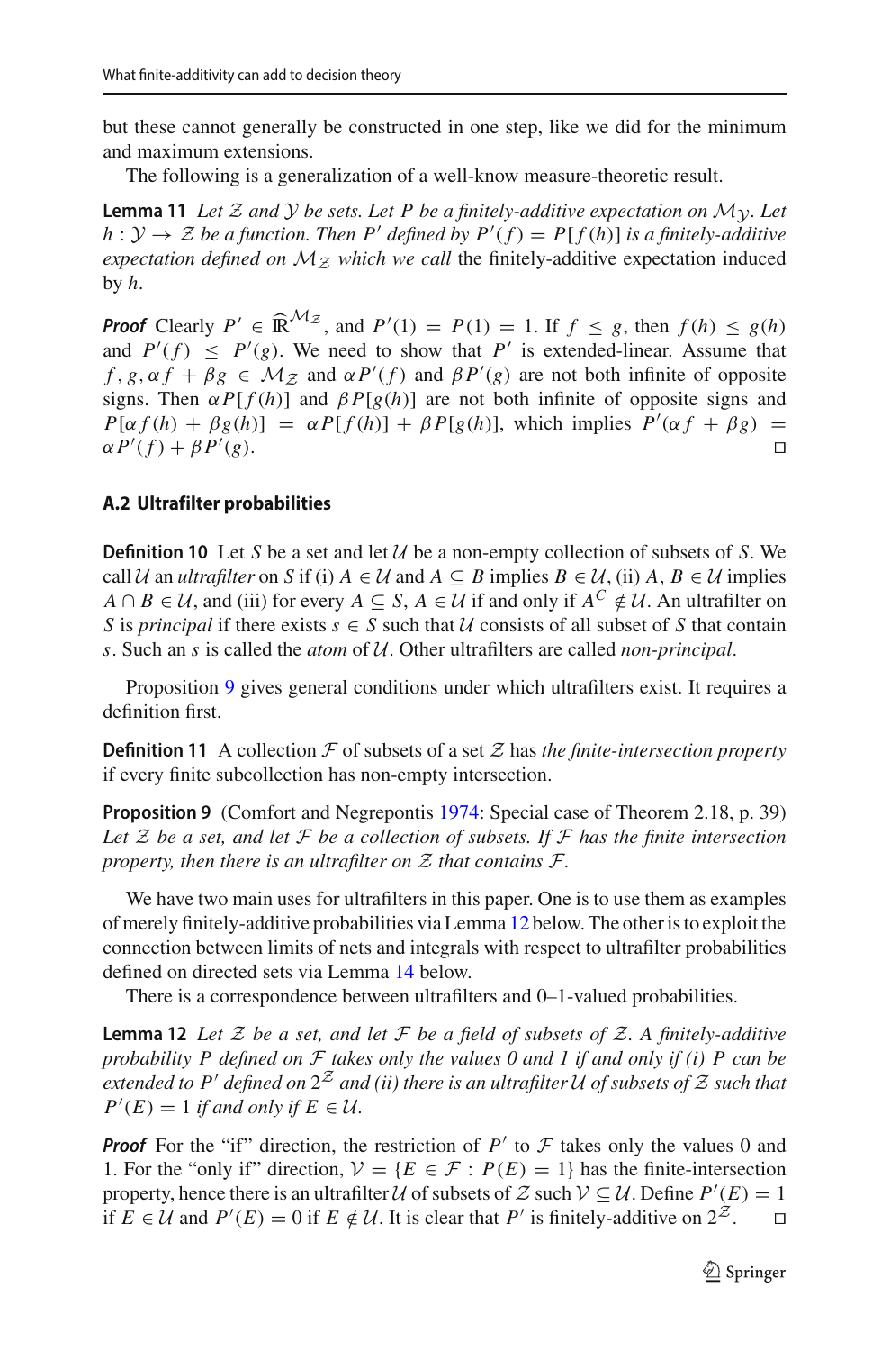but these cannot generally be constructed in one step, like we did for the minimum and maximum extensions.

The following is a generalization of a well-know measure-theoretic result.

**Lemma 11** *Let $\mathcal{Z}$ and $\mathcal{Y}$ be sets. Let $P$ be a finitely-additive expectation on $\mathcal{M}_{\mathcal{Y}}$. Let $h : \mathcal{Y} \to \mathcal{Z}$ be a function. Then $P'$ defined by $P'(f) = P[f(h)]$ is a finitely-additive expectation defined on $\mathcal{M}_{\mathcal{Z}}$ which we call* the finitely-additive expectation induced by $h$.

***Proof*** Clearly $P' \in \widehat{\mathbb{R}}^{\mathcal{M}_{\mathcal{Z}}}$, and $P'(1) = P(1) = 1$. If $f \leq g$, then $f(h) \leq g(h)$ and $P'(f) \leq P'(g)$. We need to show that $P'$ is extended-linear. Assume that $f, g, \alpha f + \beta g \in \mathcal{M}_{\mathcal{Z}}$ and $\alpha P'(f)$ and $\beta P'(g)$ are not both infinite of opposite signs. Then $\alpha P[f(h)]$ and $\beta P[g(h)]$ are not both infinite of opposite signs and $P[\alpha f(h) + \beta g(h)] = \alpha P[f(h)] + \beta P[g(h)]$, which implies $P'(\alpha f + \beta g) = \alpha P'(f) + \beta P'(g)$. □

### A.2 Ultrafilter probabilities

**Definition 10** Let $S$ be a set and let $\mathcal{U}$ be a non-empty collection of subsets of $S$. We call $\mathcal{U}$ an *ultrafilter* on $S$ if (i) $A \in \mathcal{U}$ and $A \subseteq B$ implies $B \in \mathcal{U}$, (ii) $A, B \in \mathcal{U}$ implies $A \cap B \in \mathcal{U}$, and (iii) for every $A \subseteq S$, $A \in \mathcal{U}$ if and only if $A^C \notin \mathcal{U}$. An ultrafilter on $S$ is *principal* if there exists $s \in S$ such that $\mathcal{U}$ consists of all subset of $S$ that contain $s$. Such an $s$ is called the *atom* of $\mathcal{U}$. Other ultrafilters are called *non-principal*.

Proposition 9 gives general conditions under which ultrafilters exist. It requires a definition first.

**Definition 11** A collection $\mathcal{F}$ of subsets of a set $\mathcal{Z}$ has *the finite-intersection property* if every finite subcollection has non-empty intersection.

**Proposition 9** (Comfort and Negrepontis 1974: Special case of Theorem 2.18, p. 39) *Let $\mathcal{Z}$ be a set, and let $\mathcal{F}$ be a collection of subsets. If $\mathcal{F}$ has the finite intersection property, then there is an ultrafilter on $\mathcal{Z}$ that contains $\mathcal{F}$.*

We have two main uses for ultrafilters in this paper. One is to use them as examples of merely finitely-additive probabilities via Lemma 12 below. The other is to exploit the connection between limits of nets and integrals with respect to ultrafilter probabilities defined on directed sets via Lemma 14 below.

There is a correspondence between ultrafilters and 0–1-valued probabilities.

**Lemma 12** *Let $\mathcal{Z}$ be a set, and let $\mathcal{F}$ be a field of subsets of $\mathcal{Z}$. A finitely-additive probability $P$ defined on $\mathcal{F}$ takes only the values 0 and 1 if and only if (i) $P$ can be extended to $P'$ defined on $2^{\mathcal{Z}}$ and (ii) there is an ultrafilter $\mathcal{U}$ of subsets of $\mathcal{Z}$ such that $P'(E) = 1$ if and only if $E \in \mathcal{U}$.*

***Proof*** For the "if" direction, the restriction of $P'$ to $\mathcal{F}$ takes only the values 0 and 1. For the "only if" direction, $\mathcal{V} = \{E \in \mathcal{F} : P(E) = 1\}$ has the finite-intersection property, hence there is an ultrafilter $\mathcal{U}$ of subsets of $\mathcal{Z}$ such $\mathcal{V} \subseteq \mathcal{U}$. Define $P'(E) = 1$ if $E \in \mathcal{U}$ and $P'(E) = 0$ if $E \notin \mathcal{U}$. It is clear that $P'$ is finitely-additive on $2^{\mathcal{Z}}$. □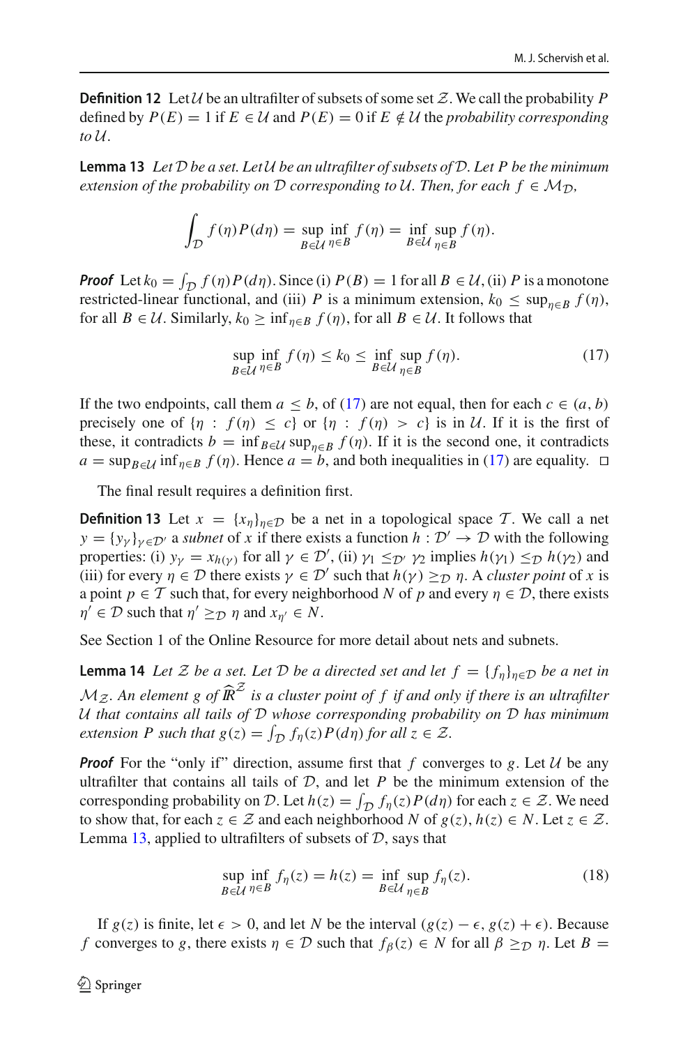**Definition 12** Let $\mathcal{U}$ be an ultrafilter of subsets of some set $\mathcal{Z}$. We call the probability $P$ defined by $P(E) = 1$ if $E \in \mathcal{U}$ and $P(E) = 0$ if $E \notin \mathcal{U}$ the *probability corresponding to* $\mathcal{U}$.

**Lemma 13** *Let $\mathcal{D}$ be a set. Let $\mathcal{U}$ be an ultrafilter of subsets of $\mathcal{D}$. Let $P$ be the minimum extension of the probability on $\mathcal{D}$ corresponding to $\mathcal{U}$. Then, for each $f \in \mathcal{M}_{\mathcal{D}}$,*

$$\int_{\mathcal{D}} f(\eta) P(d\eta) = \sup_{B \in \mathcal{U}} \inf_{\eta \in B} f(\eta) = \inf_{B \in \mathcal{U}} \sup_{\eta \in B} f(\eta).$$

***Proof*** Let $k_0 = \int_{\mathcal{D}} f(\eta) P(d\eta)$. Since (i) $P(B) = 1$ for all $B \in \mathcal{U}$, (ii) $P$ is a monotone restricted-linear functional, and (iii) $P$ is a minimum extension, $k_0 \leq \sup_{\eta \in B} f(\eta)$, for all $B \in \mathcal{U}$. Similarly, $k_0 \geq \inf_{\eta \in B} f(\eta)$, for all $B \in \mathcal{U}$. It follows that

$$\sup_{B \in \mathcal{U}} \inf_{\eta \in B} f(\eta) \leq k_0 \leq \inf_{B \in \mathcal{U}} \sup_{\eta \in B} f(\eta). \tag{17}$$

If the two endpoints, call them $a \leq b$, of (17) are not equal, then for each $c \in (a, b)$ precisely one of $\{\eta : f(\eta) \leq c\}$ or $\{\eta : f(\eta) > c\}$ is in $\mathcal{U}$. If it is the first of these, it contradicts $b = \inf_{B \in \mathcal{U}} \sup_{\eta \in B} f(\eta)$. If it is the second one, it contradicts $a = \sup_{B \in \mathcal{U}} \inf_{\eta \in B} f(\eta)$. Hence $a = b$, and both inequalities in (17) are equality. $\square$

The final result requires a definition first.

**Definition 13** Let $x = \{x_\eta\}_{\eta \in \mathcal{D}}$ be a net in a topological space $\mathcal{T}$. We call a net $y = \{y_\gamma\}_{\gamma \in \mathcal{D}'}$ a *subnet* of $x$ if there exists a function $h : \mathcal{D}' \to \mathcal{D}$ with the following properties: (i) $y_\gamma = x_{h(\gamma)}$ for all $\gamma \in \mathcal{D}'$, (ii) $\gamma_1 \leq_{\mathcal{D}'} \gamma_2$ implies $h(\gamma_1) \leq_{\mathcal{D}} h(\gamma_2)$ and (iii) for every $\eta \in \mathcal{D}$ there exists $\gamma \in \mathcal{D}'$ such that $h(\gamma) \geq_{\mathcal{D}} \eta$. A *cluster point* of $x$ is a point $p \in \mathcal{T}$ such that, for every neighborhood $N$ of $p$ and every $\eta \in \mathcal{D}$, there exists $\eta' \in \mathcal{D}$ such that $\eta' \geq_{\mathcal{D}} \eta$ and $x_{\eta'} \in N$.

See Section 1 of the Online Resource for more detail about nets and subnets.

**Lemma 14** *Let $\mathcal{Z}$ be a set. Let $\mathcal{D}$ be a directed set and let $f = \{f_\eta\}_{\eta \in \mathcal{D}}$ be a net in $\mathcal{M}_{\mathcal{Z}}$. An element $g$ of $\widehat{\mathbb{R}}^{\mathcal{Z}}$ is a cluster point of $f$ if and only if there is an ultrafilter $\mathcal{U}$ that contains all tails of $\mathcal{D}$ whose corresponding probability on $\mathcal{D}$ has minimum extension $P$ such that $g(z) = \int_{\mathcal{D}} f_\eta(z) P(d\eta)$ for all $z \in \mathcal{Z}$.*

***Proof*** For the "only if" direction, assume first that $f$ converges to $g$. Let $\mathcal{U}$ be any ultrafilter that contains all tails of $\mathcal{D}$, and let $P$ be the minimum extension of the corresponding probability on $\mathcal{D}$. Let $h(z) = \int_{\mathcal{D}} f_\eta(z) P(d\eta)$ for each $z \in \mathcal{Z}$. We need to show that, for each $z \in \mathcal{Z}$ and each neighborhood $N$ of $g(z)$, $h(z) \in N$. Let $z \in \mathcal{Z}$. Lemma 13, applied to ultrafilters of subsets of $\mathcal{D}$, says that

$$\sup_{B \in \mathcal{U}} \inf_{\eta \in B} f_\eta(z) = h(z) = \inf_{B \in \mathcal{U}} \sup_{\eta \in B} f_\eta(z). \tag{18}$$

If $g(z)$ is finite, let $\epsilon > 0$, and let $N$ be the interval $(g(z) - \epsilon, g(z) + \epsilon)$. Because $f$ converges to $g$, there exists $\eta \in \mathcal{D}$ such that $f_\beta(z) \in N$ for all $\beta \geq_{\mathcal{D}} \eta$. Let $B =$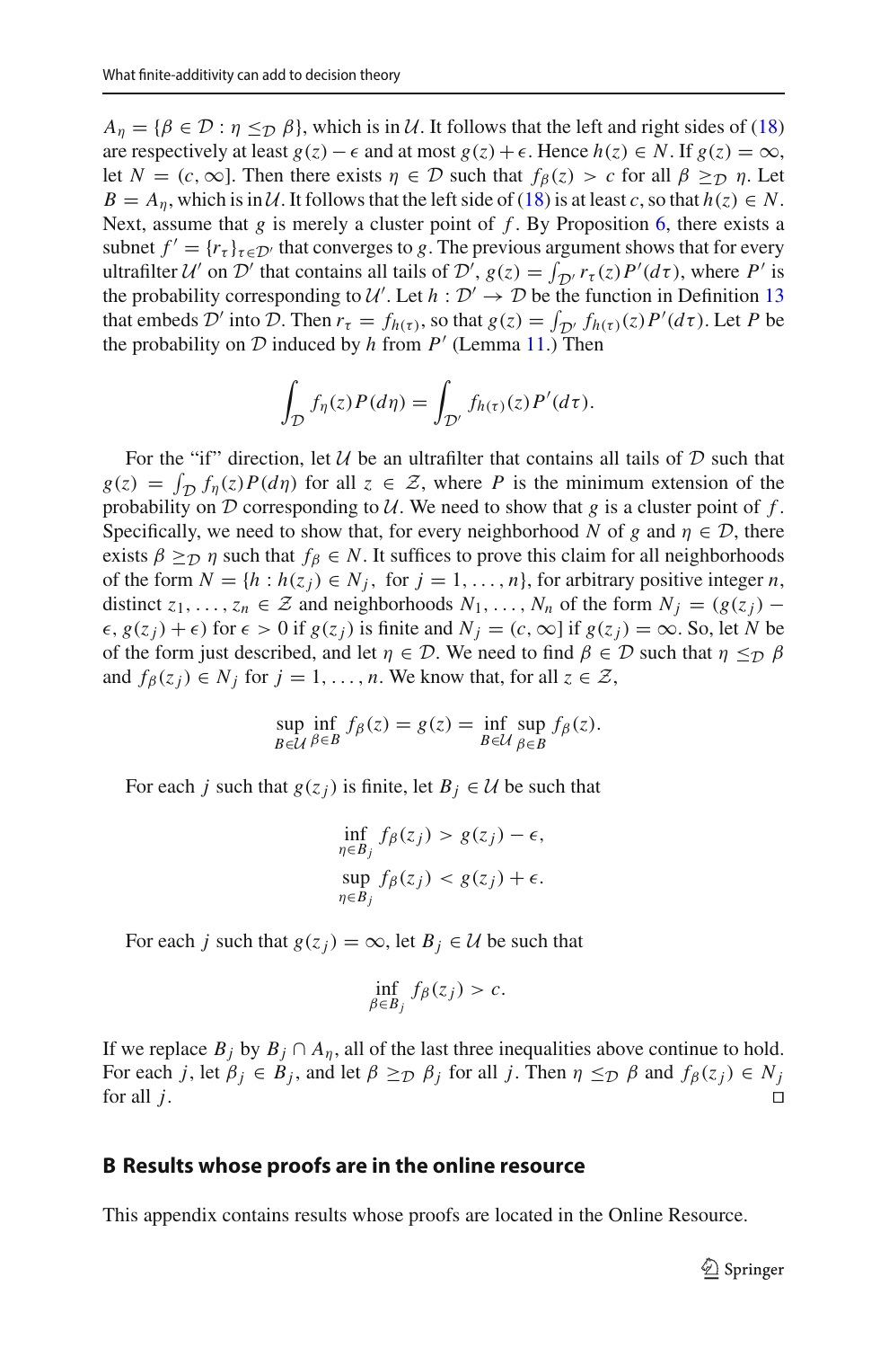$A_\eta = \{\beta \in \mathcal{D} : \eta \leq_{\mathcal{D}} \beta\}$, which is in $\mathcal{U}$. It follows that the left and right sides of (18) are respectively at least $g(z) - \epsilon$ and at most $g(z) + \epsilon$. Hence $h(z) \in N$. If $g(z) = \infty$, let $N = (c, \infty]$. Then there exists $\eta \in \mathcal{D}$ such that $f_\beta(z) > c$ for all $\beta \geq_{\mathcal{D}} \eta$. Let $B = A_\eta$, which is in $\mathcal{U}$. It follows that the left side of (18) is at least $c$, so that $h(z) \in N$. Next, assume that $g$ is merely a cluster point of $f$. By Proposition 6, there exists a subnet $f' = \{r_\tau\}_{\tau \in \mathcal{D}'}$ that converges to $g$. The previous argument shows that for every ultrafilter $\mathcal{U}'$ on $\mathcal{D}'$ that contains all tails of $\mathcal{D}'$, $g(z) = \int_{\mathcal{D}'} r_\tau(z) P'(d\tau)$, where $P'$ is the probability corresponding to $\mathcal{U}'$. Let $h : \mathcal{D}' \to \mathcal{D}$ be the function in Definition 13 that embeds $\mathcal{D}'$ into $\mathcal{D}$. Then $r_\tau = f_{h(\tau)}$, so that $g(z) = \int_{\mathcal{D}'} f_{h(\tau)}(z) P'(d\tau)$. Let $P$ be the probability on $\mathcal{D}$ induced by $h$ from $P'$ (Lemma 11.) Then

$$\int_{\mathcal{D}} f_\eta(z) P(d\eta) = \int_{\mathcal{D}'} f_{h(\tau)}(z) P'(d\tau).$$

For the "if" direction, let $\mathcal{U}$ be an ultrafilter that contains all tails of $\mathcal{D}$ such that $g(z) = \int_{\mathcal{D}} f_\eta(z) P(d\eta)$ for all $z \in \mathcal{Z}$, where $P$ is the minimum extension of the probability on $\mathcal{D}$ corresponding to $\mathcal{U}$. We need to show that $g$ is a cluster point of $f$. Specifically, we need to show that, for every neighborhood $N$ of $g$ and $\eta \in \mathcal{D}$, there exists $\beta \geq_{\mathcal{D}} \eta$ such that $f_\beta \in N$. It suffices to prove this claim for all neighborhoods of the form $N = \{h : h(z_j) \in N_j, \text{ for } j = 1, \ldots, n\}$, for arbitrary positive integer $n$, distinct $z_1, \ldots, z_n \in \mathcal{Z}$ and neighborhoods $N_1, \ldots, N_n$ of the form $N_j = (g(z_j) - \epsilon, g(z_j) + \epsilon)$ for $\epsilon > 0$ if $g(z_j)$ is finite and $N_j = (c, \infty]$ if $g(z_j) = \infty$. So, let $N$ be of the form just described, and let $\eta \in \mathcal{D}$. We need to find $\beta \in \mathcal{D}$ such that $\eta \leq_{\mathcal{D}} \beta$ and $f_\beta(z_j) \in N_j$ for $j = 1, \ldots, n$. We know that, for all $z \in \mathcal{Z}$,

$$\sup_{B \in \mathcal{U}} \inf_{\beta \in B} f_\beta(z) = g(z) = \inf_{B \in \mathcal{U}} \sup_{\beta \in B} f_\beta(z).$$

For each $j$ such that $g(z_j)$ is finite, let $B_j \in \mathcal{U}$ be such that

$$\inf_{\eta \in B_j} f_\beta(z_j) > g(z_j) - \epsilon,$$
$$\sup_{\eta \in B_j} f_\beta(z_j) < g(z_j) + \epsilon.$$

For each $j$ such that $g(z_j) = \infty$, let $B_j \in \mathcal{U}$ be such that

$$\inf_{\beta \in B_j} f_\beta(z_j) > c.$$

If we replace $B_j$ by $B_j \cap A_\eta$, all of the last three inequalities above continue to hold. For each $j$, let $\beta_j \in B_j$, and let $\beta \geq_{\mathcal{D}} \beta_j$ for all $j$. Then $\eta \leq_{\mathcal{D}} \beta$ and $f_\beta(z_j) \in N_j$ for all $j$. □

## B Results whose proofs are in the online resource

This appendix contains results whose proofs are located in the Online Resource.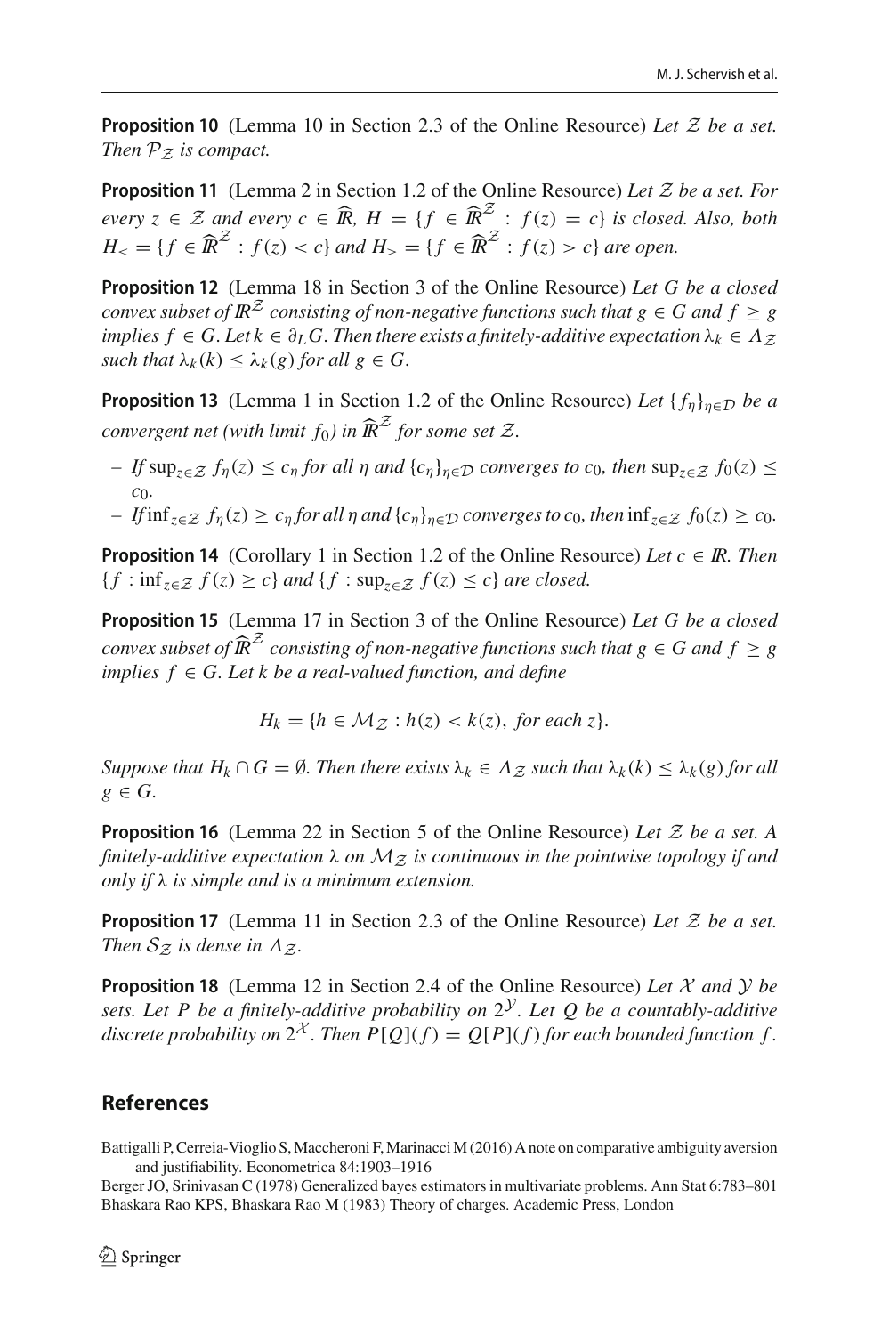**Proposition 10** (Lemma 10 in Section 2.3 of the Online Resource) *Let $\mathcal{Z}$ be a set. Then $\mathcal{P}_{\mathcal{Z}}$ is compact.*

**Proposition 11** (Lemma 2 in Section 1.2 of the Online Resource) *Let $\mathcal{Z}$ be a set. For every $z \in \mathcal{Z}$ and every $c \in \widehat{I\!R}$, $H = \{f \in \widehat{I\!R}^{\mathcal{Z}} : f(z) = c\}$ is closed. Also, both $H_< = \{f \in \widehat{I\!R}^{\mathcal{Z}} : f(z) < c\}$ and $H_> = \{f \in \widehat{I\!R}^{\mathcal{Z}} : f(z) > c\}$ are open.*

**Proposition 12** (Lemma 18 in Section 3 of the Online Resource) *Let $G$ be a closed convex subset of $I\!R^{\mathcal{Z}}$ consisting of non-negative functions such that $g \in G$ and $f \geq g$ implies $f \in G$. Let $k \in \partial_L G$. Then there exists a finitely-additive expectation $\lambda_k \in \Lambda_{\mathcal{Z}}$ such that $\lambda_k(k) \leq \lambda_k(g)$ for all $g \in G$.*

**Proposition 13** (Lemma 1 in Section 1.2 of the Online Resource) *Let $\{f_\eta\}_{\eta \in \mathcal{D}}$ be a convergent net (with limit $f_0$) in $\widehat{I\!R}^{\mathcal{Z}}$ for some set $\mathcal{Z}$.*

- *If $\sup_{z \in \mathcal{Z}} f_\eta(z) \leq c_\eta$ for all $\eta$ and $\{c_\eta\}_{\eta \in \mathcal{D}}$ converges to $c_0$, then $\sup_{z \in \mathcal{Z}} f_0(z) \leq c_0$.*
- *If $\inf_{z \in \mathcal{Z}} f_\eta(z) \geq c_\eta$ for all $\eta$ and $\{c_\eta\}_{\eta \in \mathcal{D}}$ converges to $c_0$, then $\inf_{z \in \mathcal{Z}} f_0(z) \geq c_0$.*

**Proposition 14** (Corollary 1 in Section 1.2 of the Online Resource) *Let $c \in I\!R$. Then $\{f : \inf_{z \in \mathcal{Z}} f(z) \geq c\}$ and $\{f : \sup_{z \in \mathcal{Z}} f(z) \leq c\}$ are closed.*

**Proposition 15** (Lemma 17 in Section 3 of the Online Resource) *Let $G$ be a closed convex subset of $\widehat{I\!R}^{\mathcal{Z}}$ consisting of non-negative functions such that $g \in G$ and $f \geq g$ implies $f \in G$. Let $k$ be a real-valued function, and define*

$$H_k = \{h \in \mathcal{M}_{\mathcal{Z}} : h(z) < k(z), \text{ for each } z\}.$$

*Suppose that $H_k \cap G = \emptyset$. Then there exists $\lambda_k \in \Lambda_{\mathcal{Z}}$ such that $\lambda_k(k) \leq \lambda_k(g)$ for all $g \in G$.*

**Proposition 16** (Lemma 22 in Section 5 of the Online Resource) *Let $\mathcal{Z}$ be a set. A finitely-additive expectation $\lambda$ on $\mathcal{M}_{\mathcal{Z}}$ is continuous in the pointwise topology if and only if $\lambda$ is simple and is a minimum extension.*

**Proposition 17** (Lemma 11 in Section 2.3 of the Online Resource) *Let $\mathcal{Z}$ be a set. Then $\mathcal{S}_{\mathcal{Z}}$ is dense in $\Lambda_{\mathcal{Z}}$.*

**Proposition 18** (Lemma 12 in Section 2.4 of the Online Resource) *Let $\mathcal{X}$ and $\mathcal{Y}$ be sets. Let $P$ be a finitely-additive probability on $2^{\mathcal{Y}}$. Let $Q$ be a countably-additive discrete probability on $2^{\mathcal{X}}$. Then $P[Q](f) = Q[P](f)$ for each bounded function $f$.*

## References

Battigalli P, Cerreia-Vioglio S, Maccheroni F, Marinacci M (2016) A note on comparative ambiguity aversion and justifiability. Econometrica 84:1903–1916

Berger JO, Srinivasan C (1978) Generalized bayes estimators in multivariate problems. Ann Stat 6:783–801

Bhaskara Rao KPS, Bhaskara Rao M (1983) Theory of charges. Academic Press, London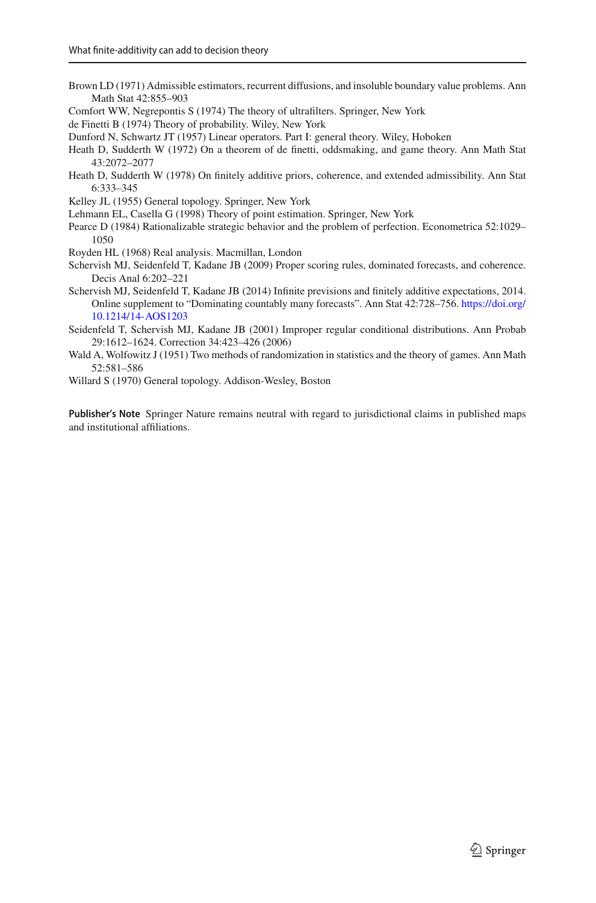Brown LD (1971) Admissible estimators, recurrent diffusions, and insoluble boundary value problems. Ann Math Stat 42:855–903

Comfort WW, Negrepontis S (1974) The theory of ultrafilters. Springer, New York

de Finetti B (1974) Theory of probability. Wiley, New York

Dunford N, Schwartz JT (1957) Linear operators. Part I: general theory. Wiley, Hoboken

Heath D, Sudderth W (1972) On a theorem of de finetti, oddsmaking, and game theory. Ann Math Stat 43:2072–2077

Heath D, Sudderth W (1978) On finitely additive priors, coherence, and extended admissibility. Ann Stat 6:333–345

Kelley JL (1955) General topology. Springer, New York

Lehmann EL, Casella G (1998) Theory of point estimation. Springer, New York

Pearce D (1984) Rationalizable strategic behavior and the problem of perfection. Econometrica 52:1029–1050

Royden HL (1968) Real analysis. Macmillan, London

Schervish MJ, Seidenfeld T, Kadane JB (2009) Proper scoring rules, dominated forecasts, and coherence. Decis Anal 6:202–221

Schervish MJ, Seidenfeld T, Kadane JB (2014) Infinite previsions and finitely additive expectations, 2014. Online supplement to "Dominating countably many forecasts". Ann Stat 42:728–756. https://doi.org/10.1214/14-AOS1203

Seidenfeld T, Schervish MJ, Kadane JB (2001) Improper regular conditional distributions. Ann Probab 29:1612–1624. Correction 34:423–426 (2006)

Wald A, Wolfowitz J (1951) Two methods of randomization in statistics and the theory of games. Ann Math 52:581–586

Willard S (1970) General topology. Addison-Wesley, Boston

**Publisher's Note** Springer Nature remains neutral with regard to jurisdictional claims in published maps and institutional affiliations.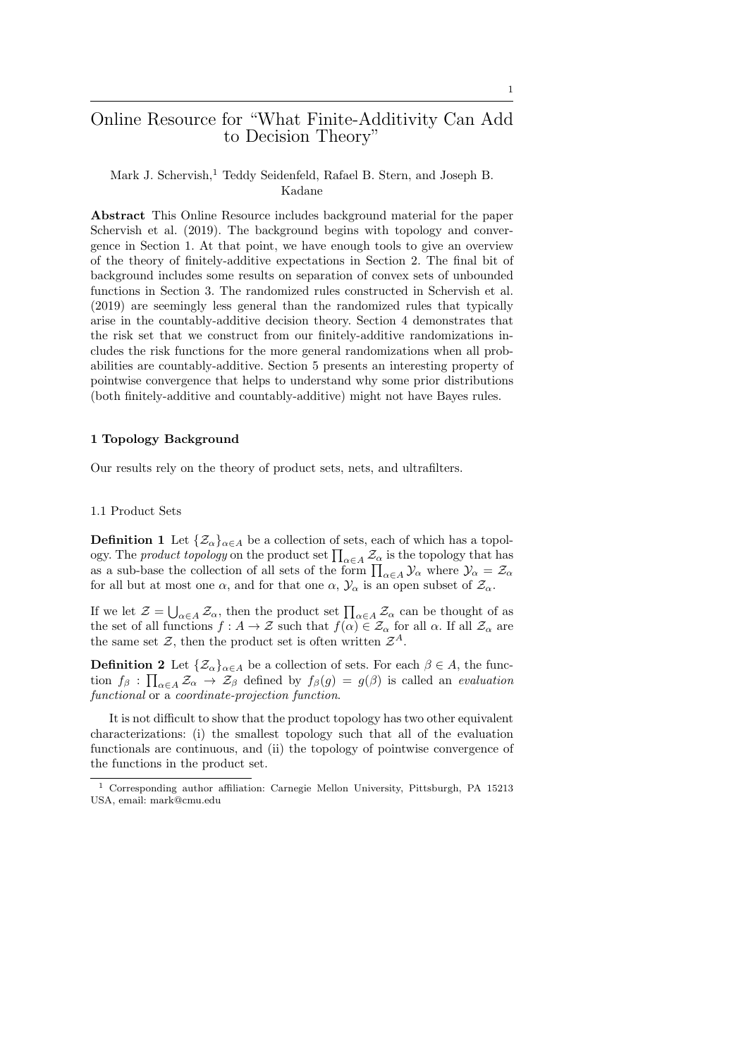# Online Resource for "What Finite-Additivity Can Add to Decision Theory"

Mark J. Schervish,[1] Teddy Seidenfeld, Rafael B. Stern, and Joseph B. Kadane

**Abstract** This Online Resource includes background material for the paper Schervish et al. (2019). The background begins with topology and convergence in Section 1. At that point, we have enough tools to give an overview of the theory of finitely-additive expectations in Section 2. The final bit of background includes some results on separation of convex sets of unbounded functions in Section 3. The randomized rules constructed in Schervish et al. (2019) are seemingly less general than the randomized rules that typically arise in the countably-additive decision theory. Section 4 demonstrates that the risk set that we construct from our finitely-additive randomizations includes the risk functions for the more general randomizations when all probabilities are countably-additive. Section 5 presents an interesting property of pointwise convergence that helps to understand why some prior distributions (both finitely-additive and countably-additive) might not have Bayes rules.

## 1 Topology Background

Our results rely on the theory of product sets, nets, and ultrafilters.

### 1.1 Product Sets

**Definition 1** Let $\{\mathcal{Z}_\alpha\}_{\alpha\in A}$ be a collection of sets, each of which has a topology. The *product topology* on the product set $\prod_{\alpha\in A}\mathcal{Z}_\alpha$ is the topology that has as a sub-base the collection of all sets of the form $\prod_{\alpha\in A}\mathcal{Y}_\alpha$ where $\mathcal{Y}_\alpha=\mathcal{Z}_\alpha$ for all but at most one $\alpha$, and for that one $\alpha$, $\mathcal{Y}_\alpha$ is an open subset of $\mathcal{Z}_\alpha$.

If we let $\mathcal{Z}=\bigcup_{\alpha\in A}\mathcal{Z}_\alpha$, then the product set $\prod_{\alpha\in A}\mathcal{Z}_\alpha$ can be thought of as the set of all functions $f:A\to\mathcal{Z}$ such that $f(\alpha)\in\mathcal{Z}_\alpha$ for all $\alpha$. If all $\mathcal{Z}_\alpha$ are the same set $\mathcal{Z}$, then the product set is often written $\mathcal{Z}^A$.

**Definition 2** Let $\{\mathcal{Z}_\alpha\}_{\alpha\in A}$ be a collection of sets. For each $\beta\in A$, the function $f_\beta:\prod_{\alpha\in A}\mathcal{Z}_\alpha\to\mathcal{Z}_\beta$ defined by $f_\beta(g)=g(\beta)$ is called an *evaluation functional* or a *coordinate-projection function*.

It is not difficult to show that the product topology has two other equivalent characterizations: (i) the smallest topology such that all of the evaluation functionals are continuous, and (ii) the topology of pointwise convergence of the functions in the product set.

[1] Corresponding author affiliation: Carnegie Mellon University, Pittsburgh, PA 15213 USA, email: mark@cmu.edu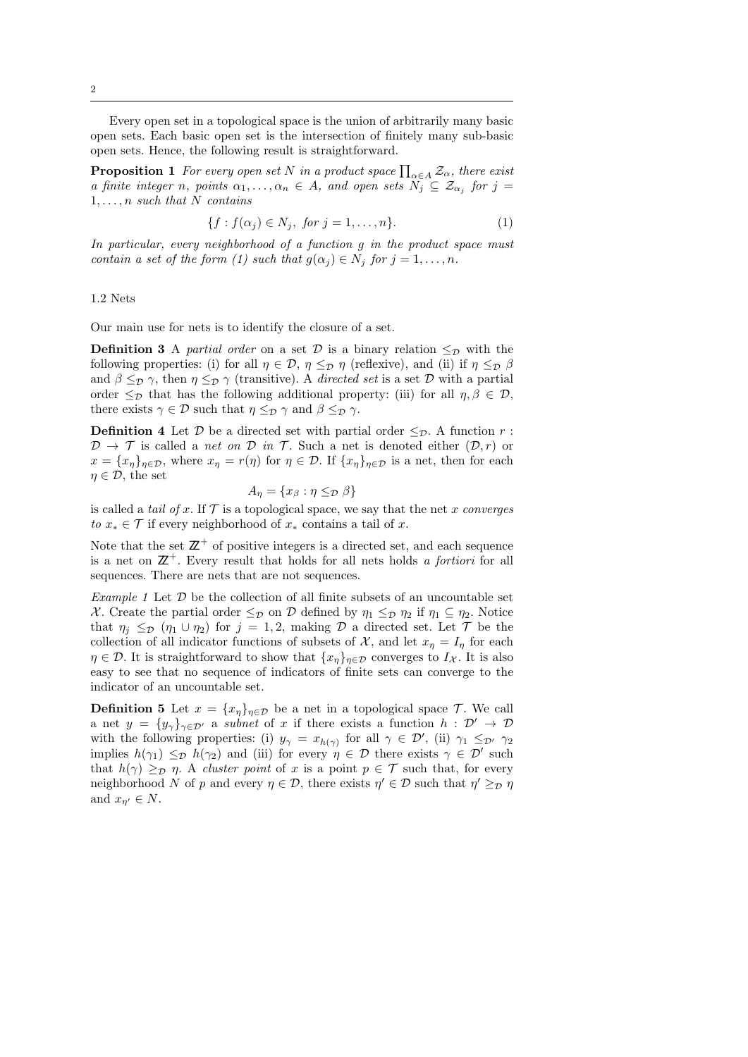Every open set in a topological space is the union of arbitrarily many basic open sets. Each basic open set is the intersection of finitely many sub-basic open sets. Hence, the following result is straightforward.

**Proposition 1** *For every open set $N$ in a product space $\prod_{\alpha \in A} \mathcal{Z}_\alpha$, there exist a finite integer $n$, points $\alpha_1, \ldots, \alpha_n \in A$, and open sets $N_j \subseteq \mathcal{Z}_{\alpha_j}$ for $j = 1, \ldots, n$ such that $N$ contains*

$$\{f : f(\alpha_j) \in N_j, \text{ for } j = 1, \ldots, n\}. \tag{1}$$

*In particular, every neighborhood of a function $g$ in the product space must contain a set of the form (1) such that $g(\alpha_j) \in N_j$ for $j = 1, \ldots, n$.*

### 1.2 Nets

Our main use for nets is to identify the closure of a set.

**Definition 3** A *partial order* on a set $\mathcal{D}$ is a binary relation $\leq_\mathcal{D}$ with the following properties: (i) for all $\eta \in \mathcal{D}$, $\eta \leq_\mathcal{D} \eta$ (reflexive), and (ii) if $\eta \leq_\mathcal{D} \beta$ and $\beta \leq_\mathcal{D} \gamma$, then $\eta \leq_\mathcal{D} \gamma$ (transitive). A *directed set* is a set $\mathcal{D}$ with a partial order $\leq_\mathcal{D}$ that has the following additional property: (iii) for all $\eta, \beta \in \mathcal{D}$, there exists $\gamma \in \mathcal{D}$ such that $\eta \leq_\mathcal{D} \gamma$ and $\beta \leq_\mathcal{D} \gamma$.

**Definition 4** Let $\mathcal{D}$ be a directed set with partial order $\leq_\mathcal{D}$. A function $r : \mathcal{D} \to \mathcal{T}$ is called a *net on $\mathcal{D}$ in $\mathcal{T}$*. Such a net is denoted either $(\mathcal{D}, r)$ or $x = \{x_\eta\}_{\eta \in \mathcal{D}}$, where $x_\eta = r(\eta)$ for $\eta \in \mathcal{D}$. If $\{x_\eta\}_{\eta \in \mathcal{D}}$ is a net, then for each $\eta \in \mathcal{D}$, the set

$$A_\eta = \{x_\beta : \eta \leq_\mathcal{D} \beta\}$$

is called a *tail of $x$*. If $\mathcal{T}$ is a topological space, we say that the net $x$ *converges to* $x_* \in \mathcal{T}$ if every neighborhood of $x_*$ contains a tail of $x$.

Note that the set $\mathbb{Z}^+$ of positive integers is a directed set, and each sequence is a net on $\mathbb{Z}^+$. Every result that holds for all nets holds *a fortiori* for all sequences. There are nets that are not sequences.

*Example 1* Let $\mathcal{D}$ be the collection of all finite subsets of an uncountable set $\mathcal{X}$. Create the partial order $\leq_\mathcal{D}$ on $\mathcal{D}$ defined by $\eta_1 \leq_\mathcal{D} \eta_2$ if $\eta_1 \subseteq \eta_2$. Notice that $\eta_j \leq_\mathcal{D} (\eta_1 \cup \eta_2)$ for $j = 1, 2$, making $\mathcal{D}$ a directed set. Let $\mathcal{T}$ be the collection of all indicator functions of subsets of $\mathcal{X}$, and let $x_\eta = I_\eta$ for each $\eta \in \mathcal{D}$. It is straightforward to show that $\{x_\eta\}_{\eta \in \mathcal{D}}$ converges to $I_\mathcal{X}$. It is also easy to see that no sequence of indicators of finite sets can converge to the indicator of an uncountable set.

**Definition 5** Let $x = \{x_\eta\}_{\eta \in \mathcal{D}}$ be a net in a topological space $\mathcal{T}$. We call a net $y = \{y_\gamma\}_{\gamma \in \mathcal{D}'}$ a *subnet* of $x$ if there exists a function $h : \mathcal{D}' \to \mathcal{D}$ with the following properties: (i) $y_\gamma = x_{h(\gamma)}$ for all $\gamma \in \mathcal{D}'$, (ii) $\gamma_1 \leq_{\mathcal{D}'} \gamma_2$ implies $h(\gamma_1) \leq_\mathcal{D} h(\gamma_2)$ and (iii) for every $\eta \in \mathcal{D}$ there exists $\gamma \in \mathcal{D}'$ such that $h(\gamma) \geq_\mathcal{D} \eta$. A *cluster point* of $x$ is a point $p \in \mathcal{T}$ such that, for every neighborhood $N$ of $p$ and every $\eta \in \mathcal{D}$, there exists $\eta' \in \mathcal{D}$ such that $\eta' \geq_\mathcal{D} \eta$ and $x_{\eta'} \in N$.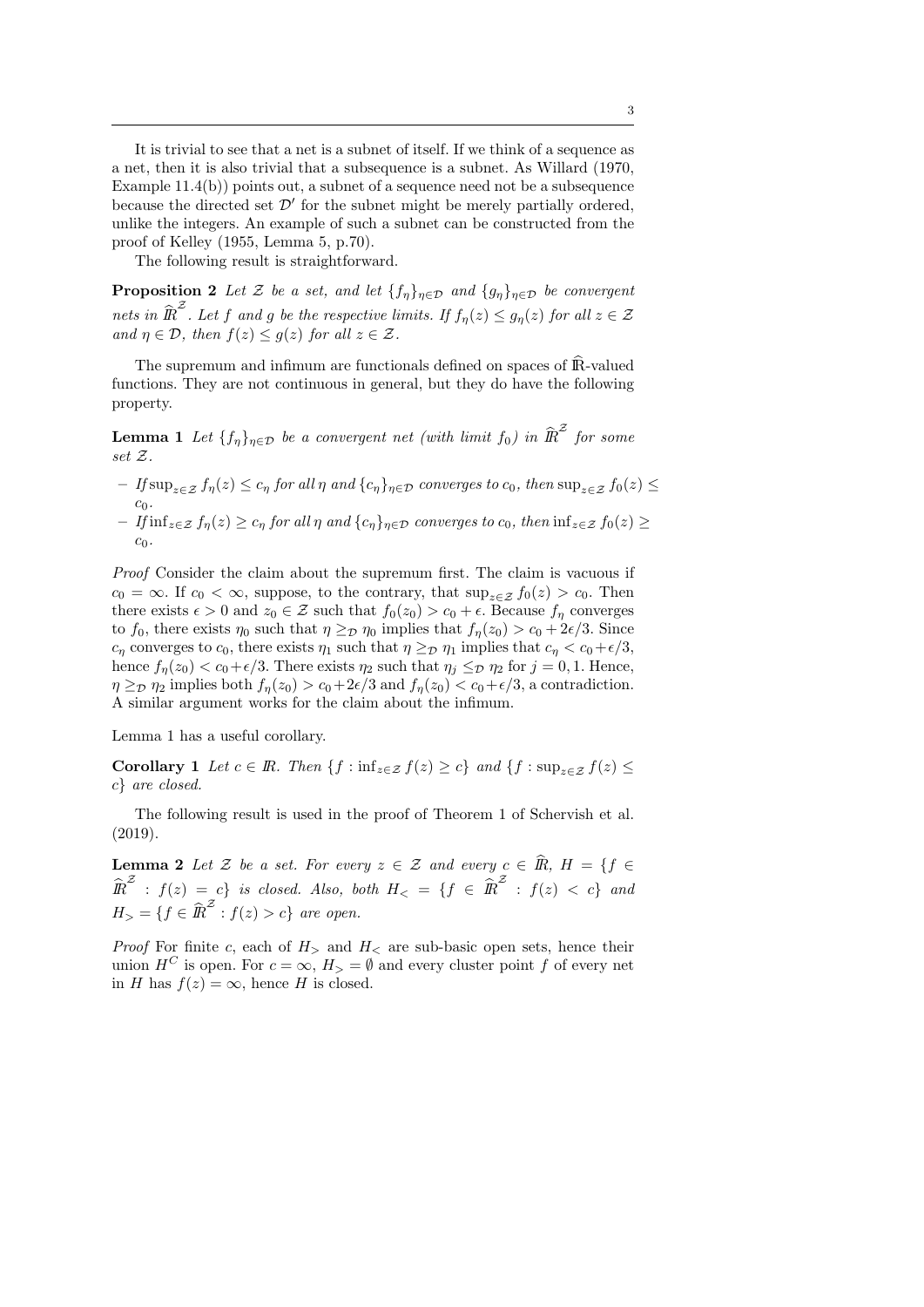It is trivial to see that a net is a subnet of itself. If we think of a sequence as a net, then it is also trivial that a subsequence is a subnet. As Willard (1970, Example 11.4(b)) points out, a subnet of a sequence need not be a subsequence because the directed set $\mathcal{D}'$ for the subnet might be merely partially ordered, unlike the integers. An example of such a subnet can be constructed from the proof of Kelley (1955, Lemma 5, p.70).

The following result is straightforward.

**Proposition 2** *Let $\mathcal{Z}$ be a set, and let $\{f_\eta\}_{\eta\in\mathcal{D}}$ and $\{g_\eta\}_{\eta\in\mathcal{D}}$ be convergent nets in $\widehat{\mathbb{R}}^{\mathcal{Z}}$. Let $f$ and $g$ be the respective limits. If $f_\eta(z) \leq g_\eta(z)$ for all $z \in \mathcal{Z}$ and $\eta \in \mathcal{D}$, then $f(z) \leq g(z)$ for all $z \in \mathcal{Z}$.*

The supremum and infimum are functionals defined on spaces of $\widehat{\mathbb{R}}$-valued functions. They are not continuous in general, but they do have the following property.

**Lemma 1** *Let $\{f_\eta\}_{\eta\in\mathcal{D}}$ be a convergent net (with limit $f_0$) in $\widehat{\mathbb{R}}^{\mathcal{Z}}$ for some set $\mathcal{Z}$.*

- *If $\sup_{z\in\mathcal{Z}} f_\eta(z) \leq c_\eta$ for all $\eta$ and $\{c_\eta\}_{\eta\in\mathcal{D}}$ converges to $c_0$, then $\sup_{z\in\mathcal{Z}} f_0(z) \leq c_0$.*
- *If $\inf_{z\in\mathcal{Z}} f_\eta(z) \geq c_\eta$ for all $\eta$ and $\{c_\eta\}_{\eta\in\mathcal{D}}$ converges to $c_0$, then $\inf_{z\in\mathcal{Z}} f_0(z) \geq c_0$.*

*Proof* Consider the claim about the supremum first. The claim is vacuous if $c_0 = \infty$. If $c_0 < \infty$, suppose, to the contrary, that $\sup_{z\in\mathcal{Z}} f_0(z) > c_0$. Then there exists $\epsilon > 0$ and $z_0 \in \mathcal{Z}$ such that $f_0(z_0) > c_0 + \epsilon$. Because $f_\eta$ converges to $f_0$, there exists $\eta_0$ such that $\eta \geq_{\mathcal{D}} \eta_0$ implies that $f_\eta(z_0) > c_0 + 2\epsilon/3$. Since $c_\eta$ converges to $c_0$, there exists $\eta_1$ such that $\eta \geq_{\mathcal{D}} \eta_1$ implies that $c_\eta < c_0 + \epsilon/3$, hence $f_\eta(z_0) < c_0 + \epsilon/3$. There exists $\eta_2$ such that $\eta_j \leq_{\mathcal{D}} \eta_2$ for $j = 0, 1$. Hence, $\eta \geq_{\mathcal{D}} \eta_2$ implies both $f_\eta(z_0) > c_0 + 2\epsilon/3$ and $f_\eta(z_0) < c_0 + \epsilon/3$, a contradiction. A similar argument works for the claim about the infimum.

Lemma 1 has a useful corollary.

**Corollary 1** *Let $c \in \mathbb{R}$. Then $\{f : \inf_{z\in\mathcal{Z}} f(z) \geq c\}$ and $\{f : \sup_{z\in\mathcal{Z}} f(z) \leq c\}$ are closed.*

The following result is used in the proof of Theorem 1 of Schervish et al. (2019).

**Lemma 2** *Let $\mathcal{Z}$ be a set. For every $z \in \mathcal{Z}$ and every $c \in \widehat{\mathbb{R}}$, $H = \{f \in \widehat{\mathbb{R}}^{\mathcal{Z}} : f(z) = c\}$ is closed. Also, both $H_< = \{f \in \widehat{\mathbb{R}}^{\mathcal{Z}} : f(z) < c\}$ and $H_> = \{f \in \widehat{\mathbb{R}}^{\mathcal{Z}} : f(z) > c\}$ are open.*

*Proof* For finite $c$, each of $H_>$ and $H_<$ are sub-basic open sets, hence their union $H^C$ is open. For $c = \infty$, $H_> = \emptyset$ and every cluster point $f$ of every net in $H$ has $f(z) = \infty$, hence $H$ is closed.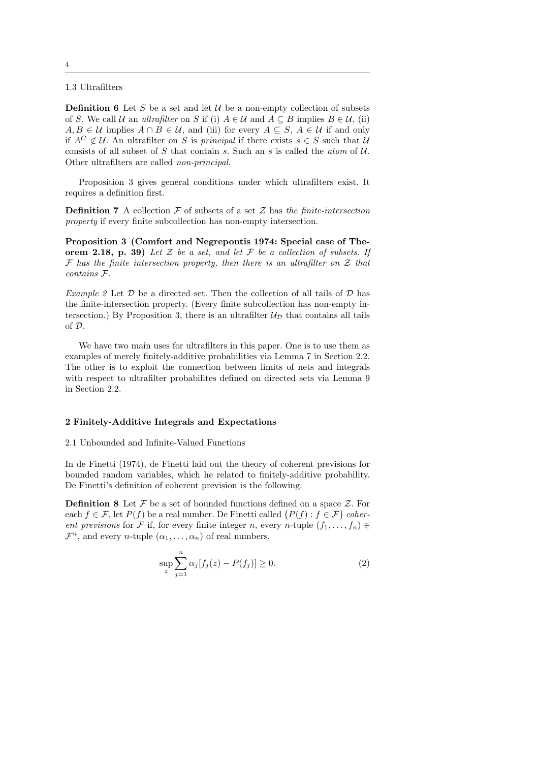### 1.3 Ultrafilters

**Definition 6** Let $S$ be a set and let $\mathcal{U}$ be a non-empty collection of subsets of $S$. We call $\mathcal{U}$ an *ultrafilter* on $S$ if (i) $A \in \mathcal{U}$ and $A \subseteq B$ implies $B \in \mathcal{U}$, (ii) $A, B \in \mathcal{U}$ implies $A \cap B \in \mathcal{U}$, and (iii) for every $A \subseteq S$, $A \in \mathcal{U}$ if and only if $A^C \notin \mathcal{U}$. An ultrafilter on $S$ is *principal* if there exists $s \in S$ such that $\mathcal{U}$ consists of all subset of $S$ that contain $s$. Such an $s$ is called the *atom* of $\mathcal{U}$. Other ultrafilters are called *non-principal*.

Proposition 3 gives general conditions under which ultrafilters exist. It requires a definition first.

**Definition 7** A collection $\mathcal{F}$ of subsets of a set $\mathcal{Z}$ has *the finite-intersection property* if every finite subcollection has non-empty intersection.

**Proposition 3 (Comfort and Negrepontis 1974: Special case of Theorem 2.18, p. 39)** *Let $\mathcal{Z}$ be a set, and let $\mathcal{F}$ be a collection of subsets. If $\mathcal{F}$ has the finite intersection property, then there is an ultrafilter on $\mathcal{Z}$ that contains $\mathcal{F}$.*

*Example 2* Let $\mathcal{D}$ be a directed set. Then the collection of all tails of $\mathcal{D}$ has the finite-intersection property. (Every finite subcollection has non-empty intersection.) By Proposition 3, there is an ultrafilter $\mathcal{U}_{\mathcal{D}}$ that contains all tails of $\mathcal{D}$.

We have two main uses for ultrafilters in this paper. One is to use them as examples of merely finitely-additive probabilities via Lemma 7 in Section 2.2. The other is to exploit the connection between limits of nets and integrals with respect to ultrafilter probabilites defined on directed sets via Lemma 9 in Section 2.2.

## 2 Finitely-Additive Integrals and Expectations

### 2.1 Unbounded and Infinite-Valued Functions

In de Finetti (1974), de Finetti laid out the theory of coherent previsions for bounded random variables, which he related to finitely-additive probability. De Finetti's definition of coherent prevision is the following.

**Definition 8** Let $\mathcal{F}$ be a set of bounded functions defined on a space $\mathcal{Z}$. For each $f \in \mathcal{F}$, let $P(f)$ be a real number. De Finetti called $\{P(f) : f \in \mathcal{F}\}$ *coherent previsions* for $\mathcal{F}$ if, for every finite integer $n$, every $n$-tuple $(f_1, \ldots, f_n) \in \mathcal{F}^n$, and every $n$-tuple $(\alpha_1, \ldots, \alpha_n)$ of real numbers,

$$\sup_z \sum_{j=1}^{n} \alpha_j [f_j(z) - P(f_j)] \geq 0. \tag{2}$$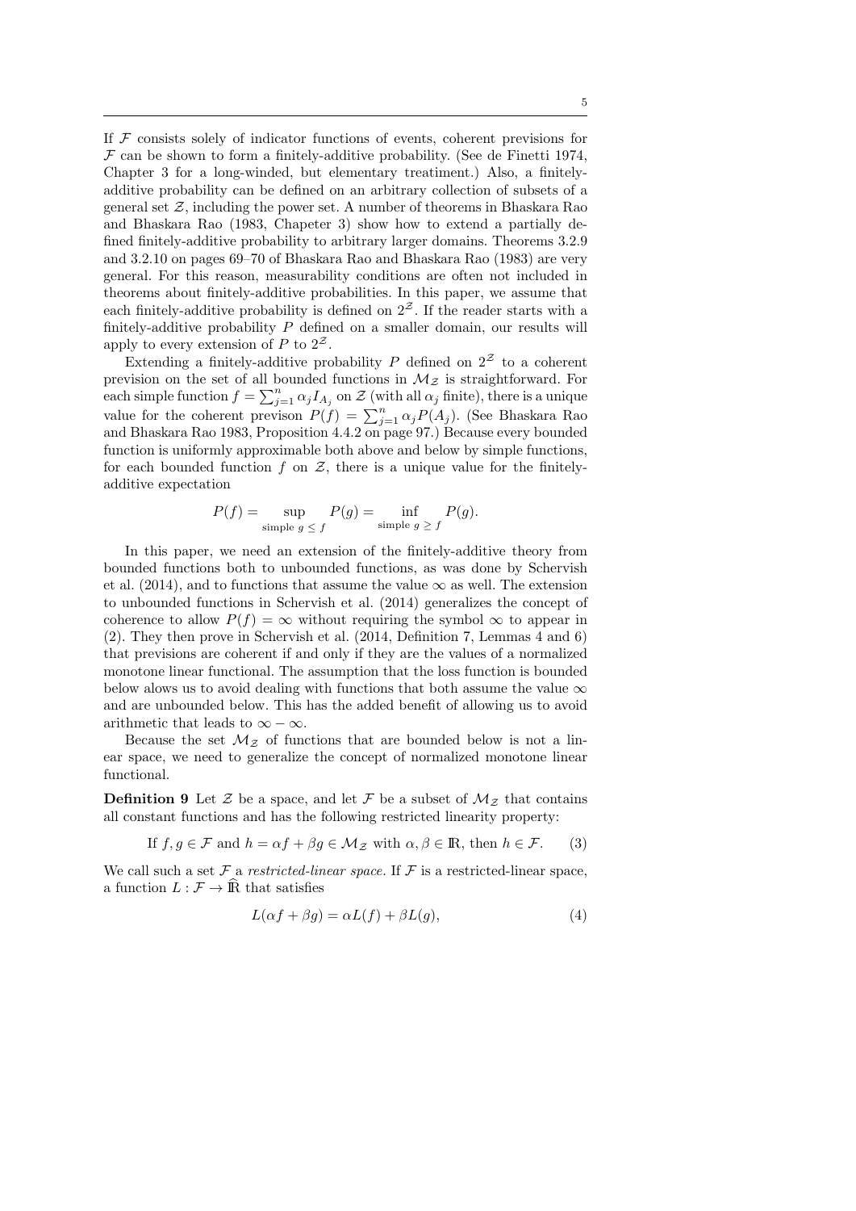If $\mathcal{F}$ consists solely of indicator functions of events, coherent previsions for $\mathcal{F}$ can be shown to form a finitely-additive probability. (See de Finetti 1974, Chapter 3 for a long-winded, but elementary treatiment.) Also, a finitely-additive probability can be defined on an arbitrary collection of subsets of a general set $\mathcal{Z}$, including the power set. A number of theorems in Bhaskara Rao and Bhaskara Rao (1983, Chapeter 3) show how to extend a partially defined finitely-additive probability to arbitrary larger domains. Theorems 3.2.9 and 3.2.10 on pages 69–70 of Bhaskara Rao and Bhaskara Rao (1983) are very general. For this reason, measurability conditions are often not included in theorems about finitely-additive probabilities. In this paper, we assume that each finitely-additive probability is defined on $2^{\mathcal{Z}}$. If the reader starts with a finitely-additive probability $P$ defined on a smaller domain, our results will apply to every extension of $P$ to $2^{\mathcal{Z}}$.

Extending a finitely-additive probability $P$ defined on $2^{\mathcal{Z}}$ to a coherent prevision on the set of all bounded functions in $\mathcal{M}_{\mathcal{Z}}$ is straightforward. For each simple function $f = \sum_{j=1}^{n} \alpha_j I_{A_j}$ on $\mathcal{Z}$ (with all $\alpha_j$ finite), there is a unique value for the coherent previson $P(f) = \sum_{j=1}^{n} \alpha_j P(A_j)$. (See Bhaskara Rao and Bhaskara Rao 1983, Proposition 4.4.2 on page 97.) Because every bounded function is uniformly approximable both above and below by simple functions, for each bounded function $f$ on $\mathcal{Z}$, there is a unique value for the finitely-additive expectation

$$P(f) = \sup_{\text{simple } g \leq f} P(g) = \inf_{\text{simple } g \geq f} P(g).$$

In this paper, we need an extension of the finitely-additive theory from bounded functions both to unbounded functions, as was done by Schervish et al. (2014), and to functions that assume the value $\infty$ as well. The extension to unbounded functions in Schervish et al. (2014) generalizes the concept of coherence to allow $P(f) = \infty$ without requiring the symbol $\infty$ to appear in (2). They then prove in Schervish et al. (2014, Definition 7, Lemmas 4 and 6) that previsions are coherent if and only if they are the values of a normalized monotone linear functional. The assumption that the loss function is bounded below alows us to avoid dealing with functions that both assume the value $\infty$ and are unbounded below. This has the added benefit of allowing us to avoid arithmetic that leads to $\infty - \infty$.

Because the set $\mathcal{M}_{\mathcal{Z}}$ of functions that are bounded below is not a linear space, we need to generalize the concept of normalized monotone linear functional.

**Definition 9** Let $\mathcal{Z}$ be a space, and let $\mathcal{F}$ be a subset of $\mathcal{M}_{\mathcal{Z}}$ that contains all constant functions and has the following restricted linearity property:

$$\text{If } f, g \in \mathcal{F} \text{ and } h = \alpha f + \beta g \in \mathcal{M}_{\mathcal{Z}} \text{ with } \alpha, \beta \in \mathbb{R}, \text{ then } h \in \mathcal{F}. \tag{3}$$

We call such a set $\mathcal{F}$ a *restricted-linear space.* If $\mathcal{F}$ is a restricted-linear space, a function $L : \mathcal{F} \to \widehat{\mathbb{R}}$ that satisfies

$$L(\alpha f + \beta g) = \alpha L(f) + \beta L(g), \tag{4}$$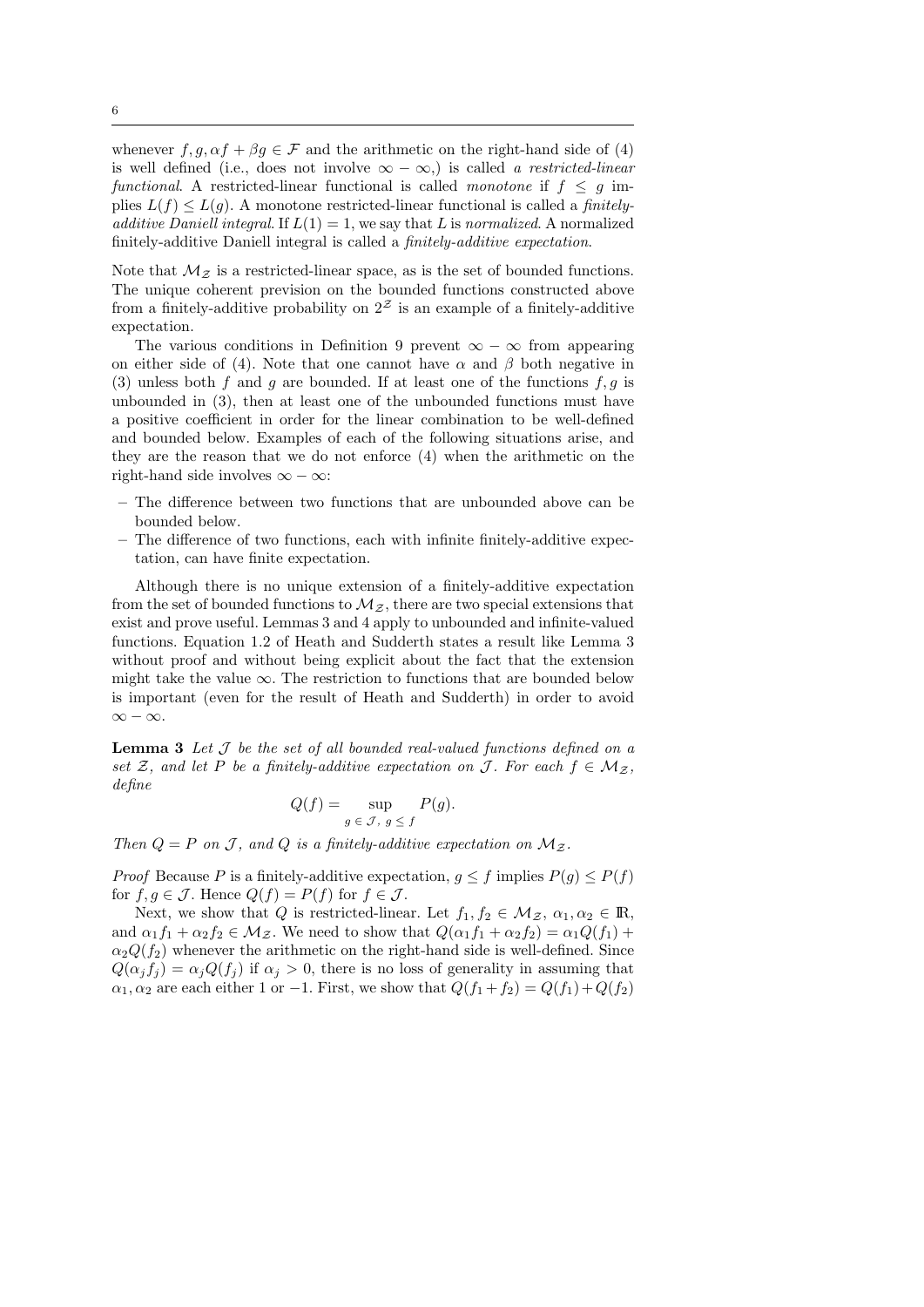whenever $f, g, \alpha f + \beta g \in \mathcal{F}$ and the arithmetic on the right-hand side of (4) is well defined (i.e., does not involve $\infty - \infty$,) is called *a restricted-linear functional*. A restricted-linear functional is called *monotone* if $f \leq g$ implies $L(f) \leq L(g)$. A monotone restricted-linear functional is called a *finitely-additive Daniell integral*. If $L(1) = 1$, we say that $L$ is *normalized*. A normalized finitely-additive Daniell integral is called a *finitely-additive expectation*.

Note that $\mathcal{M}_{\mathcal{Z}}$ is a restricted-linear space, as is the set of bounded functions. The unique coherent prevision on the bounded functions constructed above from a finitely-additive probability on $2^{\mathcal{Z}}$ is an example of a finitely-additive expectation.

The various conditions in Definition 9 prevent $\infty - \infty$ from appearing on either side of (4). Note that one cannot have $\alpha$ and $\beta$ both negative in (3) unless both $f$ and $g$ are bounded. If at least one of the functions $f, g$ is unbounded in (3), then at least one of the unbounded functions must have a positive coefficient in order for the linear combination to be well-defined and bounded below. Examples of each of the following situations arise, and they are the reason that we do not enforce (4) when the arithmetic on the right-hand side involves $\infty - \infty$:

- The difference between two functions that are unbounded above can be bounded below.
- The difference of two functions, each with infinite finitely-additive expectation, can have finite expectation.

Although there is no unique extension of a finitely-additive expectation from the set of bounded functions to $\mathcal{M}_{\mathcal{Z}}$, there are two special extensions that exist and prove useful. Lemmas 3 and 4 apply to unbounded and infinite-valued functions. Equation 1.2 of Heath and Sudderth states a result like Lemma 3 without proof and without being explicit about the fact that the extension might take the value $\infty$. The restriction to functions that are bounded below is important (even for the result of Heath and Sudderth) in order to avoid $\infty - \infty$.

**Lemma 3** *Let $\mathcal{J}$ be the set of all bounded real-valued functions defined on a set $\mathcal{Z}$, and let $P$ be a finitely-additive expectation on $\mathcal{J}$. For each $f \in \mathcal{M}_{\mathcal{Z}}$, define*

$$Q(f) = \sup_{g \in \mathcal{J},\ g \leq f} P(g).$$

*Then $Q = P$ on $\mathcal{J}$, and $Q$ is a finitely-additive expectation on $\mathcal{M}_{\mathcal{Z}}$.*

*Proof* Because $P$ is a finitely-additive expectation, $g \leq f$ implies $P(g) \leq P(f)$ for $f, g \in \mathcal{J}$. Hence $Q(f) = P(f)$ for $f \in \mathcal{J}$.

Next, we show that $Q$ is restricted-linear. Let $f_1, f_2 \in \mathcal{M}_{\mathcal{Z}}$, $\alpha_1, \alpha_2 \in \mathbb{R}$, and $\alpha_1 f_1 + \alpha_2 f_2 \in \mathcal{M}_{\mathcal{Z}}$. We need to show that $Q(\alpha_1 f_1 + \alpha_2 f_2) = \alpha_1 Q(f_1) + \alpha_2 Q(f_2)$ whenever the arithmetic on the right-hand side is well-defined. Since $Q(\alpha_j f_j) = \alpha_j Q(f_j)$ if $\alpha_j > 0$, there is no loss of generality in assuming that $\alpha_1, \alpha_2$ are each either 1 or $-1$. First, we show that $Q(f_1 + f_2) = Q(f_1) + Q(f_2)$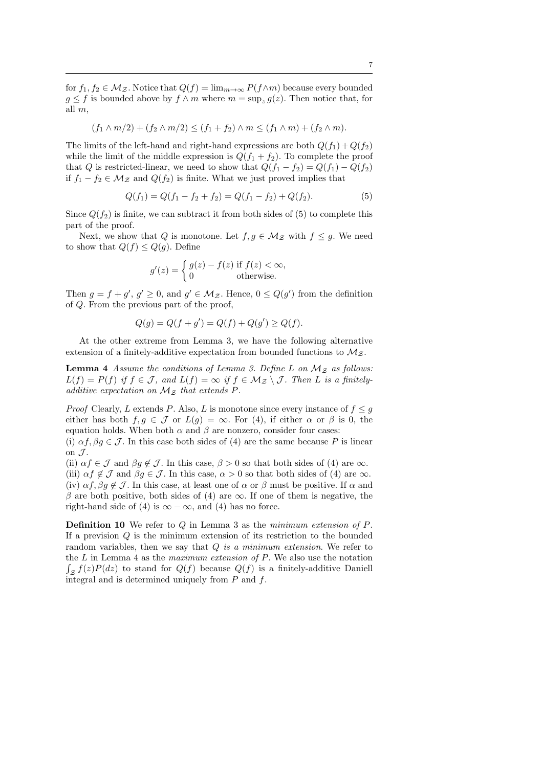for $f_1, f_2 \in \mathcal{M}_{\mathcal{Z}}$. Notice that $Q(f) = \lim_{m\to\infty} P(f \wedge m)$ because every bounded $g \leq f$ is bounded above by $f \wedge m$ where $m = \sup_z g(z)$. Then notice that, for all $m$,

$$(f_1 \wedge m/2) + (f_2 \wedge m/2) \leq (f_1 + f_2) \wedge m \leq (f_1 \wedge m) + (f_2 \wedge m).$$

The limits of the left-hand and right-hand expressions are both $Q(f_1) + Q(f_2)$ while the limit of the middle expression is $Q(f_1 + f_2)$. To complete the proof that $Q$ is restricted-linear, we need to show that $Q(f_1 - f_2) = Q(f_1) - Q(f_2)$ if $f_1 - f_2 \in \mathcal{M}_{\mathcal{Z}}$ and $Q(f_2)$ is finite. What we just proved implies that

$$Q(f_1) = Q(f_1 - f_2 + f_2) = Q(f_1 - f_2) + Q(f_2). \tag{5}$$

Since $Q(f_2)$ is finite, we can subtract it from both sides of (5) to complete this part of the proof.

Next, we show that $Q$ is monotone. Let $f, g \in \mathcal{M}_{\mathcal{Z}}$ with $f \leq g$. We need to show that $Q(f) \leq Q(g)$. Define

$$g'(z) = \begin{cases} g(z) - f(z) & \text{if } f(z) < \infty, \\ 0 & \text{otherwise.} \end{cases}$$

Then $g = f + g'$, $g' \geq 0$, and $g' \in \mathcal{M}_{\mathcal{Z}}$. Hence, $0 \leq Q(g')$ from the definition of $Q$. From the previous part of the proof,

$$Q(g) = Q(f + g') = Q(f) + Q(g') \geq Q(f).$$

At the other extreme from Lemma 3, we have the following alternative extension of a finitely-additive expectation from bounded functions to $\mathcal{M}_{\mathcal{Z}}$.

**Lemma 4** *Assume the conditions of Lemma 3. Define $L$ on $\mathcal{M}_{\mathcal{Z}}$ as follows: $L(f) = P(f)$ if $f \in \mathcal{J}$, and $L(f) = \infty$ if $f \in \mathcal{M}_{\mathcal{Z}} \setminus \mathcal{J}$. Then $L$ is a finitely-additive expectation on $\mathcal{M}_{\mathcal{Z}}$ that extends $P$.*

*Proof* Clearly, $L$ extends $P$. Also, $L$ is monotone since every instance of $f \leq g$ either has both $f, g \in \mathcal{J}$ or $L(g) = \infty$. For (4), if either $\alpha$ or $\beta$ is 0, the equation holds. When both $\alpha$ and $\beta$ are nonzero, consider four cases:
(i) $\alpha f, \beta g \in \mathcal{J}$. In this case both sides of (4) are the same because $P$ is linear on $\mathcal{J}$.
(ii) $\alpha f \in \mathcal{J}$ and $\beta g \notin \mathcal{J}$. In this case, $\beta > 0$ so that both sides of (4) are $\infty$.
(iii) $\alpha f \notin \mathcal{J}$ and $\beta g \in \mathcal{J}$. In this case, $\alpha > 0$ so that both sides of (4) are $\infty$.
(iv) $\alpha f, \beta g \notin \mathcal{J}$. In this case, at least one of $\alpha$ or $\beta$ must be positive. If $\alpha$ and $\beta$ are both positive, both sides of (4) are $\infty$. If one of them is negative, the right-hand side of (4) is $\infty - \infty$, and (4) has no force.

**Definition 10** We refer to $Q$ in Lemma 3 as the *minimum extension of $P$*. If a prevision $Q$ is the minimum extension of its restriction to the bounded random variables, then we say that $Q$ *is a minimum extension*. We refer to the $L$ in Lemma 4 as the *maximum extension of $P$*. We also use the notation $\int_{\mathcal{Z}} f(z)P(dz)$ to stand for $Q(f)$ because $Q(f)$ is a finitely-additive Daniell integral and is determined uniquely from $P$ and $f$.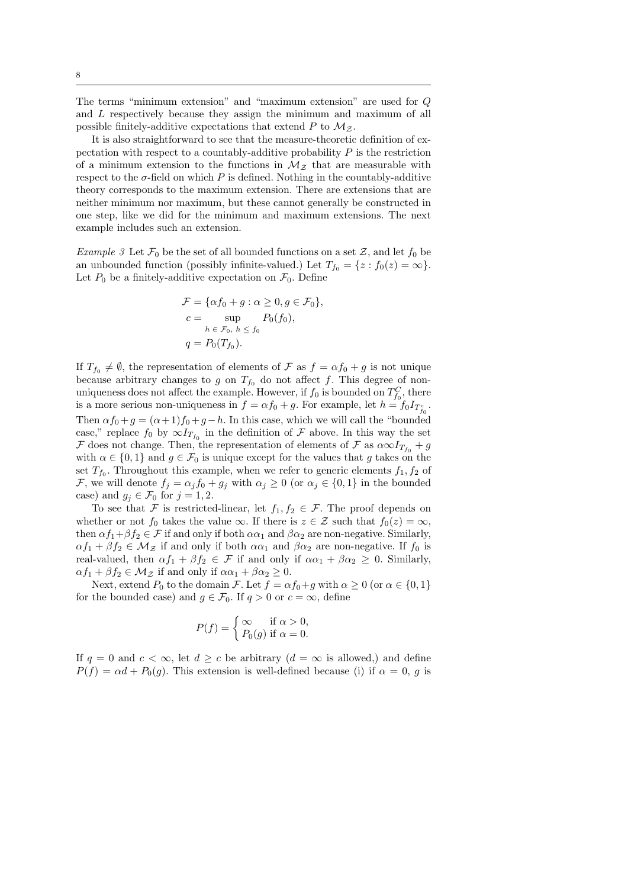The terms "minimum extension" and "maximum extension" are used for $Q$ and $L$ respectively because they assign the minimum and maximum of all possible finitely-additive expectations that extend $P$ to $\mathcal{M}_{\mathcal{Z}}$.

It is also straightforward to see that the measure-theoretic definition of expectation with respect to a countably-additive probability $P$ is the restriction of a minimum extension to the functions in $\mathcal{M}_{\mathcal{Z}}$ that are measurable with respect to the $\sigma$-field on which $P$ is defined. Nothing in the countably-additive theory corresponds to the maximum extension. There are extensions that are neither minimum nor maximum, but these cannot generally be constructed in one step, like we did for the minimum and maximum extensions. The next example includes such an extension.

*Example 3* Let $\mathcal{F}_0$ be the set of all bounded functions on a set $\mathcal{Z}$, and let $f_0$ be an unbounded function (possibly infinite-valued.) Let $T_{f_0} = \{z : f_0(z) = \infty\}$. Let $P_0$ be a finitely-additive expectation on $\mathcal{F}_0$. Define

$$
\begin{aligned}
\mathcal{F} &= \{\alpha f_0 + g : \alpha \geq 0, g \in \mathcal{F}_0\}, \\
c &= \sup_{h \,\in\, \mathcal{F}_0,\ h \,\leq\, f_0} P_0(f_0), \\
q &= P_0(T_{f_0}).
\end{aligned}
$$

If $T_{f_0} \neq \emptyset$, the representation of elements of $\mathcal{F}$ as $f = \alpha f_0 + g$ is not unique because arbitrary changes to $g$ on $T_{f_0}$ do not affect $f$. This degree of non-uniqueness does not affect the example. However, if $f_0$ is bounded on $T_{f_0}^C$, there is a more serious non-uniqueness in $f = \alpha f_0 + g$. For example, let $h = f_0 I_{T_{f_0}^c}$. Then $\alpha f_0 + g = (\alpha+1) f_0 + g - h$. In this case, which we will call the "bounded case," replace $f_0$ by $\infty I_{T_{f_0}}$ in the definition of $\mathcal{F}$ above. In this way the set $\mathcal{F}$ does not change. Then, the representation of elements of $\mathcal{F}$ as $\alpha \infty I_{T_{f_0}} + g$ with $\alpha \in \{0, 1\}$ and $g \in \mathcal{F}_0$ is unique except for the values that $g$ takes on the set $T_{f_0}$. Throughout this example, when we refer to generic elements $f_1, f_2$ of $\mathcal{F}$, we will denote $f_j = \alpha_j f_0 + g_j$ with $\alpha_j \geq 0$ (or $\alpha_j \in \{0, 1\}$ in the bounded case) and $g_j \in \mathcal{F}_0$ for $j = 1, 2$.

To see that $\mathcal{F}$ is restricted-linear, let $f_1, f_2 \in \mathcal{F}$. The proof depends on whether or not $f_0$ takes the value $\infty$. If there is $z \in \mathcal{Z}$ such that $f_0(z) = \infty$, then $\alpha f_1 + \beta f_2 \in \mathcal{F}$ if and only if both $\alpha\alpha_1$ and $\beta\alpha_2$ are non-negative. Similarly, $\alpha f_1 + \beta f_2 \in \mathcal{M}_{\mathcal{Z}}$ if and only if both $\alpha\alpha_1$ and $\beta\alpha_2$ are non-negative. If $f_0$ is real-valued, then $\alpha f_1 + \beta f_2 \in \mathcal{F}$ if and only if $\alpha\alpha_1 + \beta\alpha_2 \geq 0$. Similarly, $\alpha f_1 + \beta f_2 \in \mathcal{M}_{\mathcal{Z}}$ if and only if $\alpha\alpha_1 + \beta\alpha_2 \geq 0$.

Next, extend $P_0$ to the domain $\mathcal{F}$. Let $f = \alpha f_0 + g$ with $\alpha \geq 0$ (or $\alpha \in \{0, 1\}$ for the bounded case) and $g \in \mathcal{F}_0$. If $q > 0$ or $c = \infty$, define

$$
P(f) = \begin{cases} \infty & \text{if } \alpha > 0, \\ P_0(g) & \text{if } \alpha = 0. \end{cases}
$$

If $q = 0$ and $c < \infty$, let $d \geq c$ be arbitrary ($d = \infty$ is allowed,) and define $P(f) = \alpha d + P_0(g)$. This extension is well-defined because (i) if $\alpha = 0$, $g$ is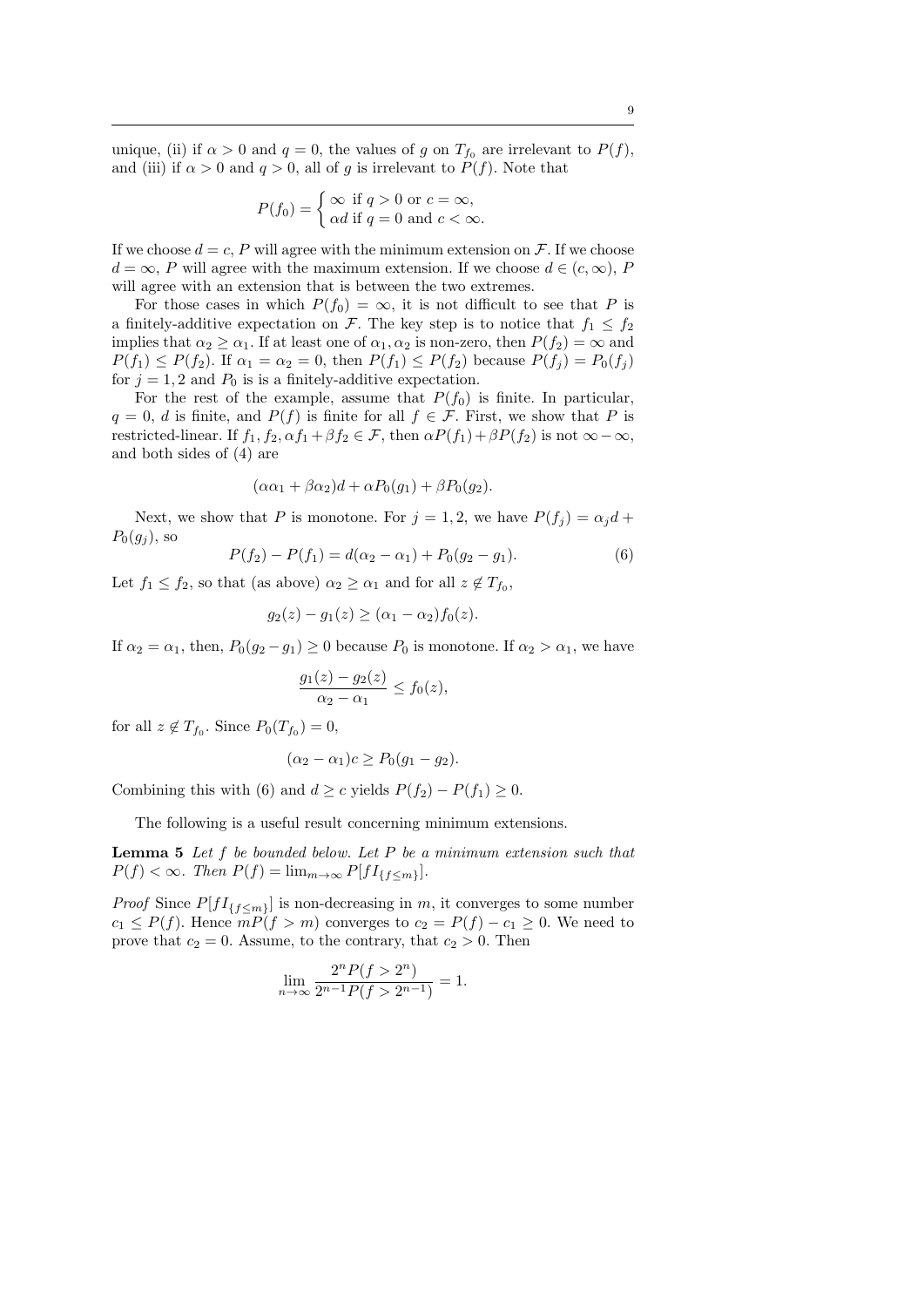unique, (ii) if $\alpha > 0$ and $q = 0$, the values of $g$ on $T_{f_0}$ are irrelevant to $P(f)$, and (iii) if $\alpha > 0$ and $q > 0$, all of $g$ is irrelevant to $P(f)$. Note that

$$P(f_0) = \begin{cases} \infty \text{ if } q > 0 \text{ or } c = \infty, \\ \alpha d \text{ if } q = 0 \text{ and } c < \infty. \end{cases}$$

If we choose $d = c$, $P$ will agree with the minimum extension on $\mathcal{F}$. If we choose $d = \infty$, $P$ will agree with the maximum extension. If we choose $d \in (c, \infty)$, $P$ will agree with an extension that is between the two extremes.

For those cases in which $P(f_0) = \infty$, it is not difficult to see that $P$ is a finitely-additive expectation on $\mathcal{F}$. The key step is to notice that $f_1 \leq f_2$ implies that $\alpha_2 \geq \alpha_1$. If at least one of $\alpha_1, \alpha_2$ is non-zero, then $P(f_2) = \infty$ and $P(f_1) \leq P(f_2)$. If $\alpha_1 = \alpha_2 = 0$, then $P(f_1) \leq P(f_2)$ because $P(f_j) = P_0(f_j)$ for $j = 1, 2$ and $P_0$ is is a finitely-additive expectation.

For the rest of the example, assume that $P(f_0)$ is finite. In particular, $q = 0$, $d$ is finite, and $P(f)$ is finite for all $f \in \mathcal{F}$. First, we show that $P$ is restricted-linear. If $f_1, f_2, \alpha f_1 + \beta f_2 \in \mathcal{F}$, then $\alpha P(f_1) + \beta P(f_2)$ is not $\infty - \infty$, and both sides of (4) are

$$(\alpha\alpha_1 + \beta\alpha_2)d + \alpha P_0(g_1) + \beta P_0(g_2).$$

Next, we show that $P$ is monotone. For $j = 1, 2$, we have $P(f_j) = \alpha_j d + P_0(g_j)$, so

$$P(f_2) - P(f_1) = d(\alpha_2 - \alpha_1) + P_0(g_2 - g_1). \tag{6}$$

Let $f_1 \leq f_2$, so that (as above) $\alpha_2 \geq \alpha_1$ and for all $z \notin T_{f_0}$,

$$g_2(z) - g_1(z) \geq (\alpha_1 - \alpha_2) f_0(z).$$

If $\alpha_2 = \alpha_1$, then, $P_0(g_2 - g_1) \geq 0$ because $P_0$ is monotone. If $\alpha_2 > \alpha_1$, we have

$$\frac{g_1(z) - g_2(z)}{\alpha_2 - \alpha_1} \leq f_0(z),$$

for all $z \notin T_{f_0}$. Since $P_0(T_{f_0}) = 0$,

$$(\alpha_2 - \alpha_1)c \geq P_0(g_1 - g_2).$$

Combining this with (6) and $d \geq c$ yields $P(f_2) - P(f_1) \geq 0$.

The following is a useful result concerning minimum extensions.

**Lemma 5** *Let $f$ be bounded below. Let $P$ be a minimum extension such that $P(f) < \infty$. Then $P(f) = \lim_{m\to\infty} P[fI_{\{f \leq m\}}]$.*

*Proof* Since $P[fI_{\{f\leq m\}}]$ is non-decreasing in $m$, it converges to some number $c_1 \leq P(f)$. Hence $mP(f > m)$ converges to $c_2 = P(f) - c_1 \geq 0$. We need to prove that $c_2 = 0$. Assume, to the contrary, that $c_2 > 0$. Then

$$\lim_{n\to\infty} \frac{2^n P(f > 2^n)}{2^{n-1} P(f > 2^{n-1})} = 1.$$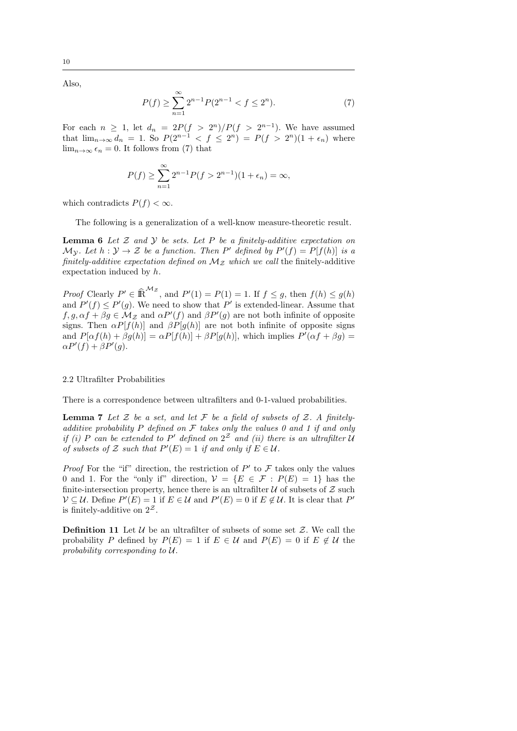Also,

$$P(f) \geq \sum_{n=1}^{\infty} 2^{n-1} P(2^{n-1} < f \leq 2^n). \tag{7}$$

For each $n \geq 1$, let $d_n = 2P(f > 2^n)/P(f > 2^{n-1})$. We have assumed that $\lim_{n\to\infty} d_n = 1$. So $P(2^{n-1} < f \leq 2^n) = P(f > 2^n)(1 + \epsilon_n)$ where $\lim_{n\to\infty} \epsilon_n = 0$. It follows from (7) that

$$P(f) \geq \sum_{n=1}^{\infty} 2^{n-1} P(f > 2^{n-1})(1 + \epsilon_n) = \infty,$$

which contradicts $P(f) < \infty$.

The following is a generalization of a well-know measure-theoretic result.

**Lemma 6** *Let $\mathcal{Z}$ and $\mathcal{Y}$ be sets. Let $P$ be a finitely-additive expectation on $\mathcal{M}_{\mathcal{Y}}$. Let $h : \mathcal{Y} \to \mathcal{Z}$ be a function. Then $P'$ defined by $P'(f) = P[f(h)]$ is a finitely-additive expectation defined on $\mathcal{M}_{\mathcal{Z}}$ which we call* the finitely-additive expectation induced by $h$.

*Proof* Clearly $P' \in \widehat{\mathbb{R}}^{\mathcal{M}_{\mathcal{Z}}}$, and $P'(1) = P(1) = 1$. If $f \leq g$, then $f(h) \leq g(h)$ and $P'(f) \leq P'(g)$. We need to show that $P'$ is extended-linear. Assume that $f, g, \alpha f + \beta g \in \mathcal{M}_{\mathcal{Z}}$ and $\alpha P'(f)$ and $\beta P'(g)$ are not both infinite of opposite signs. Then $\alpha P[f(h)]$ and $\beta P[g(h)]$ are not both infinite of opposite signs and $P[\alpha f(h) + \beta g(h)] = \alpha P[f(h)] + \beta P[g(h)]$, which implies $P'(\alpha f + \beta g) = \alpha P'(f) + \beta P'(g)$.

### 2.2 Ultrafilter Probabilities

There is a correspondence between ultrafilters and 0-1-valued probabilities.

**Lemma 7** *Let $\mathcal{Z}$ be a set, and let $\mathcal{F}$ be a field of subsets of $\mathcal{Z}$. A finitely-additive probability $P$ defined on $\mathcal{F}$ takes only the values 0 and 1 if and only if (i) $P$ can be extended to $P'$ defined on $2^{\mathcal{Z}}$ and (ii) there is an ultrafilter $\mathcal{U}$ of subsets of $\mathcal{Z}$ such that $P'(E) = 1$ if and only if $E \in \mathcal{U}$.*

*Proof* For the "if" direction, the restriction of $P'$ to $\mathcal{F}$ takes only the values 0 and 1. For the "only if" direction, $\mathcal{V} = \{E \in \mathcal{F} : P(E) = 1\}$ has the finite-intersection property, hence there is an ultrafilter $\mathcal{U}$ of subsets of $\mathcal{Z}$ such $\mathcal{V} \subseteq \mathcal{U}$. Define $P'(E) = 1$ if $E \in \mathcal{U}$ and $P'(E) = 0$ if $E \notin \mathcal{U}$. It is clear that $P'$ is finitely-additive on $2^{\mathcal{Z}}$.

**Definition 11** Let $\mathcal{U}$ be an ultrafilter of subsets of some set $\mathcal{Z}$. We call the probability $P$ defined by $P(E) = 1$ if $E \in \mathcal{U}$ and $P(E) = 0$ if $E \notin \mathcal{U}$ the *probability corresponding to $\mathcal{U}$*.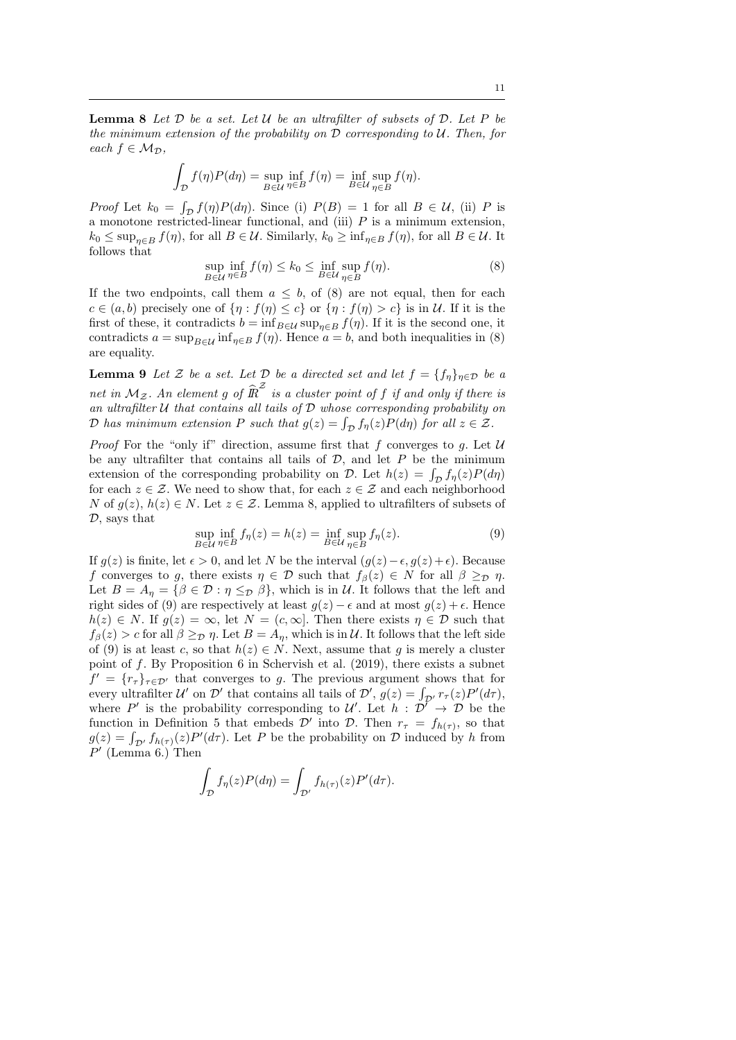**Lemma 8** *Let $\mathcal{D}$ be a set. Let $\mathcal{U}$ be an ultrafilter of subsets of $\mathcal{D}$. Let $P$ be the minimum extension of the probability on $\mathcal{D}$ corresponding to $\mathcal{U}$. Then, for each $f \in \mathcal{M}_{\mathcal{D}}$,*

$$\int_{\mathcal{D}} f(\eta) P(d\eta) = \sup_{B \in \mathcal{U}} \inf_{\eta \in B} f(\eta) = \inf_{B \in \mathcal{U}} \sup_{\eta \in B} f(\eta).$$

*Proof* Let $k_0 = \int_{\mathcal{D}} f(\eta)P(d\eta)$. Since (i) $P(B) = 1$ for all $B \in \mathcal{U}$, (ii) $P$ is a monotone restricted-linear functional, and (iii) $P$ is a minimum extension, $k_0 \leq \sup_{\eta \in B} f(\eta)$, for all $B \in \mathcal{U}$. Similarly, $k_0 \geq \inf_{\eta \in B} f(\eta)$, for all $B \in \mathcal{U}$. It follows that

$$\sup_{B \in \mathcal{U}} \inf_{\eta \in B} f(\eta) \leq k_0 \leq \inf_{B \in \mathcal{U}} \sup_{\eta \in B} f(\eta). \tag{8}$$

If the two endpoints, call them $a \leq b$, of (8) are not equal, then for each $c \in (a, b)$ precisely one of $\{\eta : f(\eta) \leq c\}$ or $\{\eta : f(\eta) > c\}$ is in $\mathcal{U}$. If it is the first of these, it contradicts $b = \inf_{B \in \mathcal{U}} \sup_{\eta \in B} f(\eta)$. If it is the second one, it contradicts $a = \sup_{B \in \mathcal{U}} \inf_{\eta \in B} f(\eta)$. Hence $a = b$, and both inequalities in (8) are equality.

**Lemma 9** *Let $\mathcal{Z}$ be a set. Let $\mathcal{D}$ be a directed set and let $f = \{f_\eta\}_{\eta \in \mathcal{D}}$ be a net in $\mathcal{M}_{\mathcal{Z}}$. An element $g$ of $\widehat{I\!R}^{\mathcal{Z}}$ is a cluster point of $f$ if and only if there is an ultrafilter $\mathcal{U}$ that contains all tails of $\mathcal{D}$ whose corresponding probability on $\mathcal{D}$ has minimum extension $P$ such that $g(z) = \int_{\mathcal{D}} f_\eta(z) P(d\eta)$ for all $z \in \mathcal{Z}$.*

*Proof* For the "only if" direction, assume first that $f$ converges to $g$. Let $\mathcal{U}$ be any ultrafilter that contains all tails of $\mathcal{D}$, and let $P$ be the minimum extension of the corresponding probability on $\mathcal{D}$. Let $h(z) = \int_{\mathcal{D}} f_\eta(z)P(d\eta)$ for each $z \in \mathcal{Z}$. We need to show that, for each $z \in \mathcal{Z}$ and each neighborhood $N$ of $g(z)$, $h(z) \in N$. Let $z \in \mathcal{Z}$. Lemma 8, applied to ultrafilters of subsets of $\mathcal{D}$, says that

$$\sup_{B \in \mathcal{U}} \inf_{\eta \in B} f_\eta(z) = h(z) = \inf_{B \in \mathcal{U}} \sup_{\eta \in B} f_\eta(z). \tag{9}$$

If $g(z)$ is finite, let $\epsilon > 0$, and let $N$ be the interval $(g(z) - \epsilon, g(z) + \epsilon)$. Because $f$ converges to $g$, there exists $\eta \in \mathcal{D}$ such that $f_\beta(z) \in N$ for all $\beta \geq_{\mathcal{D}} \eta$. Let $B = A_\eta = \{\beta \in \mathcal{D} : \eta \leq_{\mathcal{D}} \beta\}$, which is in $\mathcal{U}$. It follows that the left and right sides of (9) are respectively at least $g(z) - \epsilon$ and at most $g(z) + \epsilon$. Hence $h(z) \in N$. If $g(z) = \infty$, let $N = (c, \infty]$. Then there exists $\eta \in \mathcal{D}$ such that $f_\beta(z) > c$ for all $\beta \geq_{\mathcal{D}} \eta$. Let $B = A_\eta$, which is in $\mathcal{U}$. It follows that the left side of (9) is at least $c$, so that $h(z) \in N$. Next, assume that $g$ is merely a cluster point of $f$. By Proposition 6 in Schervish et al. (2019), there exists a subnet $f' = \{r_\tau\}_{\tau \in \mathcal{D}'}$ that converges to $g$. The previous argument shows that for every ultrafilter $\mathcal{U}'$ on $\mathcal{D}'$ that contains all tails of $\mathcal{D}'$, $g(z) = \int_{\mathcal{D}'} r_\tau(z)P'(d\tau)$, where $P'$ is the probability corresponding to $\mathcal{U}'$. Let $h : \mathcal{D}' \to \mathcal{D}$ be the function in Definition 5 that embeds $\mathcal{D}'$ into $\mathcal{D}$. Then $r_\tau = f_{h(\tau)}$, so that $g(z) = \int_{\mathcal{D}'} f_{h(\tau)}(z)P'(d\tau)$. Let $P$ be the probability on $\mathcal{D}$ induced by $h$ from $P'$ (Lemma 6.) Then

$$\int_{\mathcal{D}} f_\eta(z)P(d\eta) = \int_{\mathcal{D}'} f_{h(\tau)}(z)P'(d\tau).$$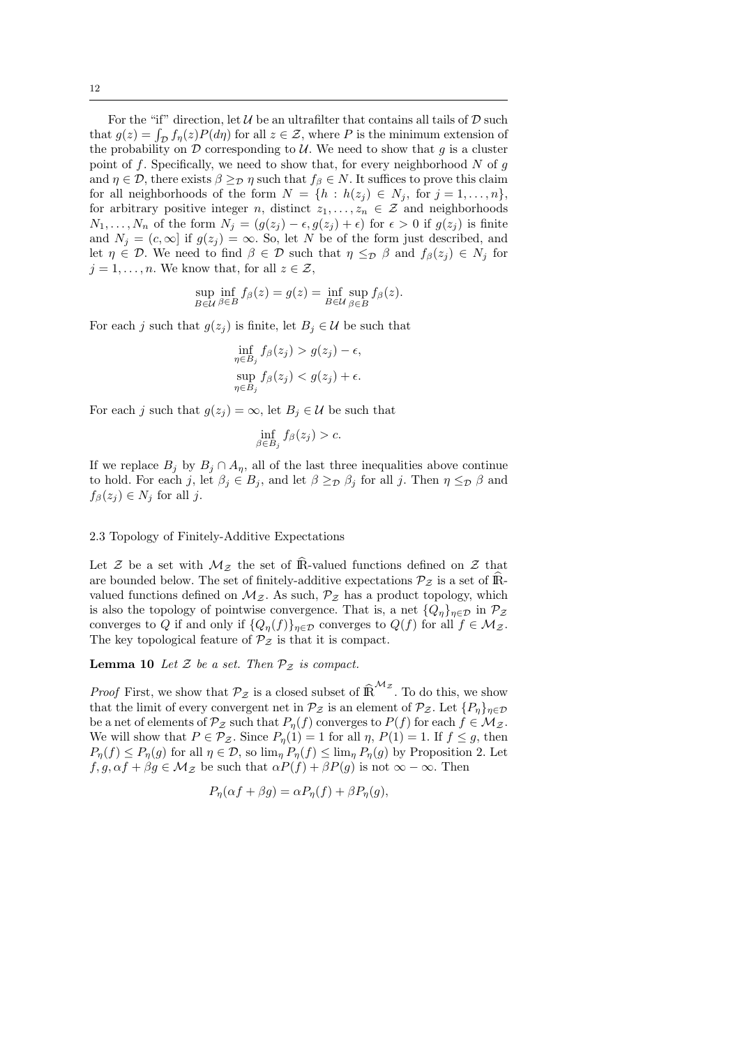For the "if" direction, let $\mathcal{U}$ be an ultrafilter that contains all tails of $\mathcal{D}$ such that $g(z) = \int_{\mathcal{D}} f_\eta(z) P(d\eta)$ for all $z \in \mathcal{Z}$, where $P$ is the minimum extension of the probability on $\mathcal{D}$ corresponding to $\mathcal{U}$. We need to show that $g$ is a cluster point of $f$. Specifically, we need to show that, for every neighborhood $N$ of $g$ and $\eta \in \mathcal{D}$, there exists $\beta \geq_{\mathcal{D}} \eta$ such that $f_\beta \in N$. It suffices to prove this claim for all neighborhoods of the form $N = \{h : h(z_j) \in N_j, \text{ for } j = 1, \ldots, n\}$, for arbitrary positive integer $n$, distinct $z_1, \ldots, z_n \in \mathcal{Z}$ and neighborhoods $N_1, \ldots, N_n$ of the form $N_j = (g(z_j) - \epsilon, g(z_j) + \epsilon)$ for $\epsilon > 0$ if $g(z_j)$ is finite and $N_j = (c, \infty]$ if $g(z_j) = \infty$. So, let $N$ be of the form just described, and let $\eta \in \mathcal{D}$. We need to find $\beta \in \mathcal{D}$ such that $\eta \leq_{\mathcal{D}} \beta$ and $f_\beta(z_j) \in N_j$ for $j = 1, \ldots, n$. We know that, for all $z \in \mathcal{Z}$,

$$\sup_{B \in \mathcal{U}} \inf_{\beta \in B} f_\beta(z) = g(z) = \inf_{B \in \mathcal{U}} \sup_{\beta \in B} f_\beta(z).$$

For each $j$ such that $g(z_j)$ is finite, let $B_j \in \mathcal{U}$ be such that

$$\inf_{\eta \in B_j} f_\beta(z_j) > g(z_j) - \epsilon,$$
$$\sup_{\eta \in B_j} f_\beta(z_j) < g(z_j) + \epsilon.$$

For each $j$ such that $g(z_j) = \infty$, let $B_j \in \mathcal{U}$ be such that

$$\inf_{\beta \in B_j} f_\beta(z_j) > c.$$

If we replace $B_j$ by $B_j \cap A_\eta$, all of the last three inequalities above continue to hold. For each $j$, let $\beta_j \in B_j$, and let $\beta \geq_{\mathcal{D}} \beta_j$ for all $j$. Then $\eta \leq_{\mathcal{D}} \beta$ and $f_\beta(z_j) \in N_j$ for all $j$.

### 2.3 Topology of Finitely-Additive Expectations

Let $\mathcal{Z}$ be a set with $\mathcal{M}_{\mathcal{Z}}$ the set of $\widehat{\mathbb{R}}$-valued functions defined on $\mathcal{Z}$ that are bounded below. The set of finitely-additive expectations $\mathcal{P}_{\mathcal{Z}}$ is a set of $\widehat{\mathbb{R}}$-valued functions defined on $\mathcal{M}_{\mathcal{Z}}$. As such, $\mathcal{P}_{\mathcal{Z}}$ has a product topology, which is also the topology of pointwise convergence. That is, a net $\{Q_\eta\}_{\eta \in \mathcal{D}}$ in $\mathcal{P}_{\mathcal{Z}}$ converges to $Q$ if and only if $\{Q_\eta(f)\}_{\eta \in \mathcal{D}}$ converges to $Q(f)$ for all $f \in \mathcal{M}_{\mathcal{Z}}$. The key topological feature of $\mathcal{P}_{\mathcal{Z}}$ is that it is compact.

**Lemma 10** *Let $\mathcal{Z}$ be a set. Then $\mathcal{P}_{\mathcal{Z}}$ is compact.*

*Proof* First, we show that $\mathcal{P}_{\mathcal{Z}}$ is a closed subset of $\widehat{\mathbb{R}}^{\mathcal{M}_{\mathcal{Z}}}$. To do this, we show that the limit of every convergent net in $\mathcal{P}_{\mathcal{Z}}$ is an element of $\mathcal{P}_{\mathcal{Z}}$. Let $\{P_\eta\}_{\eta \in \mathcal{D}}$ be a net of elements of $\mathcal{P}_{\mathcal{Z}}$ such that $P_\eta(f)$ converges to $P(f)$ for each $f \in \mathcal{M}_{\mathcal{Z}}$. We will show that $P \in \mathcal{P}_{\mathcal{Z}}$. Since $P_\eta(1) = 1$ for all $\eta$, $P(1) = 1$. If $f \leq g$, then $P_\eta(f) \leq P_\eta(g)$ for all $\eta \in \mathcal{D}$, so $\lim_\eta P_\eta(f) \leq \lim_\eta P_\eta(g)$ by Proposition 2. Let $f, g, \alpha f + \beta g \in \mathcal{M}_{\mathcal{Z}}$ be such that $\alpha P(f) + \beta P(g)$ is not $\infty - \infty$. Then

$$P_\eta(\alpha f + \beta g) = \alpha P_\eta(f) + \beta P_\eta(g),$$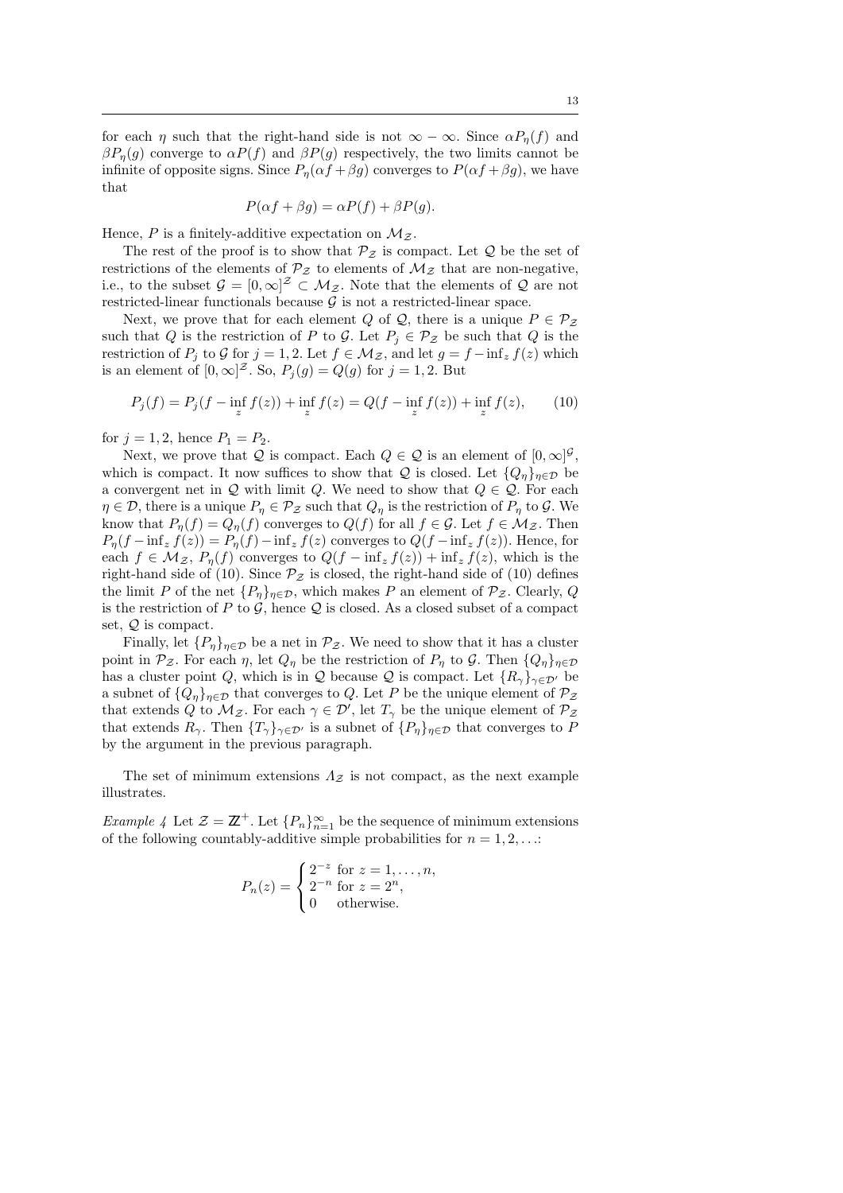for each $\eta$ such that the right-hand side is not $\infty - \infty$. Since $\alpha P_\eta(f)$ and $\beta P_\eta(g)$ converge to $\alpha P(f)$ and $\beta P(g)$ respectively, the two limits cannot be infinite of opposite signs. Since $P_\eta(\alpha f + \beta g)$ converges to $P(\alpha f + \beta g)$, we have that

$$P(\alpha f + \beta g) = \alpha P(f) + \beta P(g).$$

Hence, $P$ is a finitely-additive expectation on $\mathcal{M}_\mathcal{Z}$.

The rest of the proof is to show that $\mathcal{P}_\mathcal{Z}$ is compact. Let $\mathcal{Q}$ be the set of restrictions of the elements of $\mathcal{P}_\mathcal{Z}$ to elements of $\mathcal{M}_\mathcal{Z}$ that are non-negative, i.e., to the subset $\mathcal{G} = [0, \infty]^\mathcal{Z} \subset \mathcal{M}_\mathcal{Z}$. Note that the elements of $\mathcal{Q}$ are not restricted-linear functionals because $\mathcal{G}$ is not a restricted-linear space.

Next, we prove that for each element $Q$ of $\mathcal{Q}$, there is a unique $P \in \mathcal{P}_\mathcal{Z}$ such that $Q$ is the restriction of $P$ to $\mathcal{G}$. Let $P_j \in \mathcal{P}_\mathcal{Z}$ be such that $Q$ is the restriction of $P_j$ to $\mathcal{G}$ for $j = 1, 2$. Let $f \in \mathcal{M}_\mathcal{Z}$, and let $g = f - \inf_z f(z)$ which is an element of $[0, \infty]^\mathcal{Z}$. So, $P_j(g) = Q(g)$ for $j = 1, 2$. But

$$P_j(f) = P_j(f - \inf_z f(z)) + \inf_z f(z) = Q(f - \inf_z f(z)) + \inf_z f(z), \tag{10}$$

for $j = 1, 2$, hence $P_1 = P_2$.

Next, we prove that $\mathcal{Q}$ is compact. Each $Q \in \mathcal{Q}$ is an element of $[0, \infty]^\mathcal{G}$, which is compact. It now suffices to show that $\mathcal{Q}$ is closed. Let $\{Q_\eta\}_{\eta \in \mathcal{D}}$ be a convergent net in $\mathcal{Q}$ with limit $Q$. We need to show that $Q \in \mathcal{Q}$. For each $\eta \in \mathcal{D}$, there is a unique $P_\eta \in \mathcal{P}_\mathcal{Z}$ such that $Q_\eta$ is the restriction of $P_\eta$ to $\mathcal{G}$. We know that $P_\eta(f) = Q_\eta(f)$ converges to $Q(f)$ for all $f \in \mathcal{G}$. Let $f \in \mathcal{M}_\mathcal{Z}$. Then $P_\eta(f - \inf_z f(z)) = P_\eta(f) - \inf_z f(z)$ converges to $Q(f - \inf_z f(z))$. Hence, for each $f \in \mathcal{M}_\mathcal{Z}$, $P_\eta(f)$ converges to $Q(f - \inf_z f(z)) + \inf_z f(z)$, which is the right-hand side of (10). Since $\mathcal{P}_\mathcal{Z}$ is closed, the right-hand side of (10) defines the limit $P$ of the net $\{P_\eta\}_{\eta \in \mathcal{D}}$, which makes $P$ an element of $\mathcal{P}_\mathcal{Z}$. Clearly, $Q$ is the restriction of $P$ to $\mathcal{G}$, hence $\mathcal{Q}$ is closed. As a closed subset of a compact set, $\mathcal{Q}$ is compact.

Finally, let $\{P_\eta\}_{\eta \in \mathcal{D}}$ be a net in $\mathcal{P}_\mathcal{Z}$. We need to show that it has a cluster point in $\mathcal{P}_\mathcal{Z}$. For each $\eta$, let $Q_\eta$ be the restriction of $P_\eta$ to $\mathcal{G}$. Then $\{Q_\eta\}_{\eta \in \mathcal{D}}$ has a cluster point $Q$, which is in $\mathcal{Q}$ because $\mathcal{Q}$ is compact. Let $\{R_\gamma\}_{\gamma \in \mathcal{D}'}$ be a subnet of $\{Q_\eta\}_{\eta \in \mathcal{D}}$ that converges to $Q$. Let $P$ be the unique element of $\mathcal{P}_\mathcal{Z}$ that extends $Q$ to $\mathcal{M}_\mathcal{Z}$. For each $\gamma \in \mathcal{D}'$, let $T_\gamma$ be the unique element of $\mathcal{P}_\mathcal{Z}$ that extends $R_\gamma$. Then $\{T_\gamma\}_{\gamma \in \mathcal{D}'}$ is a subnet of $\{P_\eta\}_{\eta \in \mathcal{D}}$ that converges to $P$ by the argument in the previous paragraph.

The set of minimum extensions $\Lambda_\mathcal{Z}$ is not compact, as the next example illustrates.

*Example 4* Let $\mathcal{Z} = \mathbb{Z}^+$. Let $\{P_n\}_{n=1}^\infty$ be the sequence of minimum extensions of the following countably-additive simple probabilities for $n = 1, 2, \ldots$:

$$P_n(z) = \begin{cases} 2^{-z} & \text{for } z = 1, \ldots, n, \\ 2^{-n} & \text{for } z = 2^n, \\ 0 & \text{otherwise.} \end{cases}$$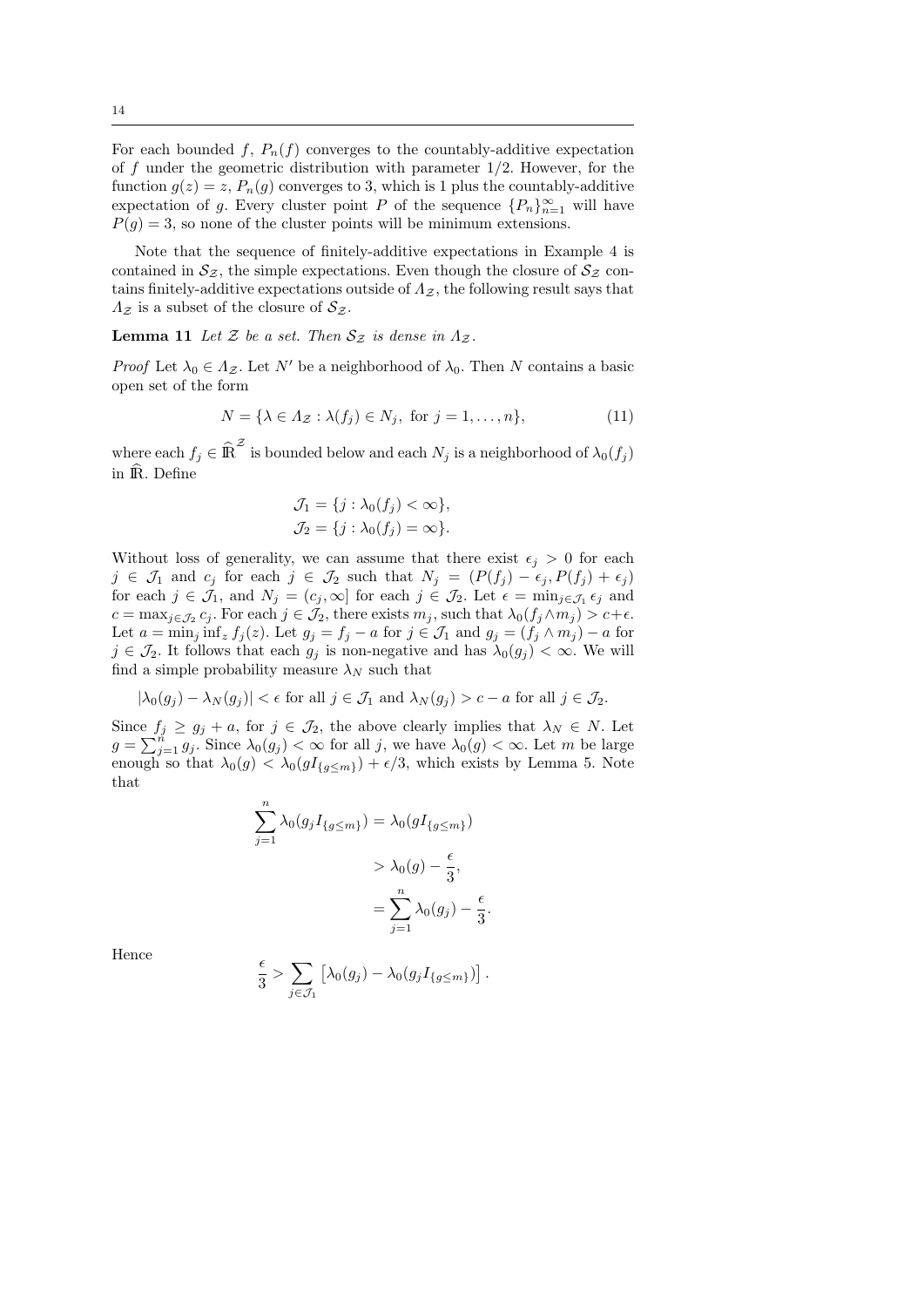For each bounded $f$, $P_n(f)$ converges to the countably-additive expectation of $f$ under the geometric distribution with parameter $1/2$. However, for the function $g(z) = z$, $P_n(g)$ converges to 3, which is 1 plus the countably-additive expectation of $g$. Every cluster point $P$ of the sequence $\{P_n\}_{n=1}^{\infty}$ will have $P(g) = 3$, so none of the cluster points will be minimum extensions.

Note that the sequence of finitely-additive expectations in Example 4 is contained in $\mathcal{S}_{\mathcal{Z}}$, the simple expectations. Even though the closure of $\mathcal{S}_{\mathcal{Z}}$ contains finitely-additive expectations outside of $\Lambda_{\mathcal{Z}}$, the following result says that $\Lambda_{\mathcal{Z}}$ is a subset of the closure of $\mathcal{S}_{\mathcal{Z}}$.

**Lemma 11** *Let $\mathcal{Z}$ be a set. Then $\mathcal{S}_{\mathcal{Z}}$ is dense in $\Lambda_{\mathcal{Z}}$.*

*Proof* Let $\lambda_0 \in \Lambda_{\mathcal{Z}}$. Let $N'$ be a neighborhood of $\lambda_0$. Then $N$ contains a basic open set of the form

$$N = \{\lambda \in \Lambda_{\mathcal{Z}} : \lambda(f_j) \in N_j, \text{ for } j = 1, \ldots, n\}, \tag{11}$$

where each $f_j \in \widehat{\mathbb{R}}^{\mathcal{Z}}$ is bounded below and each $N_j$ is a neighborhood of $\lambda_0(f_j)$ in $\widehat{\mathbb{R}}$. Define

$$\mathcal{J}_1 = \{j : \lambda_0(f_j) < \infty\},$$
$$\mathcal{J}_2 = \{j : \lambda_0(f_j) = \infty\}.$$

Without loss of generality, we can assume that there exist $\epsilon_j > 0$ for each $j \in \mathcal{J}_1$ and $c_j$ for each $j \in \mathcal{J}_2$ such that $N_j = (P(f_j) - \epsilon_j, P(f_j) + \epsilon_j)$ for each $j \in \mathcal{J}_1$, and $N_j = (c_j, \infty]$ for each $j \in \mathcal{J}_2$. Let $\epsilon = \min_{j \in \mathcal{J}_1} \epsilon_j$ and $c = \max_{j \in \mathcal{J}_2} c_j$. For each $j \in \mathcal{J}_2$, there exists $m_j$, such that $\lambda_0(f_j \wedge m_j) > c + \epsilon$. Let $a = \min_j \inf_z f_j(z)$. Let $g_j = f_j - a$ for $j \in \mathcal{J}_1$ and $g_j = (f_j \wedge m_j) - a$ for $j \in \mathcal{J}_2$. It follows that each $g_j$ is non-negative and has $\lambda_0(g_j) < \infty$. We will find a simple probability measure $\lambda_N$ such that

$$|\lambda_0(g_j) - \lambda_N(g_j)| < \epsilon \text{ for all } j \in \mathcal{J}_1 \text{ and } \lambda_N(g_j) > c - a \text{ for all } j \in \mathcal{J}_2.$$

Since $f_j \geq g_j + a$, for $j \in \mathcal{J}_2$, the above clearly implies that $\lambda_N \in N$. Let $g = \sum_{j=1}^{n} g_j$. Since $\lambda_0(g_j) < \infty$ for all $j$, we have $\lambda_0(g) < \infty$. Let $m$ be large enough so that $\lambda_0(g) < \lambda_0(gI_{\{g \leq m\}}) + \epsilon/3$, which exists by Lemma 5. Note that

$$\begin{aligned}
\sum_{j=1}^{n} \lambda_0(g_j I_{\{g \leq m\}}) &= \lambda_0(gI_{\{g \leq m\}}) \\
&> \lambda_0(g) - \frac{\epsilon}{3}, \\
&= \sum_{j=1}^{n} \lambda_0(g_j) - \frac{\epsilon}{3}.
\end{aligned}$$

Hence

$$\frac{\epsilon}{3} > \sum_{j \in \mathcal{J}_1} \left[\lambda_0(g_j) - \lambda_0(g_j I_{\{g \leq m\}})\right].$$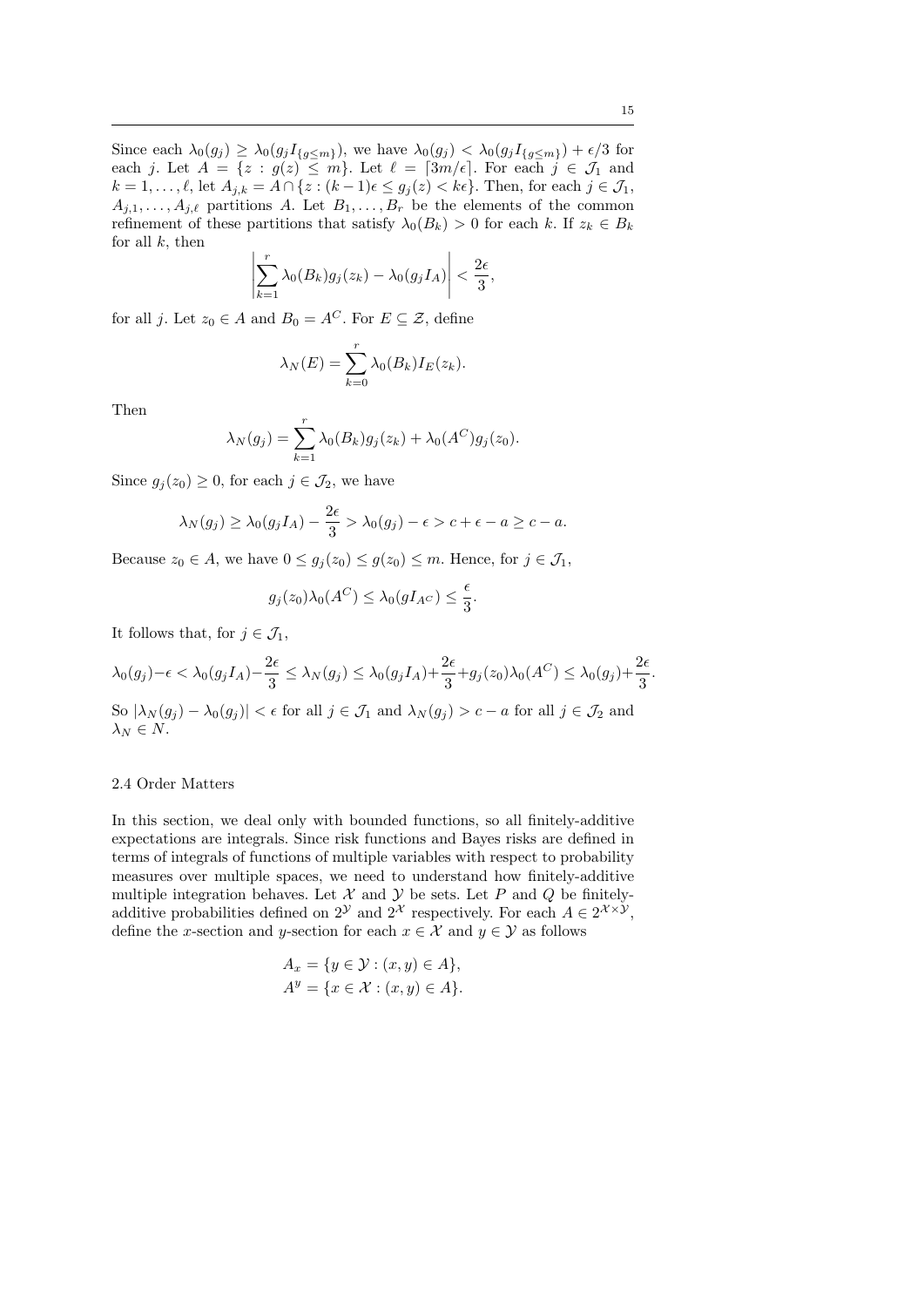Since each $\lambda_0(g_j) \geq \lambda_0(g_j I_{\{g \leq m\}})$, we have $\lambda_0(g_j) < \lambda_0(g_j I_{\{g \leq m\}}) + \epsilon/3$ for each $j$. Let $A = \{z : g(z) \leq m\}$. Let $\ell = \lceil 3m/\epsilon \rceil$. For each $j \in \mathcal{J}_1$ and $k = 1, \ldots, \ell$, let $A_{j,k} = A \cap \{z : (k-1)\epsilon \leq g_j(z) < k\epsilon\}$. Then, for each $j \in \mathcal{J}_1$, $A_{j,1}, \ldots, A_{j,\ell}$ partitions $A$. Let $B_1, \ldots, B_r$ be the elements of the common refinement of these partitions that satisfy $\lambda_0(B_k) > 0$ for each $k$. If $z_k \in B_k$ for all $k$, then

$$\left| \sum_{k=1}^{r} \lambda_0(B_k) g_j(z_k) - \lambda_0(g_j I_A) \right| < \frac{2\epsilon}{3},$$

for all $j$. Let $z_0 \in A$ and $B_0 = A^C$. For $E \subseteq \mathcal{Z}$, define

$$\lambda_N(E) = \sum_{k=0}^{r} \lambda_0(B_k) I_E(z_k).$$

Then

$$\lambda_N(g_j) = \sum_{k=1}^{r} \lambda_0(B_k) g_j(z_k) + \lambda_0(A^C) g_j(z_0).$$

Since $g_j(z_0) \geq 0$, for each $j \in \mathcal{J}_2$, we have

$$\lambda_N(g_j) \geq \lambda_0(g_j I_A) - \frac{2\epsilon}{3} > \lambda_0(g_j) - \epsilon > c + \epsilon - a \geq c - a.$$

Because $z_0 \in A$, we have $0 \leq g_j(z_0) \leq g(z_0) \leq m$. Hence, for $j \in \mathcal{J}_1$,

$$g_j(z_0)\lambda_0(A^C) \leq \lambda_0(g I_{A^C}) \leq \frac{\epsilon}{3}.$$

It follows that, for $j \in \mathcal{J}_1$,

$$\lambda_0(g_j) - \epsilon < \lambda_0(g_j I_A) - \frac{2\epsilon}{3} \leq \lambda_N(g_j) \leq \lambda_0(g_j I_A) + \frac{2\epsilon}{3} + g_j(z_0)\lambda_0(A^C) \leq \lambda_0(g_j) + \frac{2\epsilon}{3}.$$

So $|\lambda_N(g_j) - \lambda_0(g_j)| < \epsilon$ for all $j \in \mathcal{J}_1$ and $\lambda_N(g_j) > c - a$ for all $j \in \mathcal{J}_2$ and $\lambda_N \in N$.

## 2.4 Order Matters

In this section, we deal only with bounded functions, so all finitely-additive expectations are integrals. Since risk functions and Bayes risks are defined in terms of integrals of functions of multiple variables with respect to probability measures over multiple spaces, we need to understand how finitely-additive multiple integration behaves. Let $\mathcal{X}$ and $\mathcal{Y}$ be sets. Let $P$ and $Q$ be finitely-additive probabilities defined on $2^{\mathcal{Y}}$ and $2^{\mathcal{X}}$ respectively. For each $A \in 2^{\mathcal{X} \times \mathcal{Y}}$, define the $x$-section and $y$-section for each $x \in \mathcal{X}$ and $y \in \mathcal{Y}$ as follows

$$A_x = \{y \in \mathcal{Y} : (x, y) \in A\},$$
$$A^y = \{x \in \mathcal{X} : (x, y) \in A\}.$$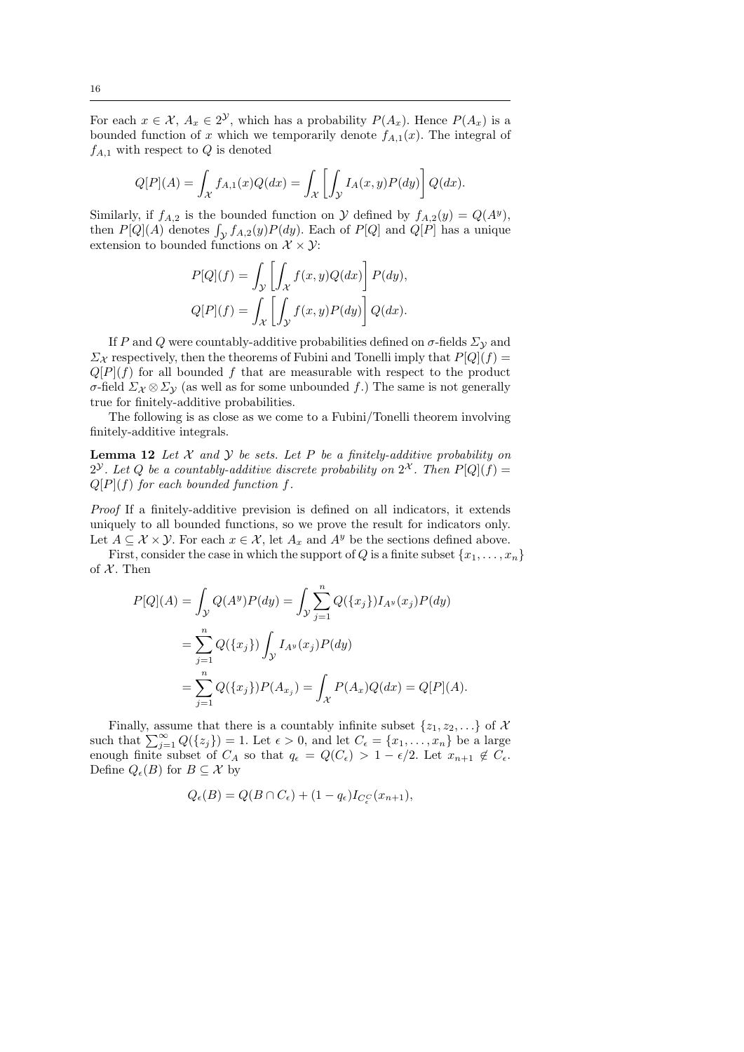For each $x \in \mathcal{X}$, $A_x \in 2^{\mathcal{Y}}$, which has a probability $P(A_x)$. Hence $P(A_x)$ is a bounded function of $x$ which we temporarily denote $f_{A,1}(x)$. The integral of $f_{A,1}$ with respect to $Q$ is denoted

$$Q[P](A) = \int_{\mathcal{X}} f_{A,1}(x) Q(dx) = \int_{\mathcal{X}} \left[ \int_{\mathcal{Y}} I_A(x,y) P(dy) \right] Q(dx).$$

Similarly, if $f_{A,2}$ is the bounded function on $\mathcal{Y}$ defined by $f_{A,2}(y) = Q(A^y)$, then $P[Q](A)$ denotes $\int_{\mathcal{Y}} f_{A,2}(y) P(dy)$. Each of $P[Q]$ and $Q[P]$ has a unique extension to bounded functions on $\mathcal{X} \times \mathcal{Y}$:

$$P[Q](f) = \int_{\mathcal{Y}} \left[ \int_{\mathcal{X}} f(x,y) Q(dx) \right] P(dy),$$
$$Q[P](f) = \int_{\mathcal{X}} \left[ \int_{\mathcal{Y}} f(x,y) P(dy) \right] Q(dx).$$

If $P$ and $Q$ were countably-additive probabilities defined on $\sigma$-fields $\Sigma_{\mathcal{Y}}$ and $\Sigma_{\mathcal{X}}$ respectively, then the theorems of Fubini and Tonelli imply that $P[Q](f) = Q[P](f)$ for all bounded $f$ that are measurable with respect to the product $\sigma$-field $\Sigma_{\mathcal{X}} \otimes \Sigma_{\mathcal{Y}}$ (as well as for some unbounded $f$.) The same is not generally true for finitely-additive probabilities.

The following is as close as we come to a Fubini/Tonelli theorem involving finitely-additive integrals.

**Lemma 12** *Let $\mathcal{X}$ and $\mathcal{Y}$ be sets. Let $P$ be a finitely-additive probability on $2^{\mathcal{Y}}$. Let $Q$ be a countably-additive discrete probability on $2^{\mathcal{X}}$. Then $P[Q](f) = Q[P](f)$ for each bounded function $f$.*

*Proof* If a finitely-additive prevision is defined on all indicators, it extends uniquely to all bounded functions, so we prove the result for indicators only. Let $A \subseteq \mathcal{X} \times \mathcal{Y}$. For each $x \in \mathcal{X}$, let $A_x$ and $A^y$ be the sections defined above.

First, consider the case in which the support of $Q$ is a finite subset $\{x_1, \ldots, x_n\}$ of $\mathcal{X}$. Then

$$\begin{aligned}
P[Q](A) &= \int_{\mathcal{Y}} Q(A^y) P(dy) = \int_{\mathcal{Y}} \sum_{j=1}^{n} Q(\{x_j\}) I_{A^y}(x_j) P(dy) \\
&= \sum_{j=1}^{n} Q(\{x_j\}) \int_{\mathcal{Y}} I_{A^y}(x_j) P(dy) \\
&= \sum_{j=1}^{n} Q(\{x_j\}) P(A_{x_j}) = \int_{\mathcal{X}} P(A_x) Q(dx) = Q[P](A).
\end{aligned}$$

Finally, assume that there is a countably infinite subset $\{z_1, z_2, \ldots\}$ of $\mathcal{X}$ such that $\sum_{j=1}^{\infty} Q(\{z_j\}) = 1$. Let $\epsilon > 0$, and let $C_\epsilon = \{x_1, \ldots, x_n\}$ be a large enough finite subset of $C_A$ so that $q_\epsilon = Q(C_\epsilon) > 1 - \epsilon/2$. Let $x_{n+1} \notin C_\epsilon$. Define $Q_\epsilon(B)$ for $B \subseteq \mathcal{X}$ by

$$Q_\epsilon(B) = Q(B \cap C_\epsilon) + (1 - q_\epsilon) I_{C_\epsilon^C}(x_{n+1}),$$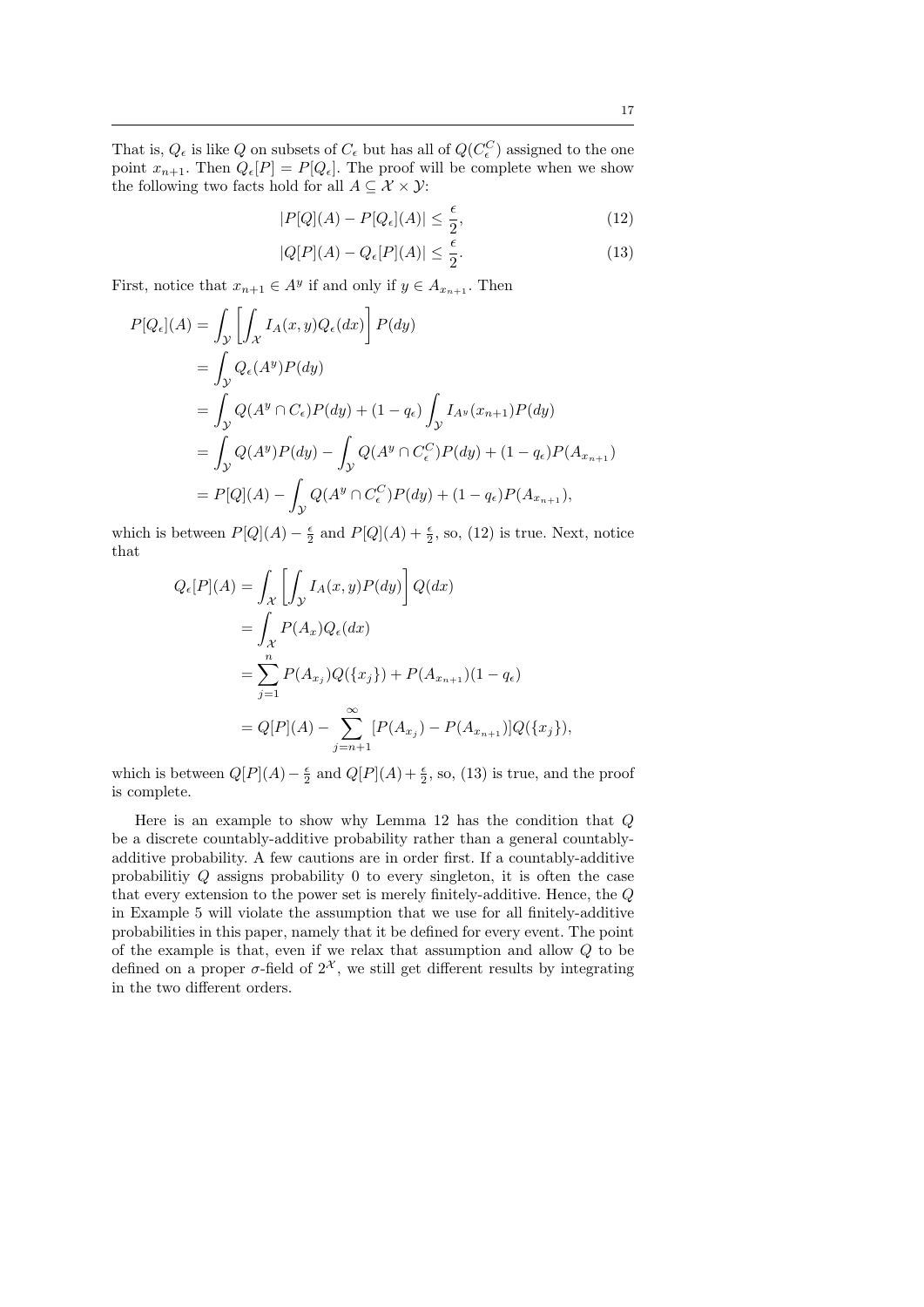That is, $Q_\epsilon$ is like $Q$ on subsets of $C_\epsilon$ but has all of $Q(C_\epsilon^C)$ assigned to the one point $x_{n+1}$. Then $Q_\epsilon[P] = P[Q_\epsilon]$. The proof will be complete when we show the following two facts hold for all $A \subseteq \mathcal{X} \times \mathcal{Y}$:

$$|P[Q](A) - P[Q_\epsilon](A)| \leq \frac{\epsilon}{2}, \tag{12}$$

$$|Q[P](A) - Q_\epsilon[P](A)| \leq \frac{\epsilon}{2}. \tag{13}$$

First, notice that $x_{n+1} \in A^y$ if and only if $y \in A_{x_{n+1}}$. Then

$$\begin{aligned}
P[Q_\epsilon](A) &= \int_{\mathcal{Y}} \left[ \int_{\mathcal{X}} I_A(x,y) Q_\epsilon(dx) \right] P(dy) \\
&= \int_{\mathcal{Y}} Q_\epsilon(A^y) P(dy) \\
&= \int_{\mathcal{Y}} Q(A^y \cap C_\epsilon) P(dy) + (1 - q_\epsilon) \int_{\mathcal{Y}} I_{A^y}(x_{n+1}) P(dy) \\
&= \int_{\mathcal{Y}} Q(A^y) P(dy) - \int_{\mathcal{Y}} Q(A^y \cap C_\epsilon^C) P(dy) + (1 - q_\epsilon) P(A_{x_{n+1}}) \\
&= P[Q](A) - \int_{\mathcal{Y}} Q(A^y \cap C_\epsilon^C) P(dy) + (1 - q_\epsilon) P(A_{x_{n+1}}),
\end{aligned}$$

which is between $P[Q](A) - \frac{\epsilon}{2}$ and $P[Q](A) + \frac{\epsilon}{2}$, so, (12) is true. Next, notice that

$$\begin{aligned}
Q_\epsilon[P](A) &= \int_{\mathcal{X}} \left[ \int_{\mathcal{Y}} I_A(x,y) P(dy) \right] Q(dx) \\
&= \int_{\mathcal{X}} P(A_x) Q_\epsilon(dx) \\
&= \sum_{j=1}^{n} P(A_{x_j}) Q(\{x_j\}) + P(A_{x_{n+1}})(1 - q_\epsilon) \\
&= Q[P](A) - \sum_{j=n+1}^{\infty} [P(A_{x_j}) - P(A_{x_{n+1}})] Q(\{x_j\}),
\end{aligned}$$

which is between $Q[P](A) - \frac{\epsilon}{2}$ and $Q[P](A) + \frac{\epsilon}{2}$, so, (13) is true, and the proof is complete.

Here is an example to show why Lemma 12 has the condition that $Q$ be a discrete countably-additive probability rather than a general countably-additive probability. A few cautions are in order first. If a countably-additive probabilitiy $Q$ assigns probability 0 to every singleton, it is often the case that every extension to the power set is merely finitely-additive. Hence, the $Q$ in Example 5 will violate the assumption that we use for all finitely-additive probabilities in this paper, namely that it be defined for every event. The point of the example is that, even if we relax that assumption and allow $Q$ to be defined on a proper $\sigma$-field of $2^{\mathcal{X}}$, we still get different results by integrating in the two different orders.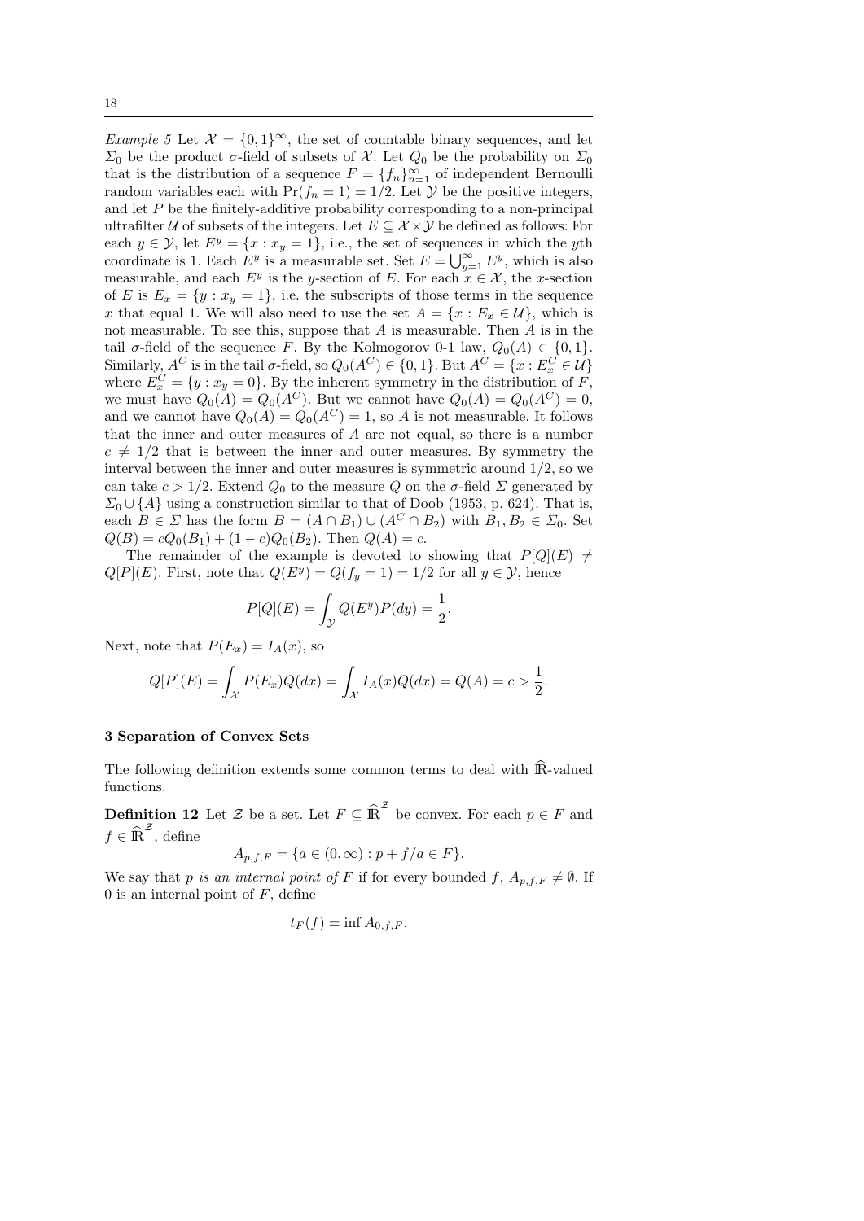*Example 5* Let $\mathcal{X} = \{0,1\}^\infty$, the set of countable binary sequences, and let $\Sigma_0$ be the product $\sigma$-field of subsets of $\mathcal{X}$. Let $Q_0$ be the probability on $\Sigma_0$ that is the distribution of a sequence $F = \{f_n\}_{n=1}^\infty$ of independent Bernoulli random variables each with $\Pr(f_n = 1) = 1/2$. Let $\mathcal{Y}$ be the positive integers, and let $P$ be the finitely-additive probability corresponding to a non-principal ultrafilter $\mathcal{U}$ of subsets of the integers. Let $E \subseteq \mathcal{X} \times \mathcal{Y}$ be defined as follows: For each $y \in \mathcal{Y}$, let $E^y = \{x : x_y = 1\}$, i.e., the set of sequences in which the $y$th coordinate is 1. Each $E^y$ is a measurable set. Set $E = \bigcup_{y=1}^\infty E^y$, which is also measurable, and each $E^y$ is the $y$-section of $E$. For each $x \in \mathcal{X}$, the $x$-section of $E$ is $E_x = \{y : x_y = 1\}$, i.e. the subscripts of those terms in the sequence $x$ that equal 1. We will also need to use the set $A = \{x : E_x \in \mathcal{U}\}$, which is not measurable. To see this, suppose that $A$ is measurable. Then $A$ is in the tail $\sigma$-field of the sequence $F$. By the Kolmogorov 0-1 law, $Q_0(A) \in \{0,1\}$. Similarly, $A^C$ is in the tail $\sigma$-field, so $Q_0(A^C) \in \{0,1\}$. But $A^C = \{x : E_x^C \in \mathcal{U}\}$ where $E_x^C = \{y : x_y = 0\}$. By the inherent symmetry in the distribution of $F$, we must have $Q_0(A) = Q_0(A^C)$. But we cannot have $Q_0(A) = Q_0(A^C) = 0$, and we cannot have $Q_0(A) = Q_0(A^C) = 1$, so $A$ is not measurable. It follows that the inner and outer measures of $A$ are not equal, so there is a number $c \neq 1/2$ that is between the inner and outer measures. By symmetry the interval between the inner and outer measures is symmetric around $1/2$, so we can take $c > 1/2$. Extend $Q_0$ to the measure $Q$ on the $\sigma$-field $\Sigma$ generated by $\Sigma_0 \cup \{A\}$ using a construction similar to that of Doob (1953, p. 624). That is, each $B \in \Sigma$ has the form $B = (A \cap B_1) \cup (A^C \cap B_2)$ with $B_1, B_2 \in \Sigma_0$. Set $Q(B) = cQ_0(B_1) + (1-c)Q_0(B_2)$. Then $Q(A) = c$.

The remainder of the example is devoted to showing that $P[Q](E) \neq Q[P](E)$. First, note that $Q(E^y) = Q(f_y = 1) = 1/2$ for all $y \in \mathcal{Y}$, hence

$$P[Q](E) = \int_{\mathcal{Y}} Q(E^y) P(dy) = \frac{1}{2}.$$

Next, note that $P(E_x) = I_A(x)$, so

$$Q[P](E) = \int_{\mathcal{X}} P(E_x) Q(dx) = \int_{\mathcal{X}} I_A(x) Q(dx) = Q(A) = c > \frac{1}{2}.$$

### 3 Separation of Convex Sets

The following definition extends some common terms to deal with $\widehat{\mathbb{R}}$-valued functions.

**Definition 12** Let $\mathcal{Z}$ be a set. Let $F \subseteq \widehat{\mathbb{R}}^{\mathcal{Z}}$ be convex. For each $p \in F$ and $f \in \widehat{\mathbb{R}}^{\mathcal{Z}}$, define

$$A_{p,f,F} = \{a \in (0,\infty) : p + f/a \in F\}.$$

We say that $p$ *is an internal point of* $F$ if for every bounded $f$, $A_{p,f,F} \neq \emptyset$. If 0 is an internal point of $F$, define

$$t_F(f) = \inf A_{0,f,F}.$$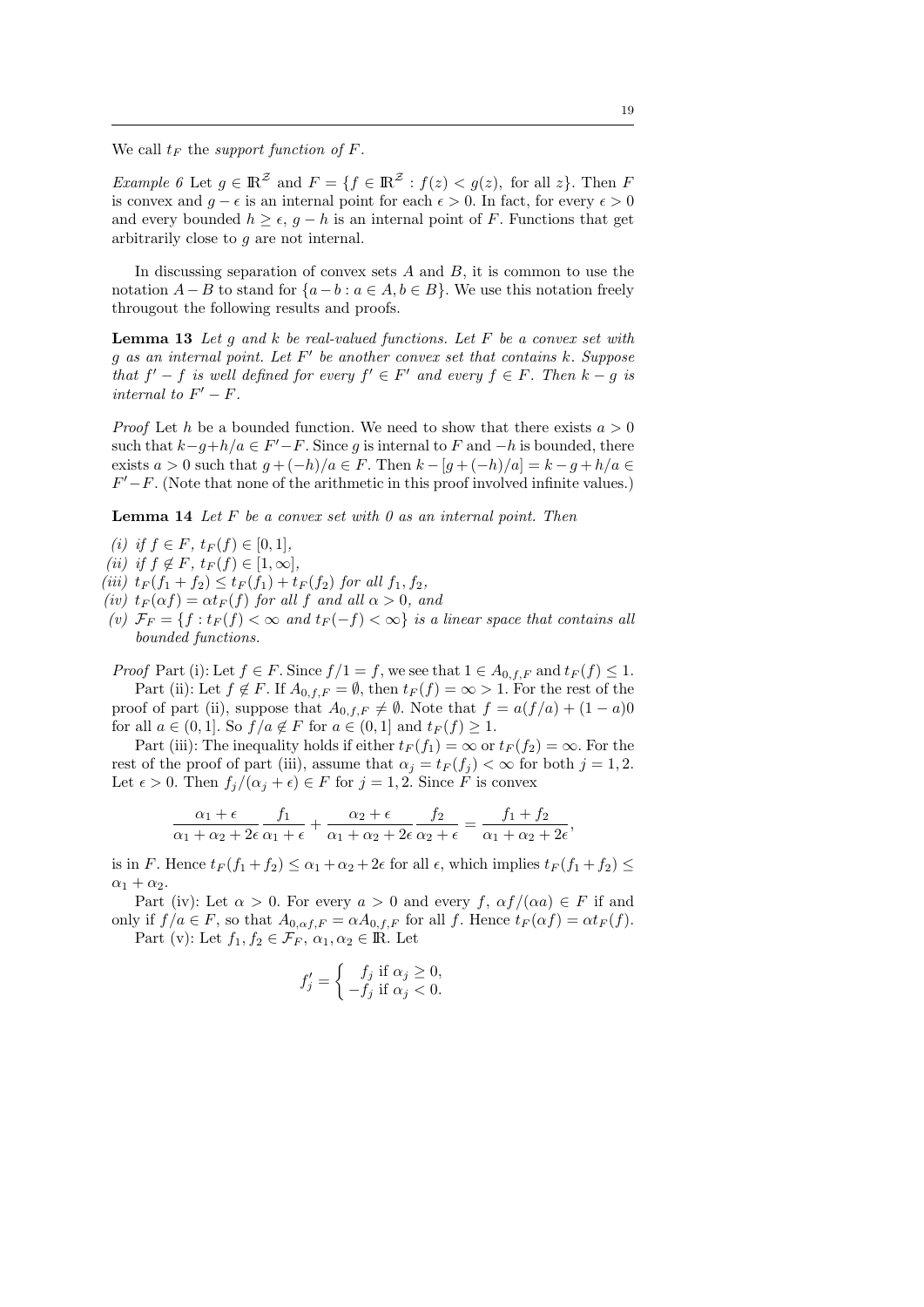We call $t_F$ the *support function of* $F$.

*Example 6* Let $g \in \mathbb{R}^{\mathcal{Z}}$ and $F = \{f \in \mathbb{R}^{\mathcal{Z}} : f(z) < g(z), \text{ for all } z\}$. Then $F$ is convex and $g - \epsilon$ is an internal point for each $\epsilon > 0$. In fact, for every $\epsilon > 0$ and every bounded $h \geq \epsilon$, $g - h$ is an internal point of $F$. Functions that get arbitrarily close to $g$ are not internal.

In discussing separation of convex sets $A$ and $B$, it is common to use the notation $A - B$ to stand for $\{a - b : a \in A, b \in B\}$. We use this notation freely througout the following results and proofs.

**Lemma 13** *Let $g$ and $k$ be real-valued functions. Let $F$ be a convex set with $g$ as an internal point. Let $F'$ be another convex set that contains $k$. Suppose that $f' - f$ is well defined for every $f' \in F'$ and every $f \in F$. Then $k - g$ is internal to $F' - F$.*

*Proof* Let $h$ be a bounded function. We need to show that there exists $a > 0$ such that $k - g + h/a \in F' - F$. Since $g$ is internal to $F$ and $-h$ is bounded, there exists $a > 0$ such that $g + (-h)/a \in F$. Then $k - [g + (-h)/a] = k - g + h/a \in F' - F$. (Note that none of the arithmetic in this proof involved infinite values.)

**Lemma 14** *Let $F$ be a convex set with 0 as an internal point. Then*

*(i) if $f \in F$, $t_F(f) \in [0, 1]$,*
*(ii) if $f \notin F$, $t_F(f) \in [1, \infty]$,*
*(iii) $t_F(f_1 + f_2) \leq t_F(f_1) + t_F(f_2)$ for all $f_1, f_2$,*
*(iv) $t_F(\alpha f) = \alpha t_F(f)$ for all $f$ and all $\alpha > 0$, and*
*(v) $\mathcal{F}_F = \{f : t_F(f) < \infty \text{ and } t_F(-f) < \infty\}$ is a linear space that contains all bounded functions.*

*Proof* Part (i): Let $f \in F$. Since $f/1 = f$, we see that $1 \in A_{0,f,F}$ and $t_F(f) \leq 1$.

Part (ii): Let $f \notin F$. If $A_{0,f,F} = \emptyset$, then $t_F(f) = \infty > 1$. For the rest of the proof of part (ii), suppose that $A_{0,f,F} \neq \emptyset$. Note that $f = a(f/a) + (1-a)0$ for all $a \in (0, 1]$. So $f/a \notin F$ for $a \in (0, 1]$ and $t_F(f) \geq 1$.

Part (iii): The inequality holds if either $t_F(f_1) = \infty$ or $t_F(f_2) = \infty$. For the rest of the proof of part (iii), assume that $\alpha_j = t_F(f_j) < \infty$ for both $j = 1, 2$. Let $\epsilon > 0$. Then $f_j/(\alpha_j + \epsilon) \in F$ for $j = 1, 2$. Since $F$ is convex

$$\frac{\alpha_1 + \epsilon}{\alpha_1 + \alpha_2 + 2\epsilon} \frac{f_1}{\alpha_1 + \epsilon} + \frac{\alpha_2 + \epsilon}{\alpha_1 + \alpha_2 + 2\epsilon} \frac{f_2}{\alpha_2 + \epsilon} = \frac{f_1 + f_2}{\alpha_1 + \alpha_2 + 2\epsilon},$$

is in $F$. Hence $t_F(f_1 + f_2) \leq \alpha_1 + \alpha_2 + 2\epsilon$ for all $\epsilon$, which implies $t_F(f_1 + f_2) \leq \alpha_1 + \alpha_2$.

Part (iv): Let $\alpha > 0$. For every $a > 0$ and every $f$, $\alpha f/(\alpha a) \in F$ if and only if $f/a \in F$, so that $A_{0,\alpha f,F} = \alpha A_{0,f,F}$ for all $f$. Hence $t_F(\alpha f) = \alpha t_F(f)$.

Part (v): Let $f_1, f_2 \in \mathcal{F}_F$, $\alpha_1, \alpha_2 \in \mathbb{R}$. Let

$$f'_j = \begin{cases} f_j \text{ if } \alpha_j \geq 0, \\ -f_j \text{ if } \alpha_j < 0. \end{cases}$$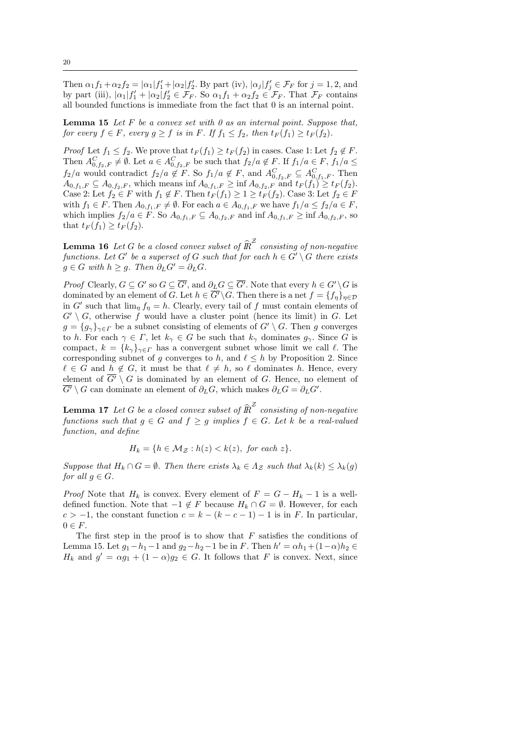Then $\alpha_1 f_1 + \alpha_2 f_2 = |\alpha_1| f_1' + |\alpha_2| f_2'$. By part (iv), $|\alpha_j| f_j' \in \mathcal{F}_F$ for $j = 1, 2$, and by part (iii), $|\alpha_1| f_1' + |\alpha_2| f_2' \in \mathcal{F}_F$. So $\alpha_1 f_1 + \alpha_2 f_2 \in \mathcal{F}_F$. That $\mathcal{F}_F$ contains all bounded functions is immediate from the fact that 0 is an internal point.

**Lemma 15** *Let $F$ be a convex set with 0 as an internal point. Suppose that, for every $f \in F$, every $g \geq f$ is in $F$. If $f_1 \leq f_2$, then $t_F(f_1) \geq t_F(f_2)$.*

*Proof* Let $f_1 \leq f_2$. We prove that $t_F(f_1) \geq t_F(f_2)$ in cases. Case 1: Let $f_2 \notin F$. Then $A^C_{0,f_2,F} \neq \emptyset$. Let $a \in A^C_{0,f_2,F}$ be such that $f_2/a \notin F$. If $f_1/a \in F$, $f_1/a \leq f_2/a$ would contradict $f_2/a \notin F$. So $f_1/a \notin F$, and $A^C_{0,f_2,F} \subseteq A^C_{0,f_1,F}$. Then $A_{0,f_1,F} \subseteq A_{0,f_2,F}$, which means $\inf A_{0,f_1,F} \geq \inf A_{0,f_2,F}$ and $t_F(f_1) \geq t_F(f_2)$. Case 2: Let $f_2 \in F$ with $f_1 \notin F$. Then $t_F(f_1) \geq 1 \geq t_F(f_2)$. Case 3: Let $f_2 \in F$ with $f_1 \in F$. Then $A_{0,f_1,F} \neq \emptyset$. For each $a \in A_{0,f_1,F}$ we have $f_1/a \leq f_2/a \in F$, which implies $f_2/a \in F$. So $A_{0,f_1,F} \subseteq A_{0,f_2,F}$ and $\inf A_{0,f_1,F} \geq \inf A_{0,f_2,F}$, so that $t_F(f_1) \geq t_F(f_2)$.

**Lemma 16** *Let $G$ be a closed convex subset of $\widehat{\mathbb{R}}^{\mathcal{Z}}$ consisting of non-negative functions. Let $G'$ be a superset of $G$ such that for each $h \in G' \setminus G$ there exists $g \in G$ with $h \geq g$. Then $\partial_L G' = \partial_L G$.*

*Proof* Clearly, $G \subseteq G'$ so $G \subseteq \overline{G'}$, and $\partial_L G \subseteq \overline{G'}$. Note that every $h \in G' \setminus G$ is dominated by an element of $G$. Let $h \in \overline{G'} \setminus G$. Then there is a net $f = \{f_\eta\}_{\eta \in \mathcal{D}}$ in $G'$ such that $\lim_\eta f_\eta = h$. Clearly, every tail of $f$ must contain elements of $G' \setminus G$, otherwise $f$ would have a cluster point (hence its limit) in $G$. Let $g = \{g_\gamma\}_{\gamma \in \Gamma}$ be a subnet consisting of elements of $G' \setminus G$. Then $g$ converges to $h$. For each $\gamma \in \Gamma$, let $k_\gamma \in G$ be such that $k_\gamma$ dominates $g_\gamma$. Since $G$ is compact, $k = \{k_\gamma\}_{\gamma \in \Gamma}$ has a convergent subnet whose limit we call $\ell$. The corresponding subnet of $g$ converges to $h$, and $\ell \leq h$ by Proposition 2. Since $\ell \in G$ and $h \notin G$, it must be that $\ell \neq h$, so $\ell$ dominates $h$. Hence, every element of $\overline{G'} \setminus G$ is dominated by an element of $G$. Hence, no element of $\overline{G'} \setminus G$ can dominate an element of $\partial_L G$, which makes $\partial_L G = \partial_L G'$.

**Lemma 17** *Let $G$ be a closed convex subset of $\widehat{\mathbb{R}}^{\mathcal{Z}}$ consisting of non-negative functions such that $g \in G$ and $f \geq g$ implies $f \in G$. Let $k$ be a real-valued function, and define*

$$H_k = \{h \in \mathcal{M}_{\mathcal{Z}} : h(z) < k(z), \text{ for each } z\}.$$

*Suppose that $H_k \cap G = \emptyset$. Then there exists $\lambda_k \in \Lambda_{\mathcal{Z}}$ such that $\lambda_k(k) \leq \lambda_k(g)$ for all $g \in G$.*

*Proof* Note that $H_k$ is convex. Every element of $F = G - H_k - 1$ is a well-defined function. Note that $-1 \notin F$ because $H_k \cap G = \emptyset$. However, for each $c > -1$, the constant function $c = k - (k - c - 1) - 1$ is in $F$. In particular, $0 \in F$.

The first step in the proof is to show that $F$ satisfies the conditions of Lemma 15. Let $g_1 - h_1 - 1$ and $g_2 - h_2 - 1$ be in $F$. Then $h' = \alpha h_1 + (1 - \alpha) h_2 \in H_k$ and $g' = \alpha g_1 + (1 - \alpha) g_2 \in G$. It follows that $F$ is convex. Next, since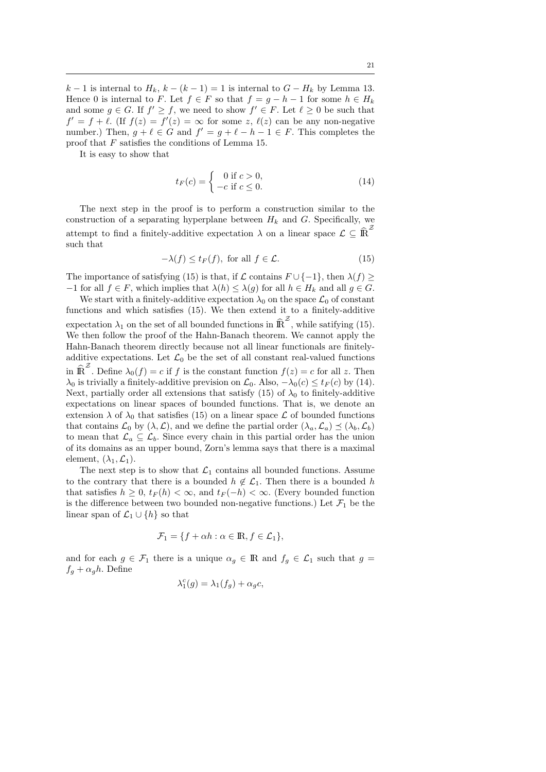$k-1$ is internal to $H_k$, $k-(k-1)=1$ is internal to $G-H_k$ by Lemma 13. Hence 0 is internal to $F$. Let $f \in F$ so that $f = g - h - 1$ for some $h \in H_k$ and some $g \in G$. If $f' \geq f$, we need to show $f' \in F$. Let $\ell \geq 0$ be such that $f' = f + \ell$. (If $f(z) = f'(z) = \infty$ for some $z$, $\ell(z)$ can be any non-negative number.) Then, $g + \ell \in G$ and $f' = g + \ell - h - 1 \in F$. This completes the proof that $F$ satisfies the conditions of Lemma 15.

It is easy to show that

$$t_F(c) = \begin{cases} 0 \text{ if } c > 0, \\ -c \text{ if } c \leq 0. \end{cases} \tag{14}$$

The next step in the proof is to perform a construction similar to the construction of a separating hyperplane between $H_k$ and $G$. Specifically, we attempt to find a finitely-additive expectation $\lambda$ on a linear space $\mathcal{L} \subseteq \widehat{\mathbb{R}}^{\mathcal{Z}}$ such that

$$-\lambda(f) \leq t_F(f), \text{ for all } f \in \mathcal{L}. \tag{15}$$

The importance of satisfying (15) is that, if $\mathcal{L}$ contains $F \cup \{-1\}$, then $\lambda(f) \geq -1$ for all $f \in F$, which implies that $\lambda(h) \leq \lambda(g)$ for all $h \in H_k$ and all $g \in G$.

We start with a finitely-additive expectation $\lambda_0$ on the space $\mathcal{L}_0$ of constant functions and which satisfies (15). We then extend it to a finitely-additive expectation $\lambda_1$ on the set of all bounded functions in $\widehat{\mathbb{R}}^{\mathcal{Z}}$, while satifying (15). We then follow the proof of the Hahn-Banach theorem. We cannot apply the Hahn-Banach theorem directly because not all linear functionals are finitely-additive expectations. Let $\mathcal{L}_0$ be the set of all constant real-valued functions in $\widehat{\mathbb{R}}^{\mathcal{Z}}$. Define $\lambda_0(f) = c$ if $f$ is the constant function $f(z) = c$ for all $z$. Then $\lambda_0$ is trivially a finitely-additive prevision on $\mathcal{L}_0$. Also, $-\lambda_0(c) \leq t_F(c)$ by (14). Next, partially order all extensions that satisfy (15) of $\lambda_0$ to finitely-additive expectations on linear spaces of bounded functions. That is, we denote an extension $\lambda$ of $\lambda_0$ that satisfies (15) on a linear space $\mathcal{L}$ of bounded functions that contains $\mathcal{L}_0$ by $(\lambda, \mathcal{L})$, and we define the partial order $(\lambda_a, \mathcal{L}_a) \preceq (\lambda_b, \mathcal{L}_b)$ to mean that $\mathcal{L}_a \subseteq \mathcal{L}_b$. Since every chain in this partial order has the union of its domains as an upper bound, Zorn's lemma says that there is a maximal element, $(\lambda_1, \mathcal{L}_1)$.

The next step is to show that $\mathcal{L}_1$ contains all bounded functions. Assume to the contrary that there is a bounded $h \notin \mathcal{L}_1$. Then there is a bounded $h$ that satisfies $h \geq 0$, $t_F(h) < \infty$, and $t_F(-h) < \infty$. (Every bounded function is the difference between two bounded non-negative functions.) Let $\mathcal{F}_1$ be the linear span of $\mathcal{L}_1 \cup \{h\}$ so that

$$\mathcal{F}_1 = \{f + \alpha h : \alpha \in \mathbb{R}, f \in \mathcal{L}_1\},$$

and for each $g \in \mathcal{F}_1$ there is a unique $\alpha_g \in \mathbb{R}$ and $f_g \in \mathcal{L}_1$ such that $g = f_g + \alpha_g h$. Define

$$\lambda_1^c(g) = \lambda_1(f_g) + \alpha_g c,$$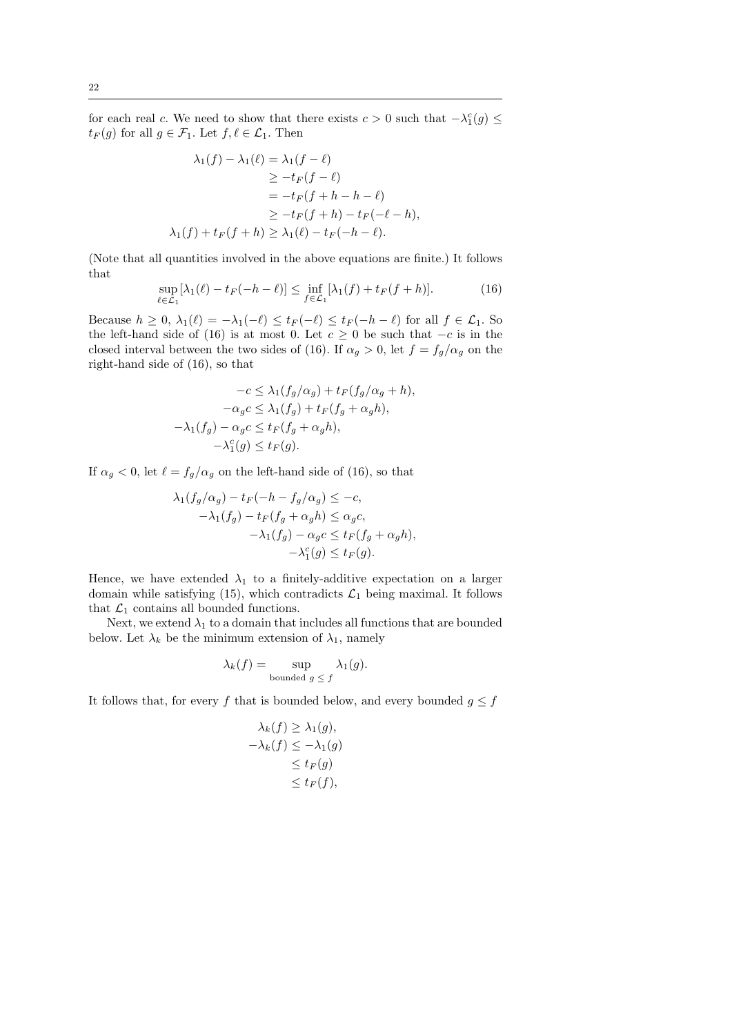for each real $c$. We need to show that there exists $c > 0$ such that $-\lambda_1^c(g) \leq t_F(g)$ for all $g \in \mathcal{F}_1$. Let $f, \ell \in \mathcal{L}_1$. Then

$$
\begin{aligned}
\lambda_1(f) - \lambda_1(\ell) &= \lambda_1(f - \ell) \\
&\geq -t_F(f - \ell) \\
&= -t_F(f + h - h - \ell) \\
&\geq -t_F(f + h) - t_F(-\ell - h), \\
\lambda_1(f) + t_F(f + h) &\geq \lambda_1(\ell) - t_F(-h - \ell).
\end{aligned}
$$

(Note that all quantities involved in the above equations are finite.) It follows that

$$
\sup_{\ell \in \mathcal{L}_1} [\lambda_1(\ell) - t_F(-h - \ell)] \leq \inf_{f \in \mathcal{L}_1} [\lambda_1(f) + t_F(f + h)]. \tag{16}
$$

Because $h \geq 0$, $\lambda_1(\ell) = -\lambda_1(-\ell) \leq t_F(-\ell) \leq t_F(-h - \ell)$ for all $f \in \mathcal{L}_1$. So the left-hand side of (16) is at most 0. Let $c \geq 0$ be such that $-c$ is in the closed interval between the two sides of (16). If $\alpha_g > 0$, let $f = f_g/\alpha_g$ on the right-hand side of (16), so that

$$
\begin{aligned}
-c &\leq \lambda_1(f_g/\alpha_g) + t_F(f_g/\alpha_g + h), \\
-\alpha_g c &\leq \lambda_1(f_g) + t_F(f_g + \alpha_g h), \\
-\lambda_1(f_g) - \alpha_g c &\leq t_F(f_g + \alpha_g h), \\
-\lambda_1^c(g) &\leq t_F(g).
\end{aligned}
$$

If $\alpha_g < 0$, let $\ell = f_g/\alpha_g$ on the left-hand side of (16), so that

$$
\begin{aligned}
\lambda_1(f_g/\alpha_g) - t_F(-h - f_g/\alpha_g) &\leq -c, \\
-\lambda_1(f_g) - t_F(f_g + \alpha_g h) &\leq \alpha_g c, \\
-\lambda_1(f_g) - \alpha_g c &\leq t_F(f_g + \alpha_g h), \\
-\lambda_1^c(g) &\leq t_F(g).
\end{aligned}
$$

Hence, we have extended $\lambda_1$ to a finitely-additive expectation on a larger domain while satisfying (15), which contradicts $\mathcal{L}_1$ being maximal. It follows that $\mathcal{L}_1$ contains all bounded functions.

Next, we extend $\lambda_1$ to a domain that includes all functions that are bounded below. Let $\lambda_k$ be the minimum extension of $\lambda_1$, namely

$$
\lambda_k(f) = \sup_{\text{bounded } g \leq f} \lambda_1(g).
$$

It follows that, for every $f$ that is bounded below, and every bounded $g \leq f$

$$
\begin{aligned}
\lambda_k(f) &\geq \lambda_1(g), \\
-\lambda_k(f) &\leq -\lambda_1(g) \\
&\leq t_F(g) \\
&\leq t_F(f),
\end{aligned}
$$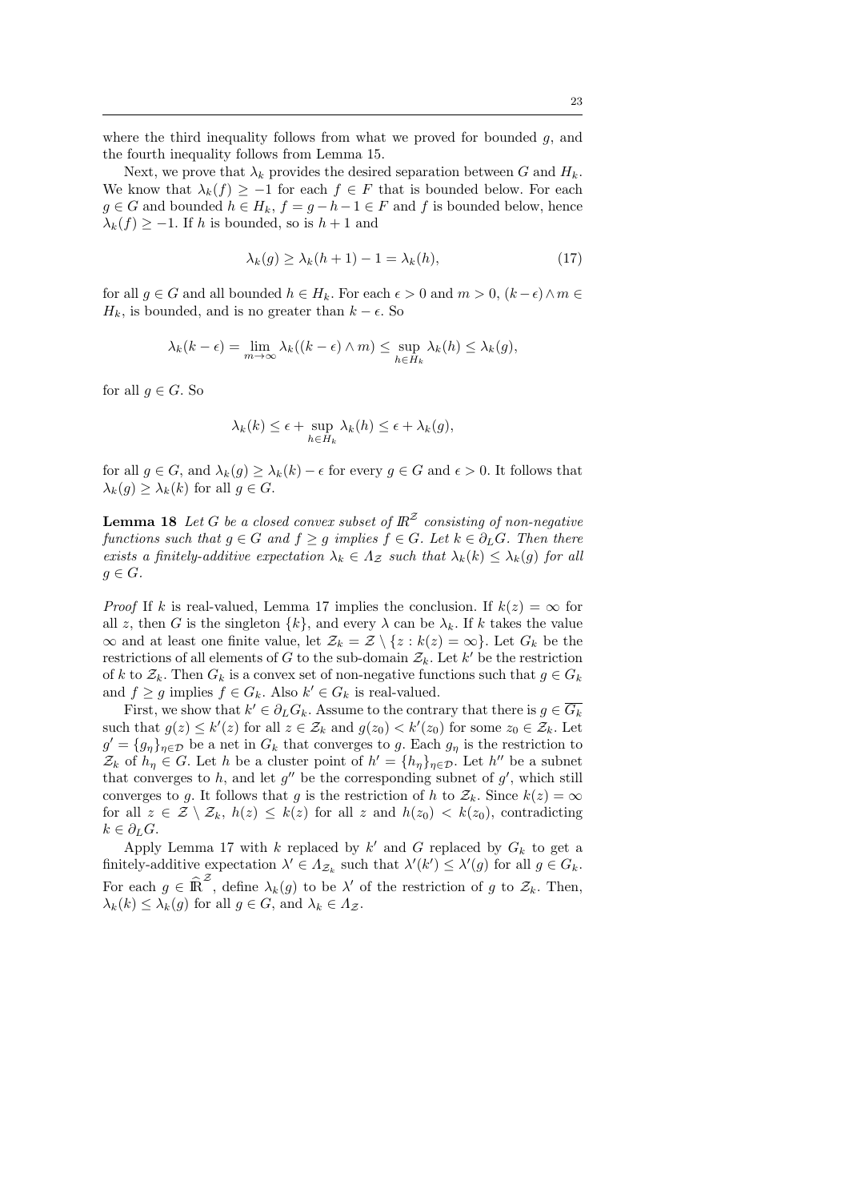where the third inequality follows from what we proved for bounded $g$, and the fourth inequality follows from Lemma 15.

Next, we prove that $\lambda_k$ provides the desired separation between $G$ and $H_k$. We know that $\lambda_k(f) \geq -1$ for each $f \in F$ that is bounded below. For each $g \in G$ and bounded $h \in H_k$, $f = g - h - 1 \in F$ and $f$ is bounded below, hence $\lambda_k(f) \geq -1$. If $h$ is bounded, so is $h + 1$ and

$$\lambda_k(g) \geq \lambda_k(h+1) - 1 = \lambda_k(h), \tag{17}$$

for all $g \in G$ and all bounded $h \in H_k$. For each $\epsilon > 0$ and $m > 0$, $(k - \epsilon) \wedge m \in H_k$, is bounded, and is no greater than $k - \epsilon$. So

$$\lambda_k(k - \epsilon) = \lim_{m \to \infty} \lambda_k((k - \epsilon) \wedge m) \leq \sup_{h \in H_k} \lambda_k(h) \leq \lambda_k(g),$$

for all $g \in G$. So

$$\lambda_k(k) \leq \epsilon + \sup_{h \in H_k} \lambda_k(h) \leq \epsilon + \lambda_k(g),$$

for all $g \in G$, and $\lambda_k(g) \geq \lambda_k(k) - \epsilon$ for every $g \in G$ and $\epsilon > 0$. It follows that $\lambda_k(g) \geq \lambda_k(k)$ for all $g \in G$.

**Lemma 18** *Let $G$ be a closed convex subset of $\mathbb{R}^{\mathcal{Z}}$ consisting of non-negative functions such that $g \in G$ and $f \geq g$ implies $f \in G$. Let $k \in \partial_L G$. Then there exists a finitely-additive expectation $\lambda_k \in \Lambda_{\mathcal{Z}}$ such that $\lambda_k(k) \leq \lambda_k(g)$ for all $g \in G$.*

*Proof* If $k$ is real-valued, Lemma 17 implies the conclusion. If $k(z) = \infty$ for all $z$, then $G$ is the singleton $\{k\}$, and every $\lambda$ can be $\lambda_k$. If $k$ takes the value $\infty$ and at least one finite value, let $\mathcal{Z}_k = \mathcal{Z} \setminus \{z : k(z) = \infty\}$. Let $G_k$ be the restrictions of all elements of $G$ to the sub-domain $\mathcal{Z}_k$. Let $k'$ be the restriction of $k$ to $\mathcal{Z}_k$. Then $G_k$ is a convex set of non-negative functions such that $g \in G_k$ and $f \geq g$ implies $f \in G_k$. Also $k' \in G_k$ is real-valued.

First, we show that $k' \in \partial_L G_k$. Assume to the contrary that there is $g \in \overline{G_k}$ such that $g(z) \leq k'(z)$ for all $z \in \mathcal{Z}_k$ and $g(z_0) < k'(z_0)$ for some $z_0 \in \mathcal{Z}_k$. Let $g' = \{g_\eta\}_{\eta \in \mathcal{D}}$ be a net in $G_k$ that converges to $g$. Each $g_\eta$ is the restriction to $\mathcal{Z}_k$ of $h_\eta \in G$. Let $h$ be a cluster point of $h' = \{h_\eta\}_{\eta \in \mathcal{D}}$. Let $h''$ be a subnet that converges to $h$, and let $g''$ be the corresponding subnet of $g'$, which still converges to $g$. It follows that $g$ is the restriction of $h$ to $\mathcal{Z}_k$. Since $k(z) = \infty$ for all $z \in \mathcal{Z} \setminus \mathcal{Z}_k$, $h(z) \leq k(z)$ for all $z$ and $h(z_0) < k(z_0)$, contradicting $k \in \partial_L G$.

Apply Lemma 17 with $k$ replaced by $k'$ and $G$ replaced by $G_k$ to get a finitely-additive expectation $\lambda' \in \Lambda_{\mathcal{Z}_k}$ such that $\lambda'(k') \leq \lambda'(g)$ for all $g \in G_k$. For each $g \in \widehat{\mathbb{R}}^{\mathcal{Z}}$, define $\lambda_k(g)$ to be $\lambda'$ of the restriction of $g$ to $\mathcal{Z}_k$. Then, $\lambda_k(k) \leq \lambda_k(g)$ for all $g \in G$, and $\lambda_k \in \Lambda_{\mathcal{Z}}$.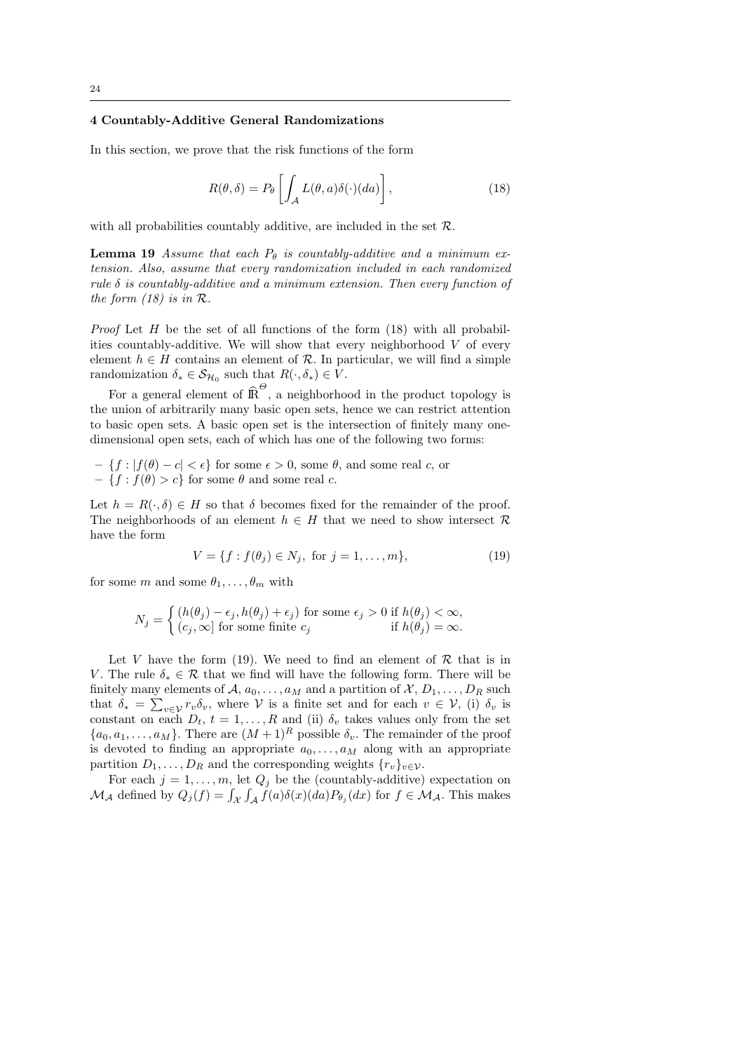## 4 Countably-Additive General Randomizations

In this section, we prove that the risk functions of the form

$$R(\theta, \delta) = P_\theta \left[ \int_{\mathcal{A}} L(\theta, a)\delta(\cdot)(da) \right], \tag{18}$$

with all probabilities countably additive, are included in the set $\mathcal{R}$.

**Lemma 19** *Assume that each $P_\theta$ is countably-additive and a minimum extension. Also, assume that every randomization included in each randomized rule $\delta$ is countably-additive and a minimum extension. Then every function of the form (18) is in $\mathcal{R}$.*

*Proof* Let $H$ be the set of all functions of the form (18) with all probabilities countably-additive. We will show that every neighborhood $V$ of every element $h \in H$ contains an element of $\mathcal{R}$. In particular, we will find a simple randomization $\delta_* \in \mathcal{S}_{\mathcal{H}_0}$ such that $R(\cdot, \delta_*) \in V$.

For a general element of $\widehat{\mathbb{R}}^{\Theta}$, a neighborhood in the product topology is the union of arbitrarily many basic open sets, hence we can restrict attention to basic open sets. A basic open set is the intersection of finitely many one-dimensional open sets, each of which has one of the following two forms:

- $\{f : |f(\theta) - c| < \epsilon\}$ for some $\epsilon > 0$, some $\theta$, and some real $c$, or
- $\{f : f(\theta) > c\}$ for some $\theta$ and some real $c$.

Let $h = R(\cdot, \delta) \in H$ so that $\delta$ becomes fixed for the remainder of the proof. The neighborhoods of an element $h \in H$ that we need to show intersect $\mathcal{R}$ have the form

$$V = \{f : f(\theta_j) \in N_j, \text{ for } j = 1, \dots, m\}, \tag{19}$$

for some $m$ and some $\theta_1, \dots, \theta_m$ with

$$N_j = \begin{cases} (h(\theta_j) - \epsilon_j, h(\theta_j) + \epsilon_j) \text{ for some } \epsilon_j > 0 & \text{if } h(\theta_j) < \infty, \\ (c_j, \infty] \text{ for some finite } c_j & \text{if } h(\theta_j) = \infty. \end{cases}$$

Let $V$ have the form (19). We need to find an element of $\mathcal{R}$ that is in $V$. The rule $\delta_* \in \mathcal{R}$ that we find will have the following form. There will be finitely many elements of $\mathcal{A}$, $a_0, \dots, a_M$ and a partition of $\mathcal{X}$, $D_1, \dots, D_R$ such that $\delta_* = \sum_{v \in \mathcal{V}} r_v \delta_v$, where $\mathcal{V}$ is a finite set and for each $v \in \mathcal{V}$, (i) $\delta_v$ is constant on each $D_t$, $t = 1, \dots, R$ and (ii) $\delta_v$ takes values only from the set $\{a_0, a_1, \dots, a_M\}$. There are $(M+1)^R$ possible $\delta_v$. The remainder of the proof is devoted to finding an appropriate $a_0, \dots, a_M$ along with an appropriate partition $D_1, \dots, D_R$ and the corresponding weights $\{r_v\}_{v \in \mathcal{V}}$.

For each $j = 1, \dots, m$, let $Q_j$ be the (countably-additive) expectation on $\mathcal{M}_{\mathcal{A}}$ defined by $Q_j(f) = \int_{\mathcal{X}} \int_{\mathcal{A}} f(a)\delta(x)(da)P_{\theta_j}(dx)$ for $f \in \mathcal{M}_{\mathcal{A}}$. This makes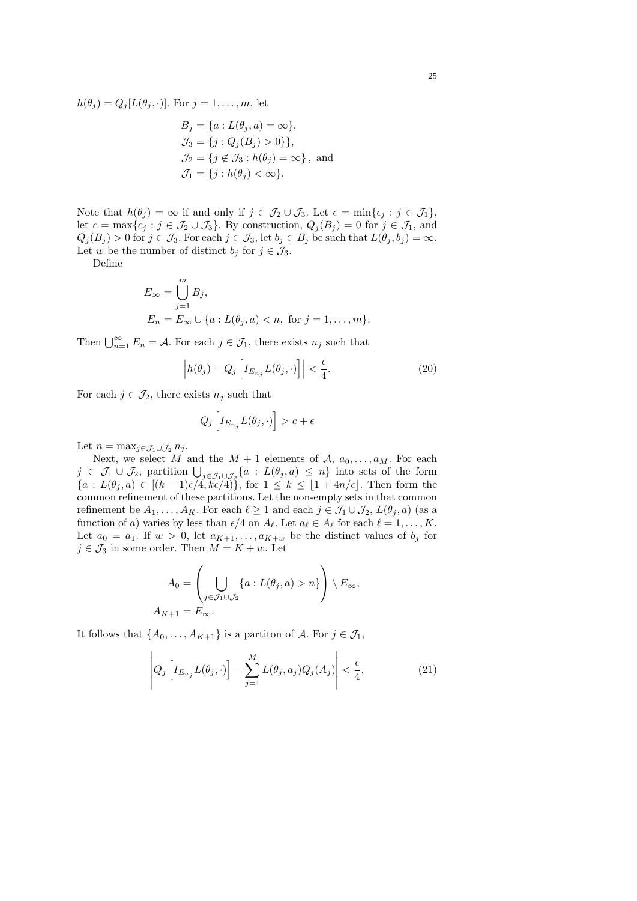$h(\theta_j) = Q_j[L(\theta_j, \cdot)]$. For $j = 1, \ldots, m$, let

$$
\begin{aligned}
B_j &= \{a : L(\theta_j, a) = \infty\}, \\
\mathcal{J}_3 &= \{j : Q_j(B_j) > 0\}\}, \\
\mathcal{J}_2 &= \{j \notin \mathcal{J}_3 : h(\theta_j) = \infty\}, \text{ and} \\
\mathcal{J}_1 &= \{j : h(\theta_j) < \infty\}.
\end{aligned}
$$

Note that $h(\theta_j) = \infty$ if and only if $j \in \mathcal{J}_2 \cup \mathcal{J}_3$. Let $\epsilon = \min\{\epsilon_j : j \in \mathcal{J}_1\}$, let $c = \max\{c_j : j \in \mathcal{J}_2 \cup \mathcal{J}_3\}$. By construction, $Q_j(B_j) = 0$ for $j \in \mathcal{J}_1$, and $Q_j(B_j) > 0$ for $j \in \mathcal{J}_3$. For each $j \in \mathcal{J}_3$, let $b_j \in B_j$ be such that $L(\theta_j, b_j) = \infty$. Let $w$ be the number of distinct $b_j$ for $j \in \mathcal{J}_3$.

Define

$$
\begin{aligned}
E_\infty &= \bigcup_{j=1}^{m} B_j, \\
E_n &= E_\infty \cup \{a : L(\theta_j, a) < n, \text{ for } j = 1, \ldots, m\}.
\end{aligned}
$$

Then $\bigcup_{n=1}^{\infty} E_n = \mathcal{A}$. For each $j \in \mathcal{J}_1$, there exists $n_j$ such that

$$
\left| h(\theta_j) - Q_j\left[ I_{E_{n_j}} L(\theta_j, \cdot) \right] \right| < \frac{\epsilon}{4}. \tag{20}
$$

For each $j \in \mathcal{J}_2$, there exists $n_j$ such that

$$
Q_j\left[ I_{E_{n_j}} L(\theta_j, \cdot) \right] > c + \epsilon
$$

Let $n = \max_{j \in \mathcal{J}_1 \cup \mathcal{J}_2} n_j$.

Next, we select $M$ and the $M+1$ elements of $\mathcal{A}$, $a_0, \ldots, a_M$. For each $j \in \mathcal{J}_1 \cup \mathcal{J}_2$, partition $\bigcup_{j \in \mathcal{J}_1 \cup \mathcal{J}_2} \{a : L(\theta_j, a) \leq n\}$ into sets of the form $\{a : L(\theta_j, a) \in [(k-1)\epsilon/4, k\epsilon/4)\}$, for $1 \leq k \leq \lfloor 1 + 4n/\epsilon \rfloor$. Then form the common refinement of these partitions. Let the non-empty sets in that common refinement be $A_1, \ldots, A_K$. For each $\ell \geq 1$ and each $j \in \mathcal{J}_1 \cup \mathcal{J}_2$, $L(\theta_j, a)$ (as a function of $a$) varies by less than $\epsilon/4$ on $A_\ell$. Let $a_\ell \in A_\ell$ for each $\ell = 1, \ldots, K$. Let $a_0 = a_1$. If $w > 0$, let $a_{K+1}, \ldots, a_{K+w}$ be the distinct values of $b_j$ for $j \in \mathcal{J}_3$ in some order. Then $M = K + w$. Let

$$
\begin{aligned}
A_0 &= \left( \bigcup_{j \in \mathcal{J}_1 \cup \mathcal{J}_2} \{a : L(\theta_j, a) > n\} \right) \setminus E_\infty, \\
A_{K+1} &= E_\infty.
\end{aligned}
$$

It follows that $\{A_0, \ldots, A_{K+1}\}$ is a partiton of $\mathcal{A}$. For $j \in \mathcal{J}_1$,

$$
\left| Q_j\left[ I_{E_{n_j}} L(\theta_j, \cdot) \right] - \sum_{j=1}^{M} L(\theta_j, a_j) Q_j(A_j) \right| < \frac{\epsilon}{4}, \tag{21}
$$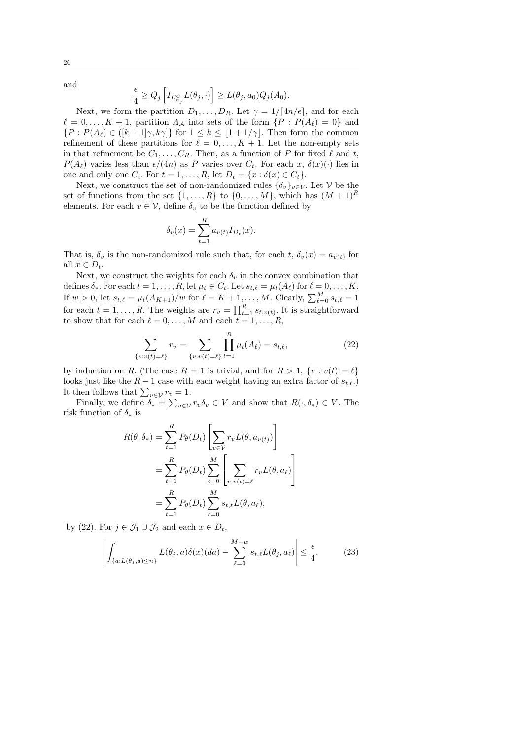and

$$\frac{\epsilon}{4} \geq Q_j \left[ I_{E_{n_j}^C} L(\theta_j, \cdot) \right] \geq L(\theta_j, a_0) Q_j(A_0).$$

Next, we form the partition $D_1, \ldots, D_R$. Let $\gamma = 1/\lceil 4n/\epsilon \rceil$, and for each $\ell = 0, \ldots, K+1$, partition $\Lambda_{\mathcal{A}}$ into sets of the form $\{P : P(A_\ell) = 0\}$ and $\{P : P(A_\ell) \in ([k-1]\gamma, k\gamma]\}$ for $1 \leq k \leq \lfloor 1 + 1/\gamma \rfloor$. Then form the common refinement of these partitions for $\ell = 0, \ldots, K+1$. Let the non-empty sets in that refinement be $C_1, \ldots, C_R$. Then, as a function of $P$ for fixed $\ell$ and $t$, $P(A_\ell)$ varies less than $\epsilon/(4n)$ as $P$ varies over $C_t$. For each $x$, $\delta(x)(\cdot)$ lies in one and only one $C_t$. For $t = 1, \ldots, R$, let $D_t = \{x : \delta(x) \in C_t\}$.

Next, we construct the set of non-randomized rules $\{\delta_v\}_{v \in \mathcal{V}}$. Let $\mathcal{V}$ be the set of functions from the set $\{1, \ldots, R\}$ to $\{0, \ldots, M\}$, which has $(M+1)^R$ elements. For each $v \in \mathcal{V}$, define $\delta_v$ to be the function defined by

$$\delta_v(x) = \sum_{t=1}^{R} a_{v(t)} I_{D_t}(x).$$

That is, $\delta_v$ is the non-randomized rule such that, for each $t$, $\delta_v(x) = a_{v(t)}$ for all $x \in D_t$.

Next, we construct the weights for each $\delta_v$ in the convex combination that defines $\delta_*$. For each $t = 1, \ldots, R$, let $\mu_t \in C_t$. Let $s_{t,\ell} = \mu_t(A_\ell)$ for $\ell = 0, \ldots, K$. If $w > 0$, let $s_{t,\ell} = \mu_t(A_{K+1})/w$ for $\ell = K+1, \ldots, M$. Clearly, $\sum_{\ell=0}^{M} s_{t,\ell} = 1$ for each $t = 1, \ldots, R$. The weights are $r_v = \prod_{t=1}^{R} s_{t,v(t)}$. It is straightforward to show that for each $\ell = 0, \ldots, M$ and each $t = 1, \ldots, R$,

$$\sum_{\{v : v(t) = \ell\}} r_v = \sum_{\{v : v(t) = \ell\}} \prod_{t=1}^{R} \mu_t(A_\ell) = s_{t,\ell}, \tag{22}$$

by induction on $R$. (The case $R = 1$ is trivial, and for $R > 1$, $\{v : v(t) = \ell\}$ looks just like the $R-1$ case with each weight having an extra factor of $s_{t,\ell}$.) It then follows that $\sum_{v \in \mathcal{V}} r_v = 1$.

Finally, we define $\delta_* = \sum_{v \in \mathcal{V}} r_v \delta_v \in V$ and show that $R(\cdot, \delta_*) \in V$. The risk function of $\delta_*$ is

$$\begin{aligned}
R(\theta, \delta_*) &= \sum_{t=1}^{R} P_\theta(D_t) \left[ \sum_{v \in \mathcal{V}} r_v L(\theta, a_{v(t)}) \right] \\
&= \sum_{t=1}^{R} P_\theta(D_t) \sum_{\ell=0}^{M} \left[ \sum_{v : v(t) = \ell} r_v L(\theta, a_\ell) \right] \\
&= \sum_{t=1}^{R} P_\theta(D_t) \sum_{\ell=0}^{M} s_{t,\ell} L(\theta, a_\ell),
\end{aligned}$$

by (22). For $j \in \mathcal{J}_1 \cup \mathcal{J}_2$ and each $x \in D_t$,

$$\left| \int_{\{a : L(\theta_j, a) \leq n\}} L(\theta_j, a) \delta(x)(da) - \sum_{\ell=0}^{M-w} s_{t,\ell} L(\theta_j, a_\ell) \right| \leq \frac{\epsilon}{4}. \tag{23}$$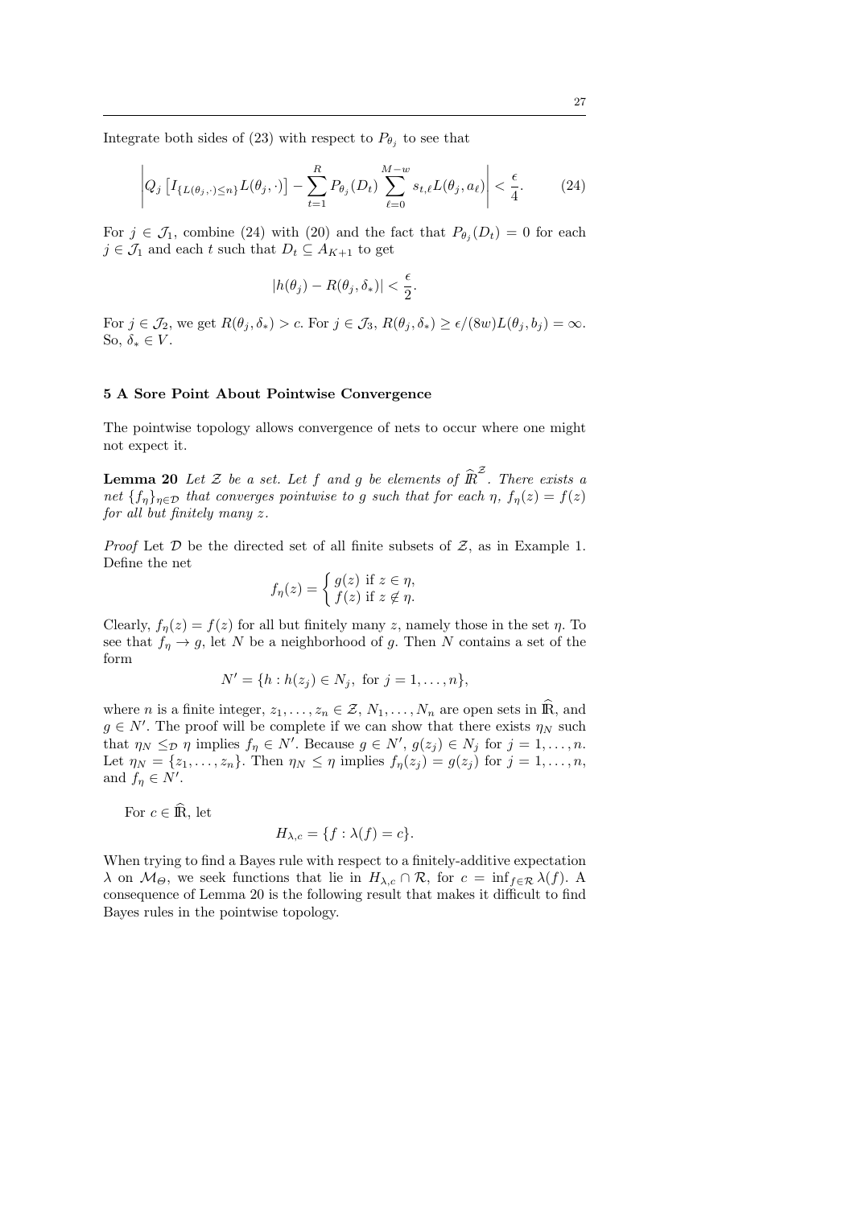Integrate both sides of (23) with respect to $P_{\theta_j}$ to see that

$$\left| Q_j \left[ I_{\{L(\theta_j,\cdot)\leq n\}} L(\theta_j,\cdot) \right] - \sum_{t=1}^{R} P_{\theta_j}(D_t) \sum_{\ell=0}^{M-w} s_{t,\ell} L(\theta_j, a_\ell) \right| < \frac{\epsilon}{4}. \tag{24}$$

For $j \in \mathcal{J}_1$, combine (24) with (20) and the fact that $P_{\theta_j}(D_t) = 0$ for each $j \in \mathcal{J}_1$ and each $t$ such that $D_t \subseteq A_{K+1}$ to get

$$|h(\theta_j) - R(\theta_j, \delta_*)| < \frac{\epsilon}{2}.$$

For $j \in \mathcal{J}_2$, we get $R(\theta_j, \delta_*) > c$. For $j \in \mathcal{J}_3$, $R(\theta_j, \delta_*) \geq \epsilon/(8w) L(\theta_j, b_j) = \infty$. So, $\delta_* \in V$.

## 5 A Sore Point About Pointwise Convergence

The pointwise topology allows convergence of nets to occur where one might not expect it.

**Lemma 20** *Let $\mathcal{Z}$ be a set. Let $f$ and $g$ be elements of $\widehat{\mathbb{R}}^{\mathcal{Z}}$. There exists a net $\{f_\eta\}_{\eta\in\mathcal{D}}$ that converges pointwise to $g$ such that for each $\eta$, $f_\eta(z) = f(z)$ for all but finitely many $z$.*

*Proof* Let $\mathcal{D}$ be the directed set of all finite subsets of $\mathcal{Z}$, as in Example 1. Define the net

$$f_\eta(z) = \begin{cases} g(z) & \text{if } z \in \eta, \\ f(z) & \text{if } z \notin \eta. \end{cases}$$

Clearly, $f_\eta(z) = f(z)$ for all but finitely many $z$, namely those in the set $\eta$. To see that $f_\eta \to g$, let $N$ be a neighborhood of $g$. Then $N$ contains a set of the form

$$N' = \{h : h(z_j) \in N_j, \text{ for } j = 1, \ldots, n\},$$

where $n$ is a finite integer, $z_1, \ldots, z_n \in \mathcal{Z}$, $N_1, \ldots, N_n$ are open sets in $\widehat{\mathbb{R}}$, and $g \in N'$. The proof will be complete if we can show that there exists $\eta_N$ such that $\eta_N \leq_{\mathcal{D}} \eta$ implies $f_\eta \in N'$. Because $g \in N'$, $g(z_j) \in N_j$ for $j = 1, \ldots, n$. Let $\eta_N = \{z_1, \ldots, z_n\}$. Then $\eta_N \leq \eta$ implies $f_\eta(z_j) = g(z_j)$ for $j = 1, \ldots, n$, and $f_\eta \in N'$.

For $c \in \widehat{\mathbb{R}}$, let

$$H_{\lambda,c} = \{f : \lambda(f) = c\}.$$

When trying to find a Bayes rule with respect to a finitely-additive expectation $\lambda$ on $\mathcal{M}_\Theta$, we seek functions that lie in $H_{\lambda,c} \cap \mathcal{R}$, for $c = \inf_{f\in\mathcal{R}} \lambda(f)$. A consequence of Lemma 20 is the following result that makes it difficult to find Bayes rules in the pointwise topology.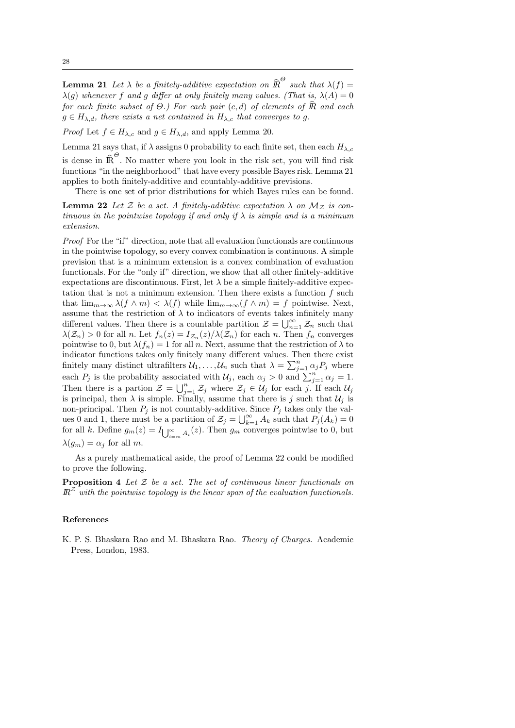**Lemma 21** *Let $\lambda$ be a finitely-additive expectation on $\widehat{\mathbb{R}}^{\Theta}$ such that $\lambda(f) = \lambda(g)$ whenever $f$ and $g$ differ at only finitely many values. (That is, $\lambda(A) = 0$ for each finite subset of $\Theta$.) For each pair $(c, d)$ of elements of $\widehat{\mathbb{R}}$ and each $g \in H_{\lambda,d}$, there exists a net contained in $H_{\lambda,c}$ that converges to $g$.*

*Proof* Let $f \in H_{\lambda,c}$ and $g \in H_{\lambda,d}$, and apply Lemma 20.

Lemma 21 says that, if $\lambda$ assigns 0 probability to each finite set, then each $H_{\lambda,c}$ is dense in $\widehat{\mathbb{R}}^{\Theta}$. No matter where you look in the risk set, you will find risk functions "in the neighborhood" that have every possible Bayes risk. Lemma 21 applies to both finitely-additive and countably-additive previsions.

There is one set of prior distributions for which Bayes rules can be found.

**Lemma 22** *Let $\mathcal{Z}$ be a set. A finitely-additive expectation $\lambda$ on $\mathcal{M}_{\mathcal{Z}}$ is continuous in the pointwise topology if and only if $\lambda$ is simple and is a minimum extension.*

*Proof* For the "if" direction, note that all evaluation functionals are continuous in the pointwise topology, so every convex combination is continuous. A simple prevision that is a minimum extension is a convex combination of evaluation functionals. For the "only if" direction, we show that all other finitely-additive expectations are discontinuous. First, let $\lambda$ be a simple finitely-additive expectation that is not a minimum extension. Then there exists a function $f$ such that $\lim_{m\to\infty} \lambda(f \wedge m) < \lambda(f)$ while $\lim_{m\to\infty}(f \wedge m) = f$ pointwise. Next, assume that the restriction of $\lambda$ to indicators of events takes infinitely many different values. Then there is a countable partition $\mathcal{Z} = \bigcup_{n=1}^{\infty} \mathcal{Z}_n$ such that $\lambda(\mathcal{Z}_n) > 0$ for all $n$. Let $f_n(z) = I_{\mathcal{Z}_n}(z)/\lambda(\mathcal{Z}_n)$ for each $n$. Then $f_n$ converges pointwise to 0, but $\lambda(f_n) = 1$ for all $n$. Next, assume that the restriction of $\lambda$ to indicator functions takes only finitely many different values. Then there exist finitely many distinct ultrafilters $\mathcal{U}_1, \ldots, \mathcal{U}_n$ such that $\lambda = \sum_{j=1}^{n} \alpha_j P_j$ where each $P_j$ is the probability associated with $\mathcal{U}_j$, each $\alpha_j > 0$ and $\sum_{j=1}^{n} \alpha_j = 1$. Then there is a partion $\mathcal{Z} = \bigcup_{j=1}^{n} \mathcal{Z}_j$ where $\mathcal{Z}_j \in \mathcal{U}_j$ for each $j$. If each $\mathcal{U}_j$ is principal, then $\lambda$ is simple. Finally, assume that there is $j$ such that $\mathcal{U}_j$ is non-principal. Then $P_j$ is not countably-additive. Since $P_j$ takes only the values 0 and 1, there must be a partition of $\mathcal{Z}_j = \bigcup_{k=1}^{\infty} A_k$ such that $P_j(A_k) = 0$ for all $k$. Define $g_m(z) = I_{\bigcup_{i=m}^{\infty} A_i}(z)$. Then $g_m$ converges pointwise to 0, but $\lambda(g_m) = \alpha_j$ for all $m$.

As a purely mathematical aside, the proof of Lemma 22 could be modified to prove the following.

**Proposition 4** *Let $\mathcal{Z}$ be a set. The set of continuous linear functionals on $\mathbb{R}^{\mathcal{Z}}$ with the pointwise topology is the linear span of the evaluation functionals.*

## References

K. P. S. Bhaskara Rao and M. Bhaskara Rao. *Theory of Charges*. Academic Press, London, 1983.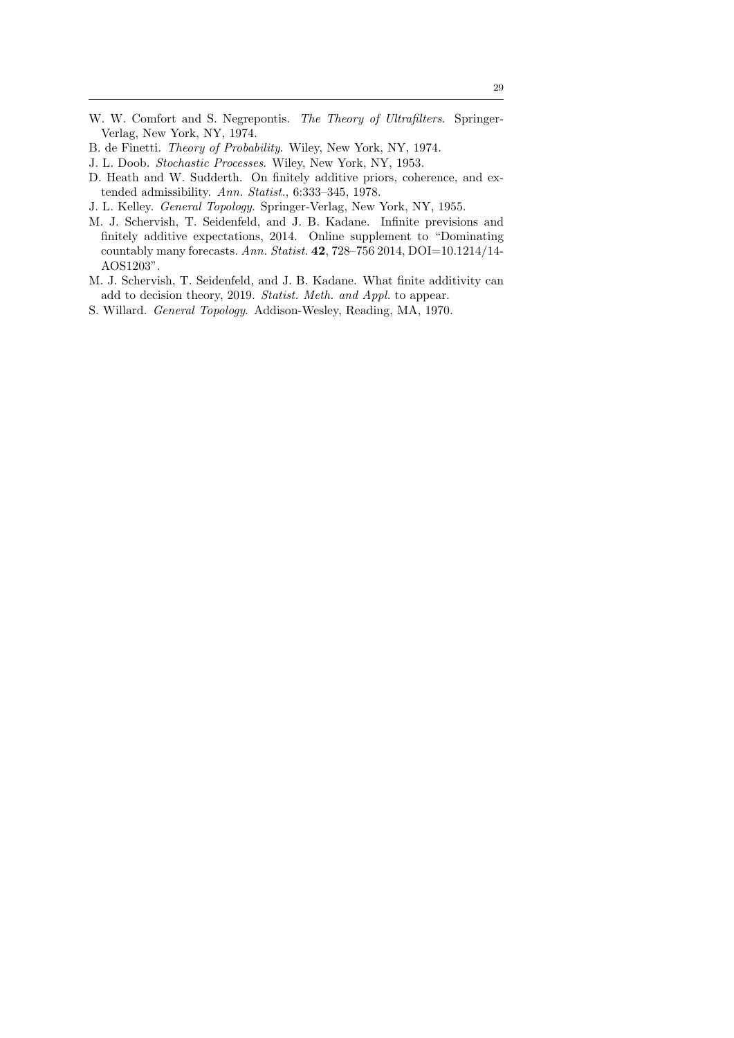W. W. Comfort and S. Negrepontis. *The Theory of Ultrafilters*. Springer-Verlag, New York, NY, 1974.

B. de Finetti. *Theory of Probability*. Wiley, New York, NY, 1974.

J. L. Doob. *Stochastic Processes*. Wiley, New York, NY, 1953.

D. Heath and W. Sudderth. On finitely additive priors, coherence, and extended admissibility. *Ann. Statist.*, 6:333–345, 1978.

J. L. Kelley. *General Topology*. Springer-Verlag, New York, NY, 1955.

M. J. Schervish, T. Seidenfeld, and J. B. Kadane. Infinite previsions and finitely additive expectations, 2014. Online supplement to "Dominating countably many forecasts. *Ann. Statist.* **42**, 728–756 2014, DOI=10.1214/14-AOS1203".

M. J. Schervish, T. Seidenfeld, and J. B. Kadane. What finite additivity can add to decision theory, 2019. *Statist. Meth. and Appl.* to appear.

S. Willard. *General Topology*. Addison-Wesley, Reading, MA, 1970.